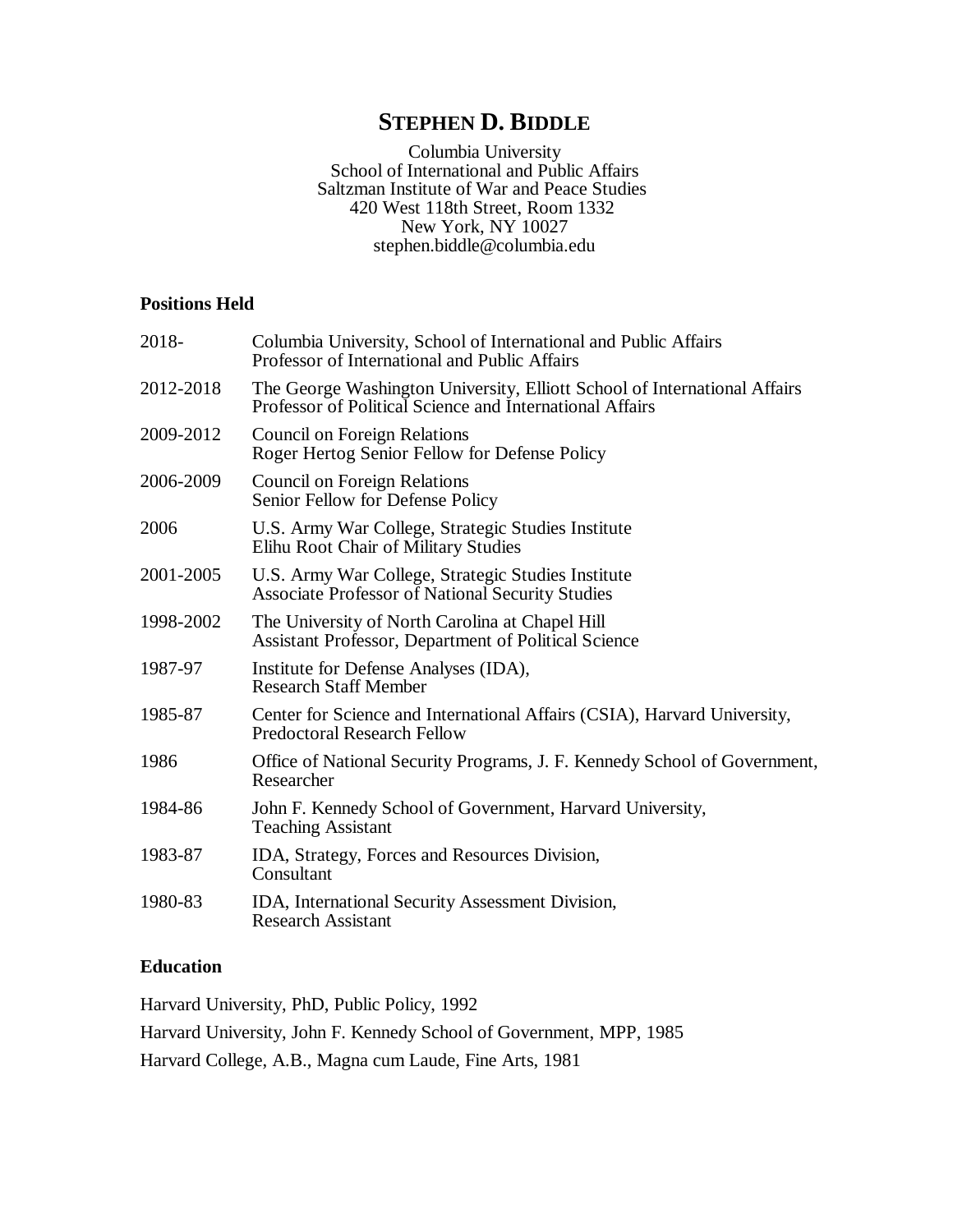# STEPHEN D. BIDDLE

Columbia University
School of International and Public Affairs
Saltzman Institute of War and Peace Studies
420 West 118th Street, Room 1332
New York, NY 10027
stephen.biddle@columbia.edu

## Positions Held

| | |
|---|---|
| 2018- | Columbia University, School of International and Public Affairs<br>Professor of International and Public Affairs |
| 2012-2018 | The George Washington University, Elliott School of International Affairs<br>Professor of Political Science and International Affairs |
| 2009-2012 | Council on Foreign Relations<br>Roger Hertog Senior Fellow for Defense Policy |
| 2006-2009 | Council on Foreign Relations<br>Senior Fellow for Defense Policy |
| 2006 | U.S. Army War College, Strategic Studies Institute<br>Elihu Root Chair of Military Studies |
| 2001-2005 | U.S. Army War College, Strategic Studies Institute<br>Associate Professor of National Security Studies |
| 1998-2002 | The University of North Carolina at Chapel Hill<br>Assistant Professor, Department of Political Science |
| 1987-97 | Institute for Defense Analyses (IDA),<br>Research Staff Member |
| 1985-87 | Center for Science and International Affairs (CSIA), Harvard University,<br>Predoctoral Research Fellow |
| 1986 | Office of National Security Programs, J. F. Kennedy School of Government,<br>Researcher |
| 1984-86 | John F. Kennedy School of Government, Harvard University,<br>Teaching Assistant |
| 1983-87 | IDA, Strategy, Forces and Resources Division,<br>Consultant |
| 1980-83 | IDA, International Security Assessment Division,<br>Research Assistant |

## Education

Harvard University, PhD, Public Policy, 1992

Harvard University, John F. Kennedy School of Government, MPP, 1985

Harvard College, A.B., Magna cum Laude, Fine Arts, 1981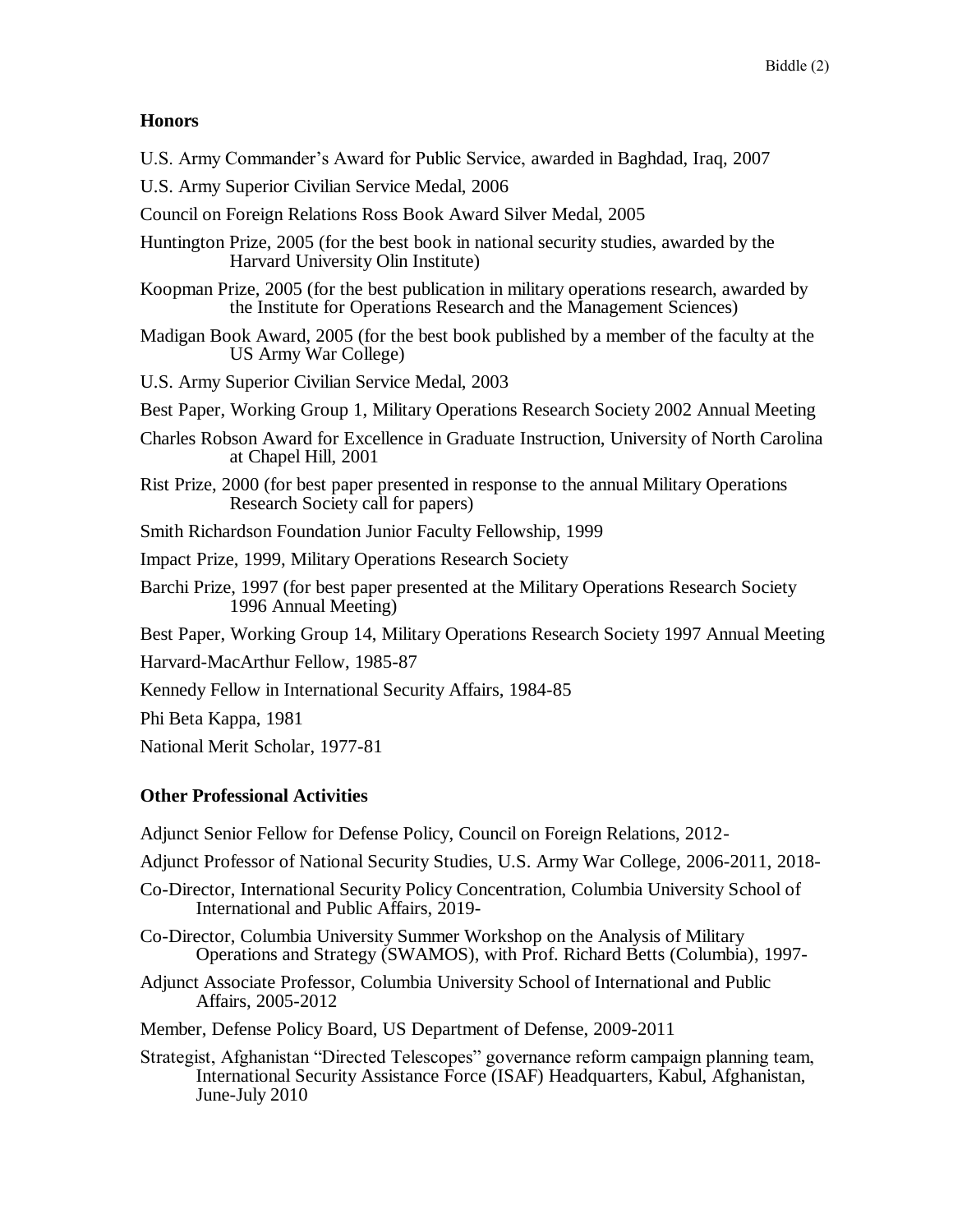## Honors

U.S. Army Commander's Award for Public Service, awarded in Baghdad, Iraq, 2007

U.S. Army Superior Civilian Service Medal, 2006

Council on Foreign Relations Ross Book Award Silver Medal, 2005

Huntington Prize, 2005 (for the best book in national security studies, awarded by the Harvard University Olin Institute)

Koopman Prize, 2005 (for the best publication in military operations research, awarded by the Institute for Operations Research and the Management Sciences)

Madigan Book Award, 2005 (for the best book published by a member of the faculty at the US Army War College)

U.S. Army Superior Civilian Service Medal, 2003

Best Paper, Working Group 1, Military Operations Research Society 2002 Annual Meeting

Charles Robson Award for Excellence in Graduate Instruction, University of North Carolina at Chapel Hill, 2001

Rist Prize, 2000 (for best paper presented in response to the annual Military Operations Research Society call for papers)

Smith Richardson Foundation Junior Faculty Fellowship, 1999

Impact Prize, 1999, Military Operations Research Society

Barchi Prize, 1997 (for best paper presented at the Military Operations Research Society 1996 Annual Meeting)

Best Paper, Working Group 14, Military Operations Research Society 1997 Annual Meeting

Harvard-MacArthur Fellow, 1985-87

Kennedy Fellow in International Security Affairs, 1984-85

Phi Beta Kappa, 1981

National Merit Scholar, 1977-81

## Other Professional Activities

Adjunct Senior Fellow for Defense Policy, Council on Foreign Relations, 2012-

Adjunct Professor of National Security Studies, U.S. Army War College, 2006-2011, 2018-

Co-Director, International Security Policy Concentration, Columbia University School of International and Public Affairs, 2019-

Co-Director, Columbia University Summer Workshop on the Analysis of Military Operations and Strategy (SWAMOS), with Prof. Richard Betts (Columbia), 1997-

Adjunct Associate Professor, Columbia University School of International and Public Affairs, 2005-2012

Member, Defense Policy Board, US Department of Defense, 2009-2011

Strategist, Afghanistan "Directed Telescopes" governance reform campaign planning team, International Security Assistance Force (ISAF) Headquarters, Kabul, Afghanistan, June-July 2010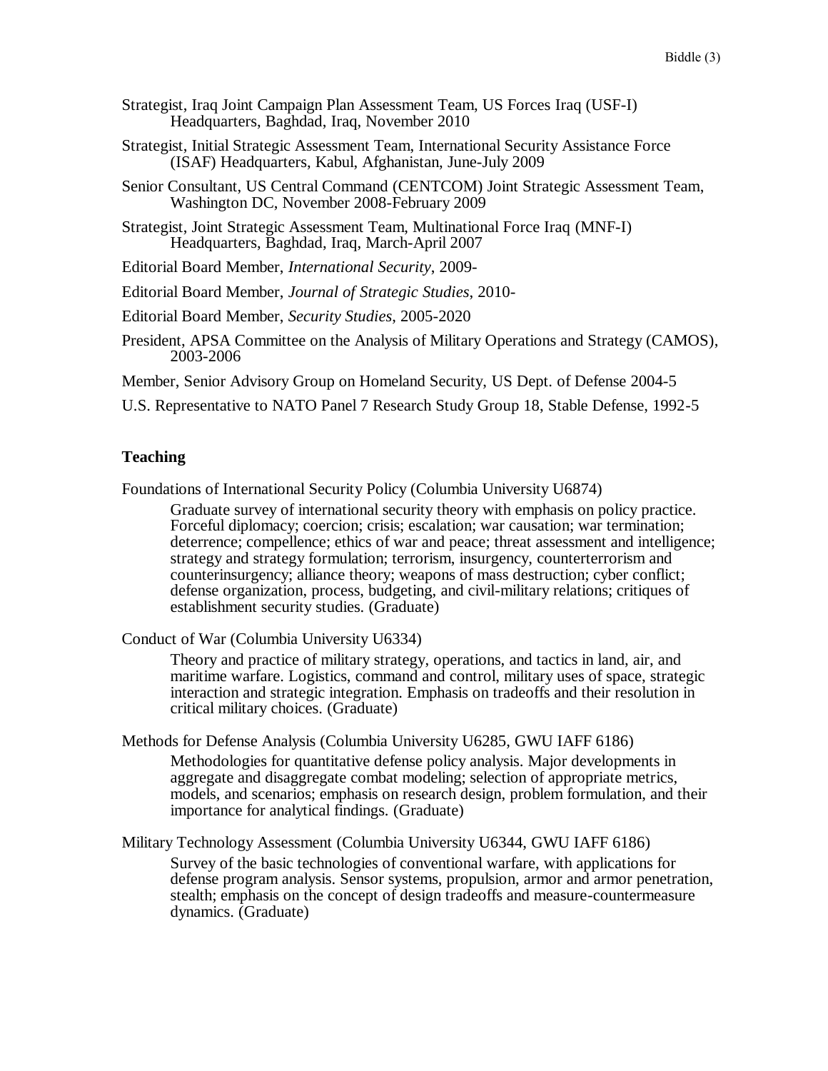Strategist, Iraq Joint Campaign Plan Assessment Team, US Forces Iraq (USF-I) Headquarters, Baghdad, Iraq, November 2010

Strategist, Initial Strategic Assessment Team, International Security Assistance Force (ISAF) Headquarters, Kabul, Afghanistan, June-July 2009

Senior Consultant, US Central Command (CENTCOM) Joint Strategic Assessment Team, Washington DC, November 2008-February 2009

Strategist, Joint Strategic Assessment Team, Multinational Force Iraq (MNF-I) Headquarters, Baghdad, Iraq, March-April 2007

Editorial Board Member, *International Security*, 2009-

Editorial Board Member, *Journal of Strategic Studies*, 2010-

Editorial Board Member, *Security Studies*, 2005-2020

President, APSA Committee on the Analysis of Military Operations and Strategy (CAMOS), 2003-2006

Member, Senior Advisory Group on Homeland Security, US Dept. of Defense 2004-5

U.S. Representative to NATO Panel 7 Research Study Group 18, Stable Defense, 1992-5

## Teaching

Foundations of International Security Policy (Columbia University U6874)

> Graduate survey of international security theory with emphasis on policy practice. Forceful diplomacy; coercion; crisis; escalation; war causation; war termination; deterrence; compellence; ethics of war and peace; threat assessment and intelligence; strategy and strategy formulation; terrorism, insurgency, counterterrorism and counterinsurgency; alliance theory; weapons of mass destruction; cyber conflict; defense organization, process, budgeting, and civil-military relations; critiques of establishment security studies. (Graduate)

Conduct of War (Columbia University U6334)

> Theory and practice of military strategy, operations, and tactics in land, air, and maritime warfare. Logistics, command and control, military uses of space, strategic interaction and strategic integration. Emphasis on tradeoffs and their resolution in critical military choices. (Graduate)

Methods for Defense Analysis (Columbia University U6285, GWU IAFF 6186)

> Methodologies for quantitative defense policy analysis. Major developments in aggregate and disaggregate combat modeling; selection of appropriate metrics, models, and scenarios; emphasis on research design, problem formulation, and their importance for analytical findings. (Graduate)

Military Technology Assessment (Columbia University U6344, GWU IAFF 6186)

> Survey of the basic technologies of conventional warfare, with applications for defense program analysis. Sensor systems, propulsion, armor and armor penetration, stealth; emphasis on the concept of design tradeoffs and measure-countermeasure dynamics. (Graduate)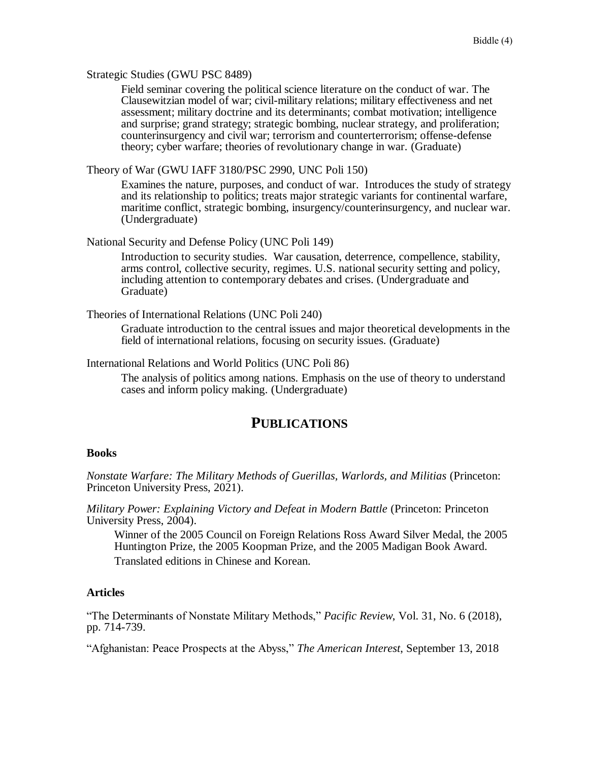Strategic Studies (GWU PSC 8489)

Field seminar covering the political science literature on the conduct of war. The Clausewitzian model of war; civil-military relations; military effectiveness and net assessment; military doctrine and its determinants; combat motivation; intelligence and surprise; grand strategy; strategic bombing, nuclear strategy, and proliferation; counterinsurgency and civil war; terrorism and counterterrorism; offense-defense theory; cyber warfare; theories of revolutionary change in war. (Graduate)

Theory of War (GWU IAFF 3180/PSC 2990, UNC Poli 150)

Examines the nature, purposes, and conduct of war. Introduces the study of strategy and its relationship to politics; treats major strategic variants for continental warfare, maritime conflict, strategic bombing, insurgency/counterinsurgency, and nuclear war. (Undergraduate)

National Security and Defense Policy (UNC Poli 149)

Introduction to security studies. War causation, deterrence, compellence, stability, arms control, collective security, regimes. U.S. national security setting and policy, including attention to contemporary debates and crises. (Undergraduate and Graduate)

Theories of International Relations (UNC Poli 240)

Graduate introduction to the central issues and major theoretical developments in the field of international relations, focusing on security issues. (Graduate)

International Relations and World Politics (UNC Poli 86)

The analysis of politics among nations. Emphasis on the use of theory to understand cases and inform policy making. (Undergraduate)

## PUBLICATIONS

**Books**

*Nonstate Warfare: The Military Methods of Guerillas, Warlords, and Militias* (Princeton: Princeton University Press, 2021).

*Military Power: Explaining Victory and Defeat in Modern Battle* (Princeton: Princeton University Press, 2004).

Winner of the 2005 Council on Foreign Relations Ross Award Silver Medal, the 2005 Huntington Prize, the 2005 Koopman Prize, and the 2005 Madigan Book Award.

Translated editions in Chinese and Korean.

**Articles**

"The Determinants of Nonstate Military Methods," *Pacific Review*, Vol. 31, No. 6 (2018), pp. 714-739.

"Afghanistan: Peace Prospects at the Abyss," *The American Interest*, September 13, 2018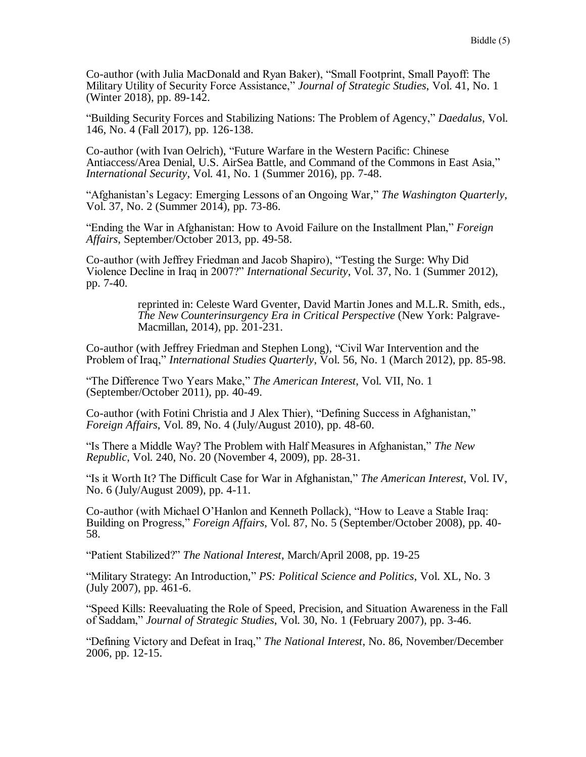Co-author (with Julia MacDonald and Ryan Baker), "Small Footprint, Small Payoff: The Military Utility of Security Force Assistance," *Journal of Strategic Studies*, Vol. 41, No. 1 (Winter 2018), pp. 89-142.

"Building Security Forces and Stabilizing Nations: The Problem of Agency," *Daedalus*, Vol. 146, No. 4 (Fall 2017), pp. 126-138.

Co-author (with Ivan Oelrich), "Future Warfare in the Western Pacific: Chinese Antiaccess/Area Denial, U.S. AirSea Battle, and Command of the Commons in East Asia," *International Security*, Vol. 41, No. 1 (Summer 2016), pp. 7-48.

"Afghanistan's Legacy: Emerging Lessons of an Ongoing War," *The Washington Quarterly*, Vol. 37, No. 2 (Summer 2014), pp. 73-86.

"Ending the War in Afghanistan: How to Avoid Failure on the Installment Plan," *Foreign Affairs*, September/October 2013, pp. 49-58.

Co-author (with Jeffrey Friedman and Jacob Shapiro), "Testing the Surge: Why Did Violence Decline in Iraq in 2007?" *International Security*, Vol. 37, No. 1 (Summer 2012), pp. 7-40.

> reprinted in: Celeste Ward Gventer, David Martin Jones and M.L.R. Smith, eds., *The New Counterinsurgency Era in Critical Perspective* (New York: Palgrave-Macmillan, 2014), pp. 201-231.

Co-author (with Jeffrey Friedman and Stephen Long), "Civil War Intervention and the Problem of Iraq," *International Studies Quarterly*, Vol. 56, No. 1 (March 2012), pp. 85-98.

"The Difference Two Years Make," *The American Interest*, Vol. VII, No. 1 (September/October 2011), pp. 40-49.

Co-author (with Fotini Christia and J Alex Thier), "Defining Success in Afghanistan," *Foreign Affairs*, Vol. 89, No. 4 (July/August 2010), pp. 48-60.

"Is There a Middle Way? The Problem with Half Measures in Afghanistan," *The New Republic*, Vol. 240, No. 20 (November 4, 2009), pp. 28-31.

"Is it Worth It? The Difficult Case for War in Afghanistan," *The American Interest*, Vol. IV, No. 6 (July/August 2009), pp. 4-11.

Co-author (with Michael O'Hanlon and Kenneth Pollack), "How to Leave a Stable Iraq: Building on Progress," *Foreign Affairs*, Vol. 87, No. 5 (September/October 2008), pp. 40-58.

"Patient Stabilized?" *The National Interest*, March/April 2008, pp. 19-25

"Military Strategy: An Introduction," *PS: Political Science and Politics*, Vol. XL, No. 3 (July 2007), pp. 461-6.

"Speed Kills: Reevaluating the Role of Speed, Precision, and Situation Awareness in the Fall of Saddam," *Journal of Strategic Studies*, Vol. 30, No. 1 (February 2007), pp. 3-46.

"Defining Victory and Defeat in Iraq," *The National Interest*, No. 86, November/December 2006, pp. 12-15.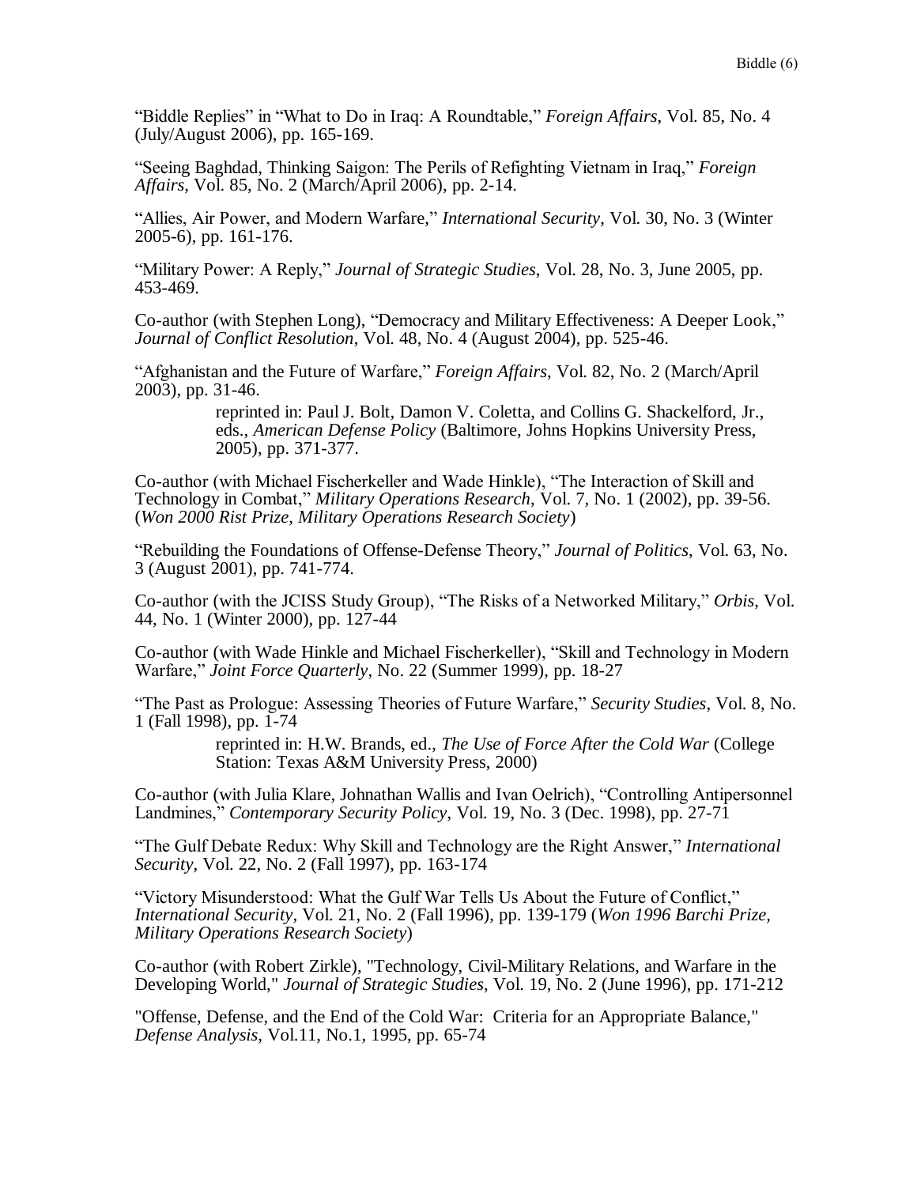“Biddle Replies” in “What to Do in Iraq: A Roundtable,” *Foreign Affairs*, Vol. 85, No. 4 (July/August 2006), pp. 165-169.

“Seeing Baghdad, Thinking Saigon: The Perils of Refighting Vietnam in Iraq,” *Foreign Affairs*, Vol. 85, No. 2 (March/April 2006), pp. 2-14.

“Allies, Air Power, and Modern Warfare,” *International Security*, Vol. 30, No. 3 (Winter 2005-6), pp. 161-176.

“Military Power: A Reply,” *Journal of Strategic Studies*, Vol. 28, No. 3, June 2005, pp. 453-469.

Co-author (with Stephen Long), “Democracy and Military Effectiveness: A Deeper Look,” *Journal of Conflict Resolution*, Vol. 48, No. 4 (August 2004), pp. 525-46.

“Afghanistan and the Future of Warfare,” *Foreign Affairs*, Vol. 82, No. 2 (March/April 2003), pp. 31-46.

> reprinted in: Paul J. Bolt, Damon V. Coletta, and Collins G. Shackelford, Jr., eds., *American Defense Policy* (Baltimore, Johns Hopkins University Press, 2005), pp. 371-377.

Co-author (with Michael Fischerkeller and Wade Hinkle), “The Interaction of Skill and Technology in Combat,” *Military Operations Research*, Vol. 7, No. 1 (2002), pp. 39-56. (*Won 2000 Rist Prize, Military Operations Research Society*)

“Rebuilding the Foundations of Offense-Defense Theory,” *Journal of Politics*, Vol. 63, No. 3 (August 2001), pp. 741-774.

Co-author (with the JCISS Study Group), “The Risks of a Networked Military,” *Orbis*, Vol. 44, No. 1 (Winter 2000), pp. 127-44

Co-author (with Wade Hinkle and Michael Fischerkeller), “Skill and Technology in Modern Warfare,” *Joint Force Quarterly*, No. 22 (Summer 1999), pp. 18-27

“The Past as Prologue: Assessing Theories of Future Warfare,” *Security Studies*, Vol. 8, No. 1 (Fall 1998), pp. 1-74

> reprinted in: H.W. Brands, ed., *The Use of Force After the Cold War* (College Station: Texas A&M University Press, 2000)

Co-author (with Julia Klare, Johnathan Wallis and Ivan Oelrich), “Controlling Antipersonnel Landmines,” *Contemporary Security Policy*, Vol. 19, No. 3 (Dec. 1998), pp. 27-71

“The Gulf Debate Redux: Why Skill and Technology are the Right Answer,” *International Security*, Vol. 22, No. 2 (Fall 1997), pp. 163-174

“Victory Misunderstood: What the Gulf War Tells Us About the Future of Conflict,” *International Security*, Vol. 21, No. 2 (Fall 1996), pp. 139-179 (*Won 1996 Barchi Prize, Military Operations Research Society*)

Co-author (with Robert Zirkle), "Technology, Civil-Military Relations, and Warfare in the Developing World," *Journal of Strategic Studies*, Vol. 19, No. 2 (June 1996), pp. 171-212

"Offense, Defense, and the End of the Cold War: Criteria for an Appropriate Balance," *Defense Analysis*, Vol.11, No.1, 1995, pp. 65-74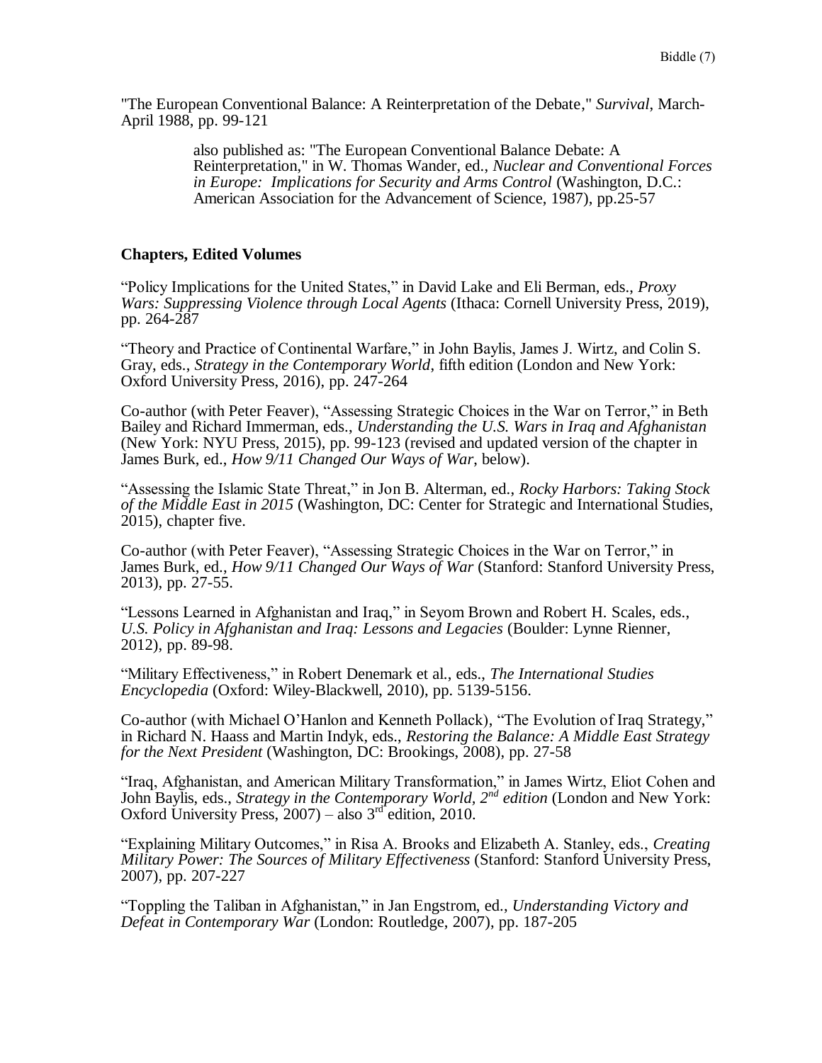"The European Conventional Balance: A Reinterpretation of the Debate," *Survival,* March-April 1988, pp. 99-121

> also published as: "The European Conventional Balance Debate: A Reinterpretation," in W. Thomas Wander, ed., *Nuclear and Conventional Forces in Europe: Implications for Security and Arms Control* (Washington, D.C.: American Association for the Advancement of Science, 1987), pp.25-57

**Chapters, Edited Volumes**

"Policy Implications for the United States," in David Lake and Eli Berman, eds., *Proxy Wars: Suppressing Violence through Local Agents* (Ithaca: Cornell University Press, 2019), pp. 264-287

"Theory and Practice of Continental Warfare," in John Baylis, James J. Wirtz, and Colin S. Gray, eds., *Strategy in the Contemporary World*, fifth edition (London and New York: Oxford University Press, 2016), pp. 247-264

Co-author (with Peter Feaver), "Assessing Strategic Choices in the War on Terror," in Beth Bailey and Richard Immerman, eds., *Understanding the U.S. Wars in Iraq and Afghanistan* (New York: NYU Press, 2015), pp. 99-123 (revised and updated version of the chapter in James Burk, ed., *How 9/11 Changed Our Ways of War,* below).

"Assessing the Islamic State Threat," in Jon B. Alterman, ed., *Rocky Harbors: Taking Stock of the Middle East in 2015* (Washington, DC: Center for Strategic and International Studies, 2015), chapter five.

Co-author (with Peter Feaver), "Assessing Strategic Choices in the War on Terror," in James Burk, ed., *How 9/11 Changed Our Ways of War* (Stanford: Stanford University Press, 2013), pp. 27-55.

"Lessons Learned in Afghanistan and Iraq," in Seyom Brown and Robert H. Scales, eds., *U.S. Policy in Afghanistan and Iraq: Lessons and Legacies* (Boulder: Lynne Rienner, 2012), pp. 89-98.

"Military Effectiveness," in Robert Denemark et al., eds., *The International Studies Encyclopedia* (Oxford: Wiley-Blackwell, 2010), pp. 5139-5156.

Co-author (with Michael O'Hanlon and Kenneth Pollack), "The Evolution of Iraq Strategy," in Richard N. Haass and Martin Indyk, eds., *Restoring the Balance: A Middle East Strategy for the Next President* (Washington, DC: Brookings, 2008), pp. 27-58

"Iraq, Afghanistan, and American Military Transformation," in James Wirtz, Eliot Cohen and John Baylis, eds., *Strategy in the Contemporary World, 2nd edition* (London and New York: Oxford University Press, 2007) – also 3rd edition, 2010.

"Explaining Military Outcomes," in Risa A. Brooks and Elizabeth A. Stanley, eds., *Creating Military Power: The Sources of Military Effectiveness* (Stanford: Stanford University Press, 2007), pp. 207-227

"Toppling the Taliban in Afghanistan," in Jan Engstrom, ed., *Understanding Victory and Defeat in Contemporary War* (London: Routledge, 2007), pp. 187-205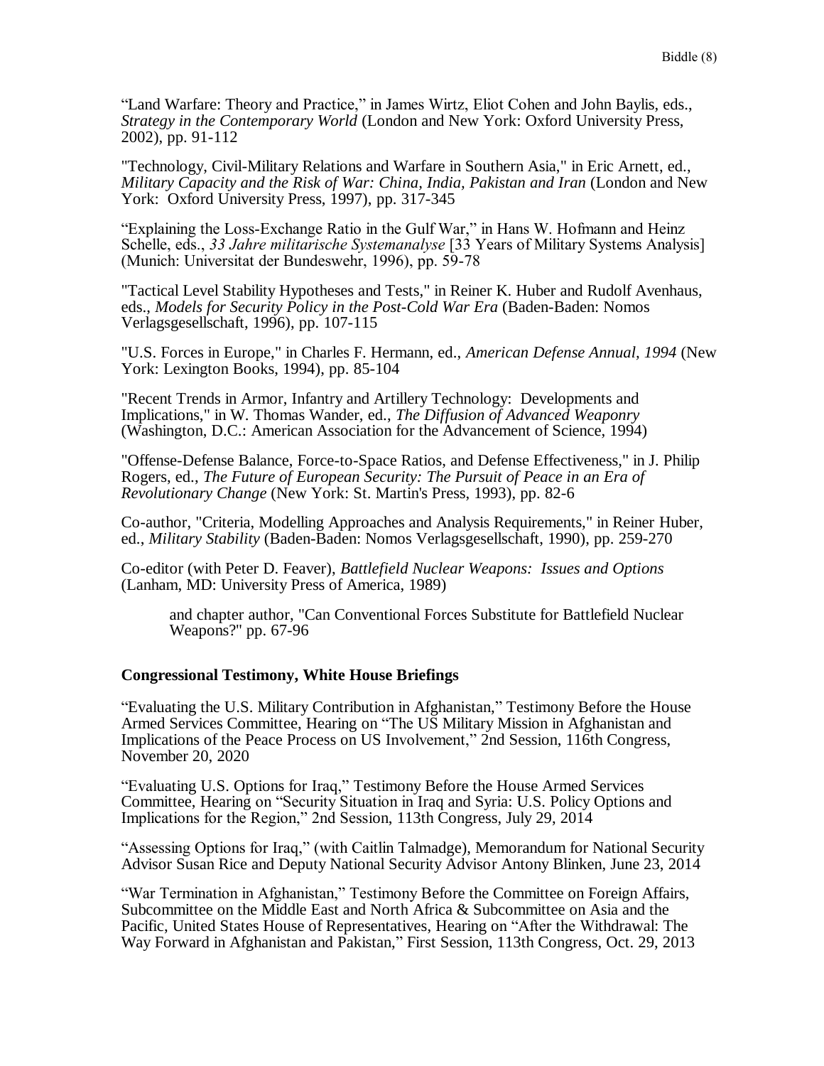“Land Warfare: Theory and Practice,” in James Wirtz, Eliot Cohen and John Baylis, eds., *Strategy in the Contemporary World* (London and New York: Oxford University Press, 2002), pp. 91-112

"Technology, Civil-Military Relations and Warfare in Southern Asia," in Eric Arnett, ed., *Military Capacity and the Risk of War: China, India, Pakistan and Iran* (London and New York: Oxford University Press, 1997), pp. 317-345

“Explaining the Loss-Exchange Ratio in the Gulf War,” in Hans W. Hofmann and Heinz Schelle, eds., *33 Jahre militarische Systemanalyse* [33 Years of Military Systems Analysis] (Munich: Universitat der Bundeswehr, 1996), pp. 59-78

"Tactical Level Stability Hypotheses and Tests," in Reiner K. Huber and Rudolf Avenhaus, eds., *Models for Security Policy in the Post-Cold War Era* (Baden-Baden: Nomos Verlagsgesellschaft, 1996), pp. 107-115

"U.S. Forces in Europe," in Charles F. Hermann, ed., *American Defense Annual, 1994* (New York: Lexington Books, 1994), pp. 85-104

"Recent Trends in Armor, Infantry and Artillery Technology: Developments and Implications," in W. Thomas Wander, ed., *The Diffusion of Advanced Weaponry* (Washington, D.C.: American Association for the Advancement of Science, 1994)

"Offense-Defense Balance, Force-to-Space Ratios, and Defense Effectiveness," in J. Philip Rogers, ed., *The Future of European Security: The Pursuit of Peace in an Era of Revolutionary Change* (New York: St. Martin's Press, 1993), pp. 82-6

Co-author, "Criteria, Modelling Approaches and Analysis Requirements," in Reiner Huber, ed., *Military Stability* (Baden-Baden: Nomos Verlagsgesellschaft, 1990), pp. 259-270

Co-editor (with Peter D. Feaver), *Battlefield Nuclear Weapons: Issues and Options* (Lanham, MD: University Press of America, 1989)

> and chapter author, "Can Conventional Forces Substitute for Battlefield Nuclear Weapons?" pp. 67-96

### Congressional Testimony, White House Briefings

“Evaluating the U.S. Military Contribution in Afghanistan,” Testimony Before the House Armed Services Committee, Hearing on “The US Military Mission in Afghanistan and Implications of the Peace Process on US Involvement,” 2nd Session, 116th Congress, November 20, 2020

“Evaluating U.S. Options for Iraq,” Testimony Before the House Armed Services Committee, Hearing on “Security Situation in Iraq and Syria: U.S. Policy Options and Implications for the Region,” 2nd Session, 113th Congress, July 29, 2014

“Assessing Options for Iraq,” (with Caitlin Talmadge), Memorandum for National Security Advisor Susan Rice and Deputy National Security Advisor Antony Blinken, June 23, 2014

“War Termination in Afghanistan,” Testimony Before the Committee on Foreign Affairs, Subcommittee on the Middle East and North Africa & Subcommittee on Asia and the Pacific, United States House of Representatives, Hearing on “After the Withdrawal: The Way Forward in Afghanistan and Pakistan,” First Session, 113th Congress, Oct. 29, 2013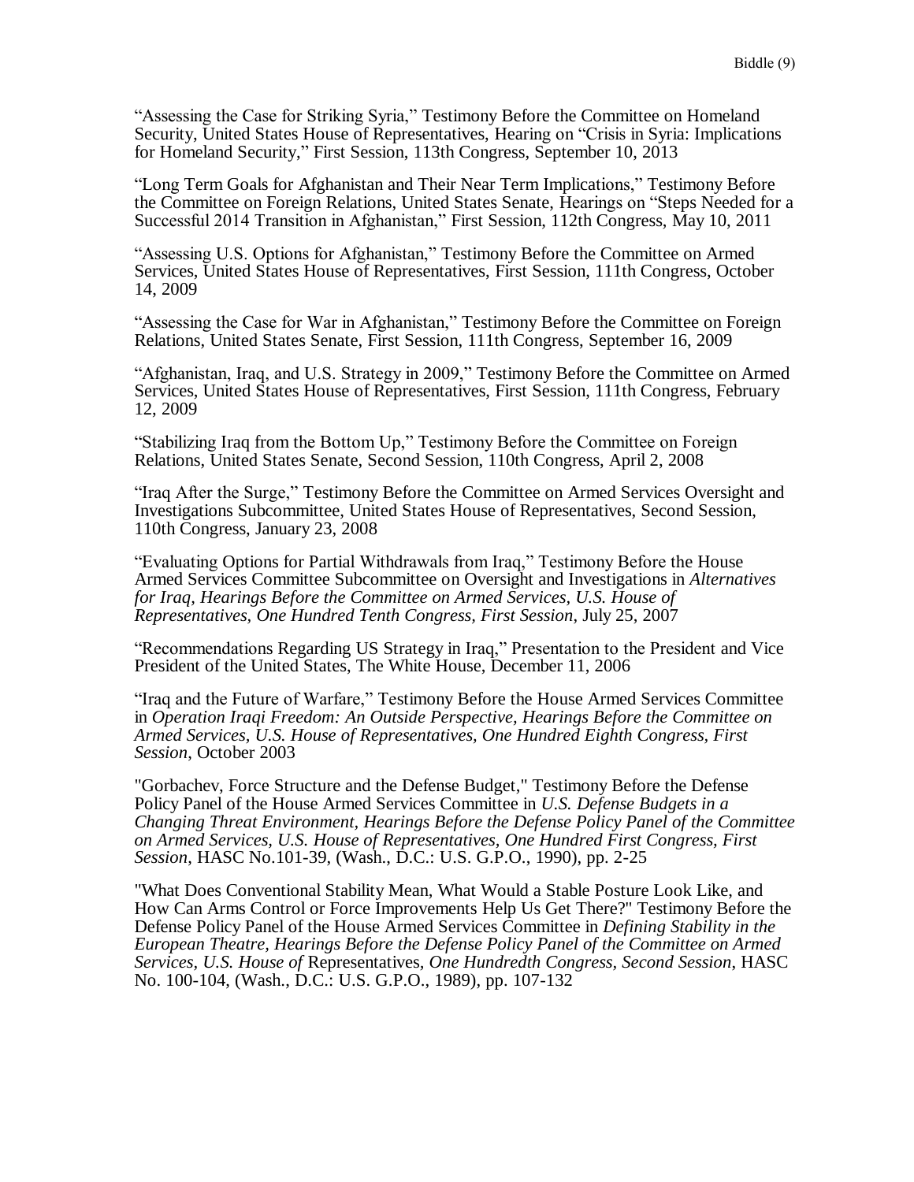"Assessing the Case for Striking Syria," Testimony Before the Committee on Homeland Security, United States House of Representatives, Hearing on "Crisis in Syria: Implications for Homeland Security," First Session, 113th Congress, September 10, 2013

"Long Term Goals for Afghanistan and Their Near Term Implications," Testimony Before the Committee on Foreign Relations, United States Senate, Hearings on "Steps Needed for a Successful 2014 Transition in Afghanistan," First Session, 112th Congress, May 10, 2011

"Assessing U.S. Options for Afghanistan," Testimony Before the Committee on Armed Services, United States House of Representatives, First Session, 111th Congress, October 14, 2009

"Assessing the Case for War in Afghanistan," Testimony Before the Committee on Foreign Relations, United States Senate, First Session, 111th Congress, September 16, 2009

"Afghanistan, Iraq, and U.S. Strategy in 2009," Testimony Before the Committee on Armed Services, United States House of Representatives, First Session, 111th Congress, February 12, 2009

"Stabilizing Iraq from the Bottom Up," Testimony Before the Committee on Foreign Relations, United States Senate, Second Session, 110th Congress, April 2, 2008

"Iraq After the Surge," Testimony Before the Committee on Armed Services Oversight and Investigations Subcommittee, United States House of Representatives, Second Session, 110th Congress, January 23, 2008

"Evaluating Options for Partial Withdrawals from Iraq," Testimony Before the House Armed Services Committee Subcommittee on Oversight and Investigations in *Alternatives for Iraq, Hearings Before the Committee on Armed Services, U.S. House of Representatives, One Hundred Tenth Congress, First Session*, July 25, 2007

"Recommendations Regarding US Strategy in Iraq," Presentation to the President and Vice President of the United States, The White House, December 11, 2006

"Iraq and the Future of Warfare," Testimony Before the House Armed Services Committee in *Operation Iraqi Freedom: An Outside Perspective, Hearings Before the Committee on Armed Services, U.S. House of Representatives, One Hundred Eighth Congress, First Session*, October 2003

"Gorbachev, Force Structure and the Defense Budget," Testimony Before the Defense Policy Panel of the House Armed Services Committee in *U.S. Defense Budgets in a Changing Threat Environment, Hearings Before the Defense Policy Panel of the Committee on Armed Services, U.S. House of Representatives, One Hundred First Congress, First Session*, HASC No.101-39, (Wash., D.C.: U.S. G.P.O., 1990), pp. 2-25

"What Does Conventional Stability Mean, What Would a Stable Posture Look Like, and How Can Arms Control or Force Improvements Help Us Get There?" Testimony Before the Defense Policy Panel of the House Armed Services Committee in *Defining Stability in the European Theatre, Hearings Before the Defense Policy Panel of the Committee on Armed Services, U.S. House of* Representatives, *One Hundredth Congress, Second Session*, HASC No. 100-104, (Wash., D.C.: U.S. G.P.O., 1989), pp. 107-132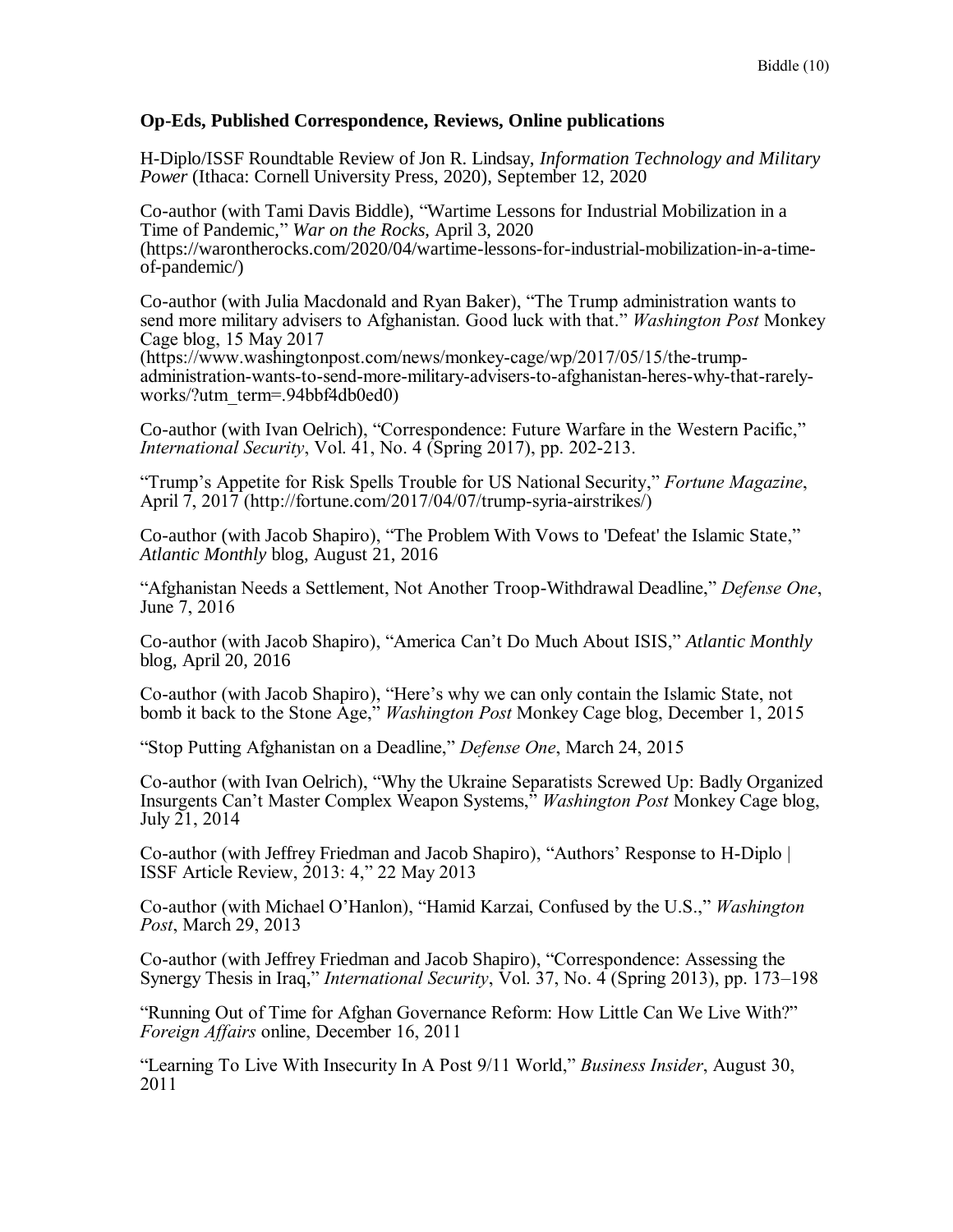### Op-Eds, Published Correspondence, Reviews, Online publications

H-Diplo/ISSF Roundtable Review of Jon R. Lindsay, *Information Technology and Military Power* (Ithaca: Cornell University Press, 2020), September 12, 2020

Co-author (with Tami Davis Biddle), "Wartime Lessons for Industrial Mobilization in a Time of Pandemic," *War on the Rocks*, April 3, 2020 (https://warontherocks.com/2020/04/wartime-lessons-for-industrial-mobilization-in-a-time-of-pandemic/)

Co-author (with Julia Macdonald and Ryan Baker), "The Trump administration wants to send more military advisers to Afghanistan. Good luck with that." *Washington Post* Monkey Cage blog, 15 May 2017 (https://www.washingtonpost.com/news/monkey-cage/wp/2017/05/15/the-trump-administration-wants-to-send-more-military-advisers-to-afghanistan-heres-why-that-rarely-works/?utm_term=.94bbf4db0ed0)

Co-author (with Ivan Oelrich), "Correspondence: Future Warfare in the Western Pacific," *International Security*, Vol. 41, No. 4 (Spring 2017), pp. 202-213.

"Trump's Appetite for Risk Spells Trouble for US National Security," *Fortune Magazine*, April 7, 2017 (http://fortune.com/2017/04/07/trump-syria-airstrikes/)

Co-author (with Jacob Shapiro), "The Problem With Vows to 'Defeat' the Islamic State," *Atlantic Monthly* blog, August 21, 2016

"Afghanistan Needs a Settlement, Not Another Troop-Withdrawal Deadline," *Defense One*, June 7, 2016

Co-author (with Jacob Shapiro), "America Can't Do Much About ISIS," *Atlantic Monthly* blog, April 20, 2016

Co-author (with Jacob Shapiro), "Here's why we can only contain the Islamic State, not bomb it back to the Stone Age," *Washington Post* Monkey Cage blog, December 1, 2015

"Stop Putting Afghanistan on a Deadline," *Defense One*, March 24, 2015

Co-author (with Ivan Oelrich), "Why the Ukraine Separatists Screwed Up: Badly Organized Insurgents Can't Master Complex Weapon Systems," *Washington Post* Monkey Cage blog, July 21, 2014

Co-author (with Jeffrey Friedman and Jacob Shapiro), "Authors' Response to H-Diplo | ISSF Article Review, 2013: 4," 22 May 2013

Co-author (with Michael O'Hanlon), "Hamid Karzai, Confused by the U.S.," *Washington Post*, March 29, 2013

Co-author (with Jeffrey Friedman and Jacob Shapiro), "Correspondence: Assessing the Synergy Thesis in Iraq," *International Security*, Vol. 37, No. 4 (Spring 2013), pp. 173–198

"Running Out of Time for Afghan Governance Reform: How Little Can We Live With?" *Foreign Affairs* online, December 16, 2011

"Learning To Live With Insecurity In A Post 9/11 World," *Business Insider*, August 30, 2011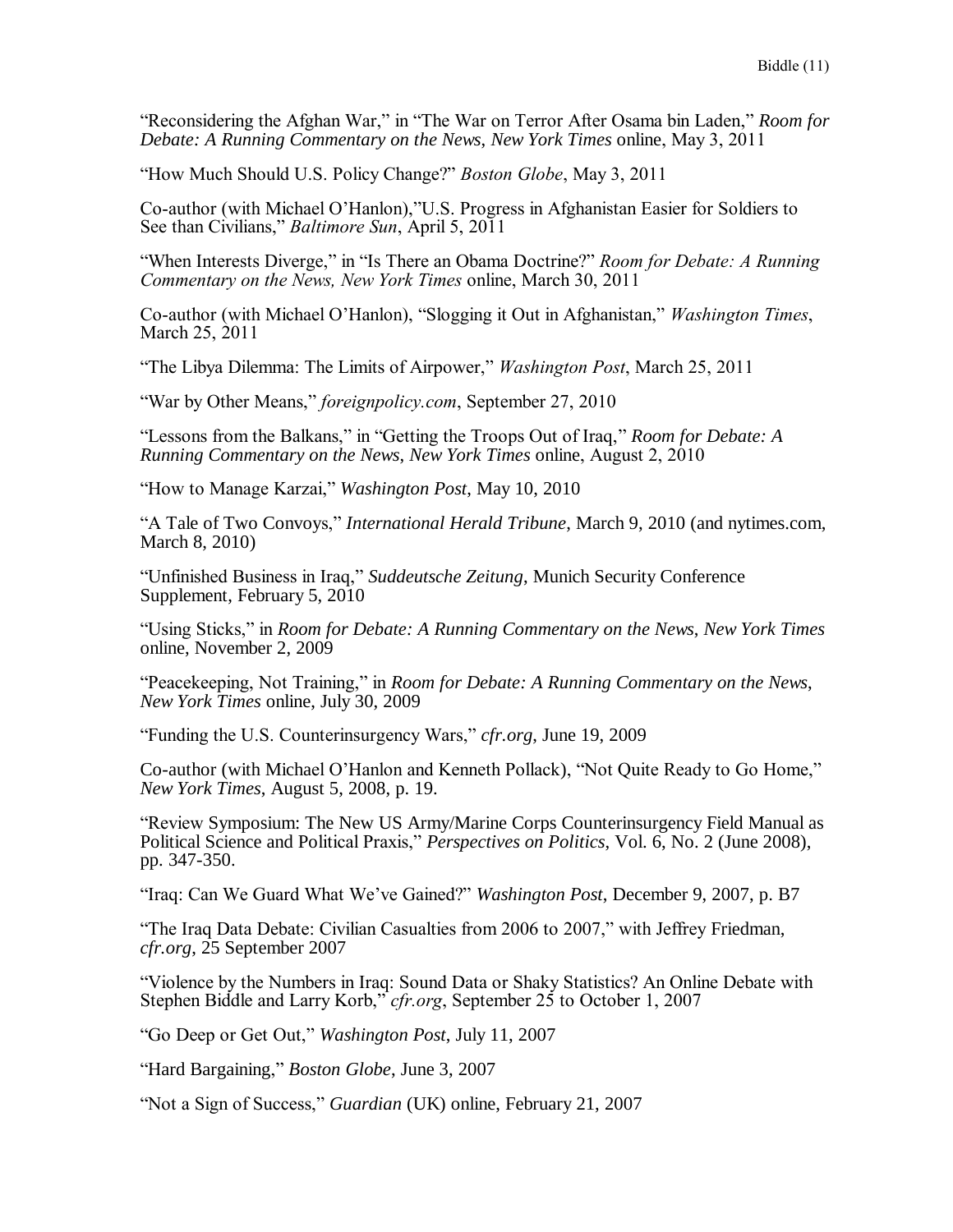"Reconsidering the Afghan War," in "The War on Terror After Osama bin Laden," *Room for Debate: A Running Commentary on the News, New York Times* online, May 3, 2011

"How Much Should U.S. Policy Change?" *Boston Globe*, May 3, 2011

Co-author (with Michael O'Hanlon),"U.S. Progress in Afghanistan Easier for Soldiers to See than Civilians," *Baltimore Sun*, April 5, 2011

"When Interests Diverge," in "Is There an Obama Doctrine?" *Room for Debate: A Running Commentary on the News, New York Times* online, March 30, 2011

Co-author (with Michael O'Hanlon), "Slogging it Out in Afghanistan," *Washington Times*, March 25, 2011

"The Libya Dilemma: The Limits of Airpower," *Washington Post*, March 25, 2011

"War by Other Means," *foreignpolicy.com*, September 27, 2010

"Lessons from the Balkans," in "Getting the Troops Out of Iraq," *Room for Debate: A Running Commentary on the News, New York Times* online, August 2, 2010

"How to Manage Karzai," *Washington Post*, May 10, 2010

"A Tale of Two Convoys," *International Herald Tribune*, March 9, 2010 (and nytimes.com, March 8, 2010)

"Unfinished Business in Iraq," *Suddeutsche Zeitung*, Munich Security Conference Supplement, February 5, 2010

"Using Sticks," in *Room for Debate: A Running Commentary on the News, New York Times* online, November 2, 2009

"Peacekeeping, Not Training," in *Room for Debate: A Running Commentary on the News, New York Times* online, July 30, 2009

"Funding the U.S. Counterinsurgency Wars," *cfr.org*, June 19, 2009

Co-author (with Michael O'Hanlon and Kenneth Pollack), "Not Quite Ready to Go Home," *New York Times*, August 5, 2008, p. 19.

"Review Symposium: The New US Army/Marine Corps Counterinsurgency Field Manual as Political Science and Political Praxis," *Perspectives on Politics*, Vol. 6, No. 2 (June 2008), pp. 347-350.

"Iraq: Can We Guard What We've Gained?" *Washington Post*, December 9, 2007, p. B7

"The Iraq Data Debate: Civilian Casualties from 2006 to 2007," with Jeffrey Friedman, *cfr.org*, 25 September 2007

"Violence by the Numbers in Iraq: Sound Data or Shaky Statistics? An Online Debate with Stephen Biddle and Larry Korb," *cfr.org*, September 25 to October 1, 2007

"Go Deep or Get Out," *Washington Post*, July 11, 2007

"Hard Bargaining," *Boston Globe*, June 3, 2007

"Not a Sign of Success," *Guardian* (UK) online, February 21, 2007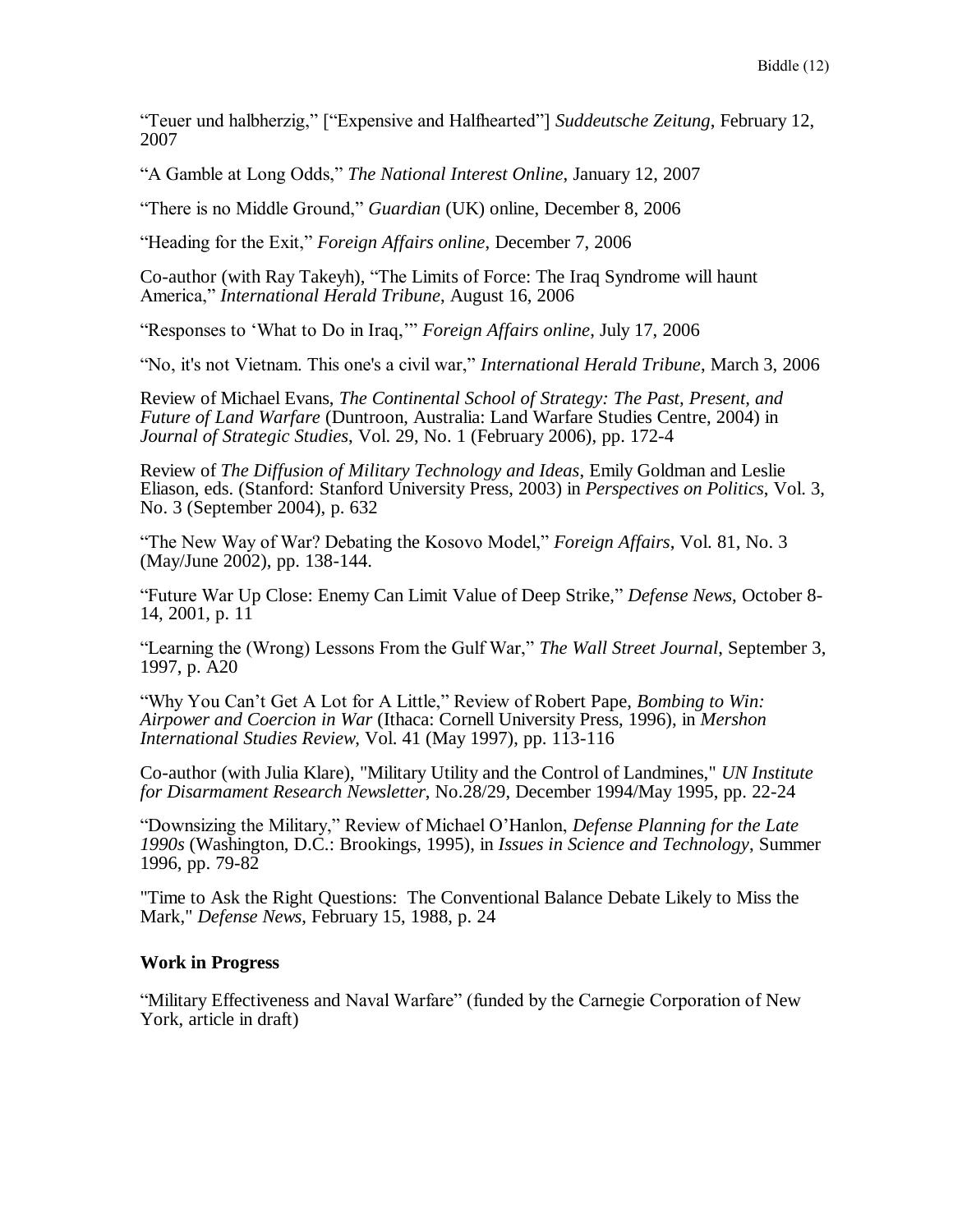"Teuer und halbherzig," ["Expensive and Halfhearted"] *Suddeutsche Zeitung*, February 12, 2007

"A Gamble at Long Odds," *The National Interest Online*, January 12, 2007

"There is no Middle Ground," *Guardian* (UK) online, December 8, 2006

"Heading for the Exit," *Foreign Affairs online*, December 7, 2006

Co-author (with Ray Takeyh), "The Limits of Force: The Iraq Syndrome will haunt America," *International Herald Tribune*, August 16, 2006

"Responses to 'What to Do in Iraq,'" *Foreign Affairs online*, July 17, 2006

"No, it's not Vietnam. This one's a civil war," *International Herald Tribune*, March 3, 2006

Review of Michael Evans, *The Continental School of Strategy: The Past, Present, and Future of Land Warfare* (Duntroon, Australia: Land Warfare Studies Centre, 2004) in *Journal of Strategic Studies*, Vol. 29, No. 1 (February 2006), pp. 172-4

Review of *The Diffusion of Military Technology and Ideas*, Emily Goldman and Leslie Eliason, eds. (Stanford: Stanford University Press, 2003) in *Perspectives on Politics*, Vol. 3, No. 3 (September 2004), p. 632

"The New Way of War? Debating the Kosovo Model," *Foreign Affairs*, Vol. 81, No. 3 (May/June 2002), pp. 138-144.

"Future War Up Close: Enemy Can Limit Value of Deep Strike," *Defense News*, October 8-14, 2001, p. 11

"Learning the (Wrong) Lessons From the Gulf War," *The Wall Street Journal*, September 3, 1997, p. A20

"Why You Can't Get A Lot for A Little," Review of Robert Pape, *Bombing to Win: Airpower and Coercion in War* (Ithaca: Cornell University Press, 1996), in *Mershon International Studies Review*, Vol. 41 (May 1997), pp. 113-116

Co-author (with Julia Klare), "Military Utility and the Control of Landmines," *UN Institute for Disarmament Research Newsletter*, No.28/29, December 1994/May 1995, pp. 22-24

"Downsizing the Military," Review of Michael O'Hanlon, *Defense Planning for the Late 1990s* (Washington, D.C.: Brookings, 1995), in *Issues in Science and Technology*, Summer 1996, pp. 79-82

"Time to Ask the Right Questions: The Conventional Balance Debate Likely to Miss the Mark," *Defense News*, February 15, 1988, p. 24

**Work in Progress**

"Military Effectiveness and Naval Warfare" (funded by the Carnegie Corporation of New York, article in draft)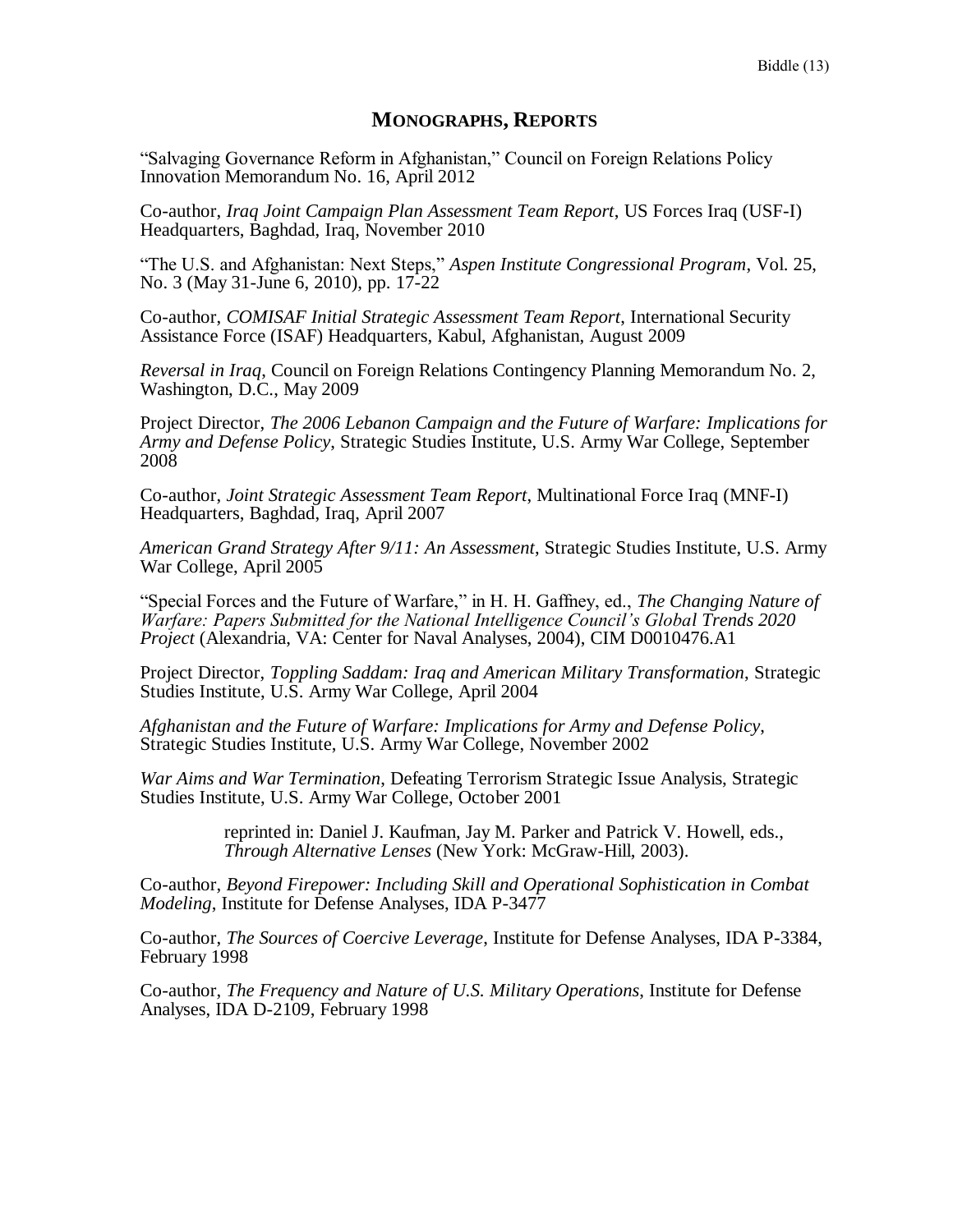## MONOGRAPHS, REPORTS

"Salvaging Governance Reform in Afghanistan," Council on Foreign Relations Policy Innovation Memorandum No. 16, April 2012

Co-author, *Iraq Joint Campaign Plan Assessment Team Report*, US Forces Iraq (USF-I) Headquarters, Baghdad, Iraq, November 2010

"The U.S. and Afghanistan: Next Steps," *Aspen Institute Congressional Program*, Vol. 25, No. 3 (May 31-June 6, 2010), pp. 17-22

Co-author, *COMISAF Initial Strategic Assessment Team Report*, International Security Assistance Force (ISAF) Headquarters, Kabul, Afghanistan, August 2009

*Reversal in Iraq*, Council on Foreign Relations Contingency Planning Memorandum No. 2, Washington, D.C., May 2009

Project Director, *The 2006 Lebanon Campaign and the Future of Warfare: Implications for Army and Defense Policy*, Strategic Studies Institute, U.S. Army War College, September 2008

Co-author, *Joint Strategic Assessment Team Report*, Multinational Force Iraq (MNF-I) Headquarters, Baghdad, Iraq, April 2007

*American Grand Strategy After 9/11: An Assessment*, Strategic Studies Institute, U.S. Army War College, April 2005

"Special Forces and the Future of Warfare," in H. H. Gaffney, ed., *The Changing Nature of Warfare: Papers Submitted for the National Intelligence Council's Global Trends 2020 Project* (Alexandria, VA: Center for Naval Analyses, 2004), CIM D0010476.A1

Project Director, *Toppling Saddam: Iraq and American Military Transformation*, Strategic Studies Institute, U.S. Army War College, April 2004

*Afghanistan and the Future of Warfare: Implications for Army and Defense Policy*, Strategic Studies Institute, U.S. Army War College, November 2002

*War Aims and War Termination*, Defeating Terrorism Strategic Issue Analysis, Strategic Studies Institute, U.S. Army War College, October 2001

> reprinted in: Daniel J. Kaufman, Jay M. Parker and Patrick V. Howell, eds., *Through Alternative Lenses* (New York: McGraw-Hill, 2003).

Co-author, *Beyond Firepower: Including Skill and Operational Sophistication in Combat Modeling*, Institute for Defense Analyses, IDA P-3477

Co-author, *The Sources of Coercive Leverage*, Institute for Defense Analyses, IDA P-3384, February 1998

Co-author, *The Frequency and Nature of U.S. Military Operations*, Institute for Defense Analyses, IDA D-2109, February 1998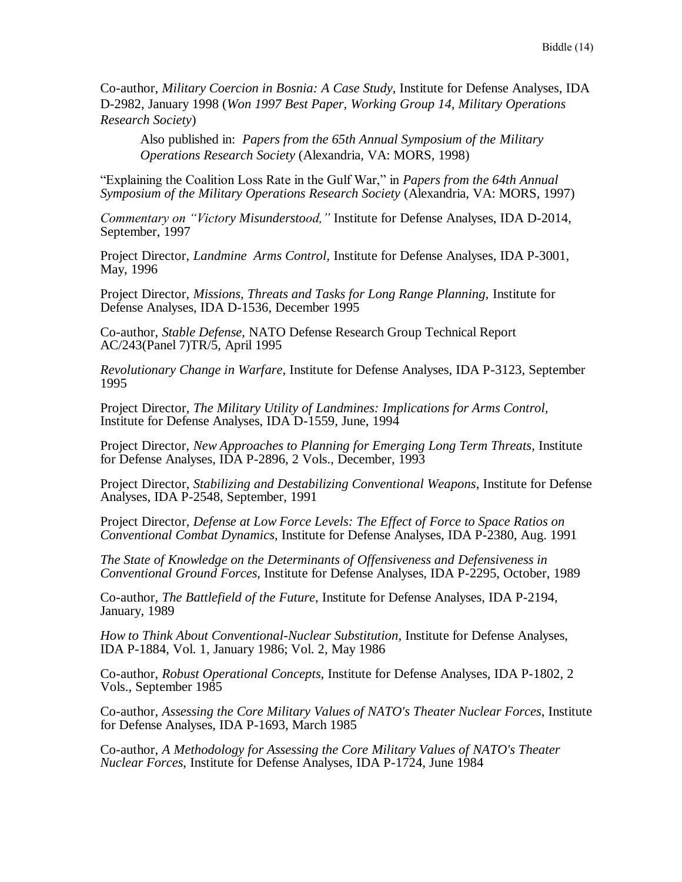Co-author, *Military Coercion in Bosnia: A Case Study*, Institute for Defense Analyses, IDA D-2982, January 1998 (*Won 1997 Best Paper, Working Group 14, Military Operations Research Society*)

> Also published in: *Papers from the 65th Annual Symposium of the Military Operations Research Society* (Alexandria, VA: MORS, 1998)

"Explaining the Coalition Loss Rate in the Gulf War," in *Papers from the 64th Annual Symposium of the Military Operations Research Society* (Alexandria, VA: MORS, 1997)

*Commentary on "Victory Misunderstood,"* Institute for Defense Analyses, IDA D-2014, September, 1997

Project Director, *Landmine Arms Control,* Institute for Defense Analyses, IDA P-3001, May, 1996

Project Director, *Missions, Threats and Tasks for Long Range Planning,* Institute for Defense Analyses, IDA D-1536, December 1995

Co-author, *Stable Defense*, NATO Defense Research Group Technical Report AC/243(Panel 7)TR/5, April 1995

*Revolutionary Change in Warfare*, Institute for Defense Analyses, IDA P-3123, September 1995

Project Director, *The Military Utility of Landmines: Implications for Arms Control,* Institute for Defense Analyses, IDA D-1559, June, 1994

Project Director, *New Approaches to Planning for Emerging Long Term Threats*, Institute for Defense Analyses, IDA P-2896, 2 Vols., December, 1993

Project Director, *Stabilizing and Destabilizing Conventional Weapons,* Institute for Defense Analyses, IDA P-2548, September, 1991

Project Director, *Defense at Low Force Levels: The Effect of Force to Space Ratios on Conventional Combat Dynamics*, Institute for Defense Analyses, IDA P-2380, Aug. 1991

*The State of Knowledge on the Determinants of Offensiveness and Defensiveness in Conventional Ground Forces*, Institute for Defense Analyses, IDA P-2295, October, 1989

Co-author, *The Battlefield of the Future*, Institute for Defense Analyses, IDA P-2194, January, 1989

*How to Think About Conventional-Nuclear Substitution*, Institute for Defense Analyses, IDA P-1884, Vol. 1, January 1986; Vol. 2, May 1986

Co-author, *Robust Operational Concepts*, Institute for Defense Analyses, IDA P-1802, 2 Vols., September 1985

Co-author, *Assessing the Core Military Values of NATO's Theater Nuclear Forces*, Institute for Defense Analyses, IDA P-1693, March 1985

Co-author, *A Methodology for Assessing the Core Military Values of NATO's Theater Nuclear Forces*, Institute for Defense Analyses, IDA P-1724, June 1984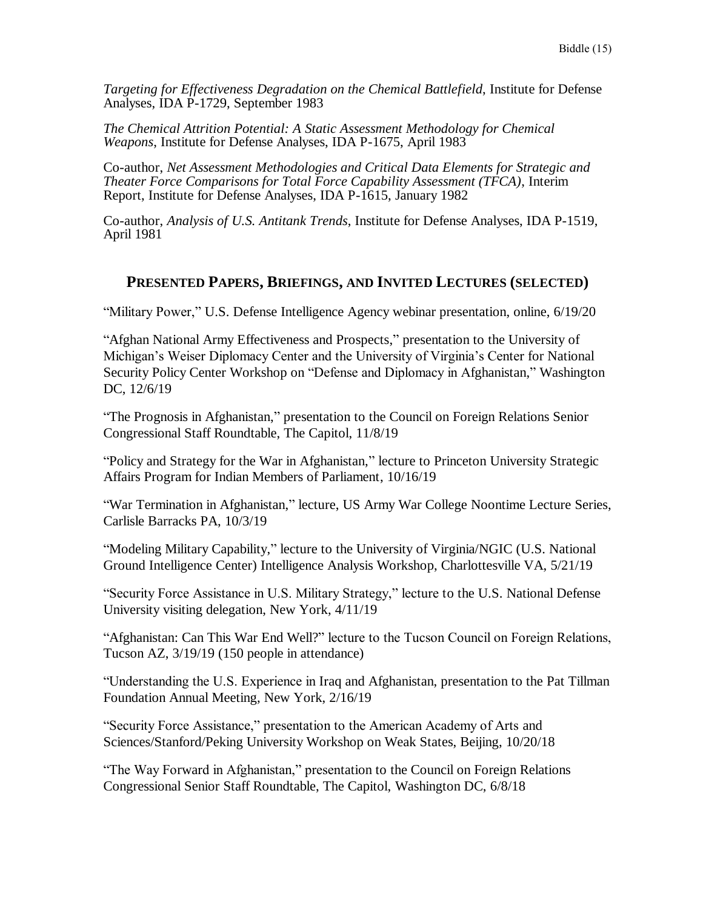*Targeting for Effectiveness Degradation on the Chemical Battlefield*, Institute for Defense Analyses, IDA P-1729, September 1983

*The Chemical Attrition Potential: A Static Assessment Methodology for Chemical Weapons*, Institute for Defense Analyses, IDA P-1675, April 1983

Co-author, *Net Assessment Methodologies and Critical Data Elements for Strategic and Theater Force Comparisons for Total Force Capability Assessment (TFCA)*, Interim Report, Institute for Defense Analyses, IDA P-1615, January 1982

Co-author, *Analysis of U.S. Antitank Trends*, Institute for Defense Analyses, IDA P-1519, April 1981

## PRESENTED PAPERS, BRIEFINGS, AND INVITED LECTURES (SELECTED)

"Military Power," U.S. Defense Intelligence Agency webinar presentation, online, 6/19/20

"Afghan National Army Effectiveness and Prospects," presentation to the University of Michigan's Weiser Diplomacy Center and the University of Virginia's Center for National Security Policy Center Workshop on "Defense and Diplomacy in Afghanistan," Washington DC, 12/6/19

"The Prognosis in Afghanistan," presentation to the Council on Foreign Relations Senior Congressional Staff Roundtable, The Capitol, 11/8/19

"Policy and Strategy for the War in Afghanistan," lecture to Princeton University Strategic Affairs Program for Indian Members of Parliament, 10/16/19

"War Termination in Afghanistan," lecture, US Army War College Noontime Lecture Series, Carlisle Barracks PA, 10/3/19

"Modeling Military Capability," lecture to the University of Virginia/NGIC (U.S. National Ground Intelligence Center) Intelligence Analysis Workshop, Charlottesville VA, 5/21/19

"Security Force Assistance in U.S. Military Strategy," lecture to the U.S. National Defense University visiting delegation, New York, 4/11/19

"Afghanistan: Can This War End Well?" lecture to the Tucson Council on Foreign Relations, Tucson AZ, 3/19/19 (150 people in attendance)

"Understanding the U.S. Experience in Iraq and Afghanistan, presentation to the Pat Tillman Foundation Annual Meeting, New York, 2/16/19

"Security Force Assistance," presentation to the American Academy of Arts and Sciences/Stanford/Peking University Workshop on Weak States, Beijing, 10/20/18

"The Way Forward in Afghanistan," presentation to the Council on Foreign Relations Congressional Senior Staff Roundtable, The Capitol, Washington DC, 6/8/18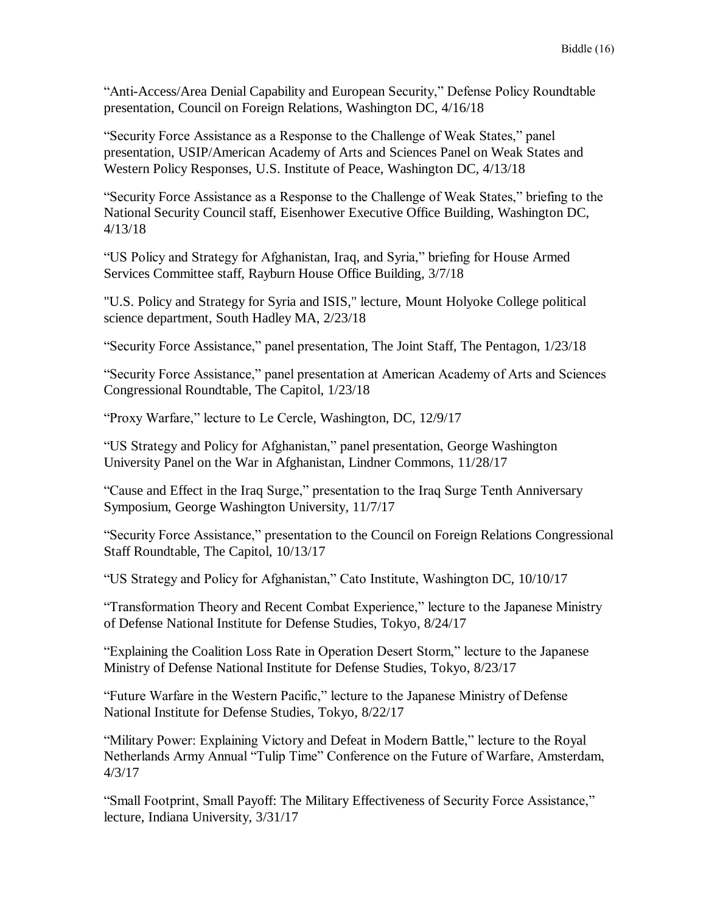“Anti-Access/Area Denial Capability and European Security,” Defense Policy Roundtable presentation, Council on Foreign Relations, Washington DC, 4/16/18

“Security Force Assistance as a Response to the Challenge of Weak States,” panel presentation, USIP/American Academy of Arts and Sciences Panel on Weak States and Western Policy Responses, U.S. Institute of Peace, Washington DC, 4/13/18

“Security Force Assistance as a Response to the Challenge of Weak States,” briefing to the National Security Council staff, Eisenhower Executive Office Building, Washington DC, 4/13/18

“US Policy and Strategy for Afghanistan, Iraq, and Syria,” briefing for House Armed Services Committee staff, Rayburn House Office Building, 3/7/18

"U.S. Policy and Strategy for Syria and ISIS," lecture, Mount Holyoke College political science department, South Hadley MA, 2/23/18

“Security Force Assistance,” panel presentation, The Joint Staff, The Pentagon, 1/23/18

“Security Force Assistance,” panel presentation at American Academy of Arts and Sciences Congressional Roundtable, The Capitol, 1/23/18

“Proxy Warfare,” lecture to Le Cercle, Washington, DC, 12/9/17

“US Strategy and Policy for Afghanistan,” panel presentation, George Washington University Panel on the War in Afghanistan, Lindner Commons, 11/28/17

“Cause and Effect in the Iraq Surge,” presentation to the Iraq Surge Tenth Anniversary Symposium, George Washington University, 11/7/17

“Security Force Assistance,” presentation to the Council on Foreign Relations Congressional Staff Roundtable, The Capitol, 10/13/17

“US Strategy and Policy for Afghanistan,” Cato Institute, Washington DC, 10/10/17

“Transformation Theory and Recent Combat Experience,” lecture to the Japanese Ministry of Defense National Institute for Defense Studies, Tokyo, 8/24/17

“Explaining the Coalition Loss Rate in Operation Desert Storm,” lecture to the Japanese Ministry of Defense National Institute for Defense Studies, Tokyo, 8/23/17

“Future Warfare in the Western Pacific,” lecture to the Japanese Ministry of Defense National Institute for Defense Studies, Tokyo, 8/22/17

“Military Power: Explaining Victory and Defeat in Modern Battle,” lecture to the Royal Netherlands Army Annual “Tulip Time” Conference on the Future of Warfare, Amsterdam, 4/3/17

“Small Footprint, Small Payoff: The Military Effectiveness of Security Force Assistance,” lecture, Indiana University, 3/31/17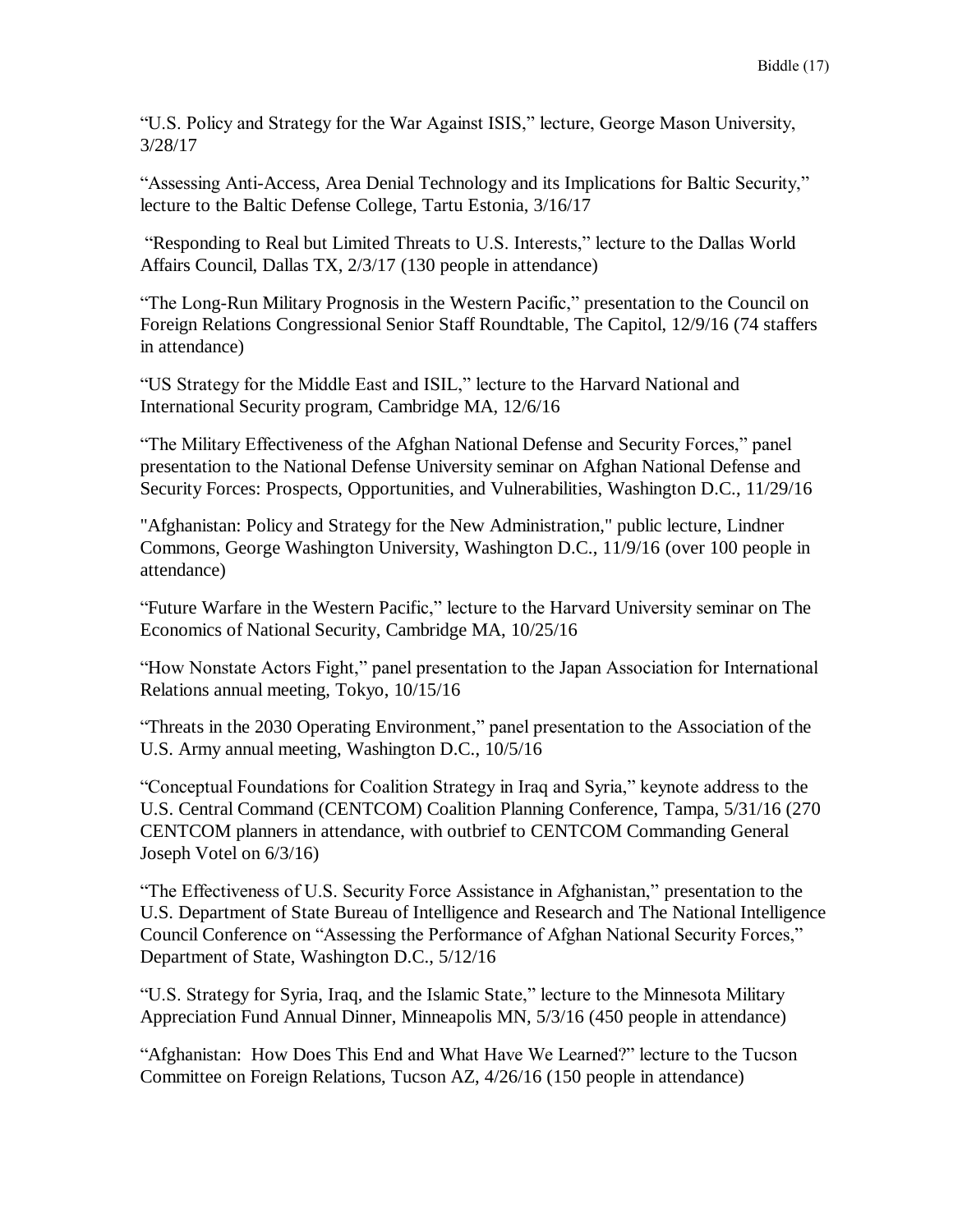"U.S. Policy and Strategy for the War Against ISIS," lecture, George Mason University, 3/28/17

"Assessing Anti-Access, Area Denial Technology and its Implications for Baltic Security," lecture to the Baltic Defense College, Tartu Estonia, 3/16/17

"Responding to Real but Limited Threats to U.S. Interests," lecture to the Dallas World Affairs Council, Dallas TX, 2/3/17 (130 people in attendance)

"The Long-Run Military Prognosis in the Western Pacific," presentation to the Council on Foreign Relations Congressional Senior Staff Roundtable, The Capitol, 12/9/16 (74 staffers in attendance)

"US Strategy for the Middle East and ISIL," lecture to the Harvard National and International Security program, Cambridge MA, 12/6/16

"The Military Effectiveness of the Afghan National Defense and Security Forces," panel presentation to the National Defense University seminar on Afghan National Defense and Security Forces: Prospects, Opportunities, and Vulnerabilities, Washington D.C., 11/29/16

"Afghanistan: Policy and Strategy for the New Administration," public lecture, Lindner Commons, George Washington University, Washington D.C., 11/9/16 (over 100 people in attendance)

"Future Warfare in the Western Pacific," lecture to the Harvard University seminar on The Economics of National Security, Cambridge MA, 10/25/16

"How Nonstate Actors Fight," panel presentation to the Japan Association for International Relations annual meeting, Tokyo, 10/15/16

"Threats in the 2030 Operating Environment," panel presentation to the Association of the U.S. Army annual meeting, Washington D.C., 10/5/16

"Conceptual Foundations for Coalition Strategy in Iraq and Syria," keynote address to the U.S. Central Command (CENTCOM) Coalition Planning Conference, Tampa, 5/31/16 (270 CENTCOM planners in attendance, with outbrief to CENTCOM Commanding General Joseph Votel on 6/3/16)

"The Effectiveness of U.S. Security Force Assistance in Afghanistan," presentation to the U.S. Department of State Bureau of Intelligence and Research and The National Intelligence Council Conference on "Assessing the Performance of Afghan National Security Forces," Department of State, Washington D.C., 5/12/16

"U.S. Strategy for Syria, Iraq, and the Islamic State," lecture to the Minnesota Military Appreciation Fund Annual Dinner, Minneapolis MN, 5/3/16 (450 people in attendance)

"Afghanistan: How Does This End and What Have We Learned?" lecture to the Tucson Committee on Foreign Relations, Tucson AZ, 4/26/16 (150 people in attendance)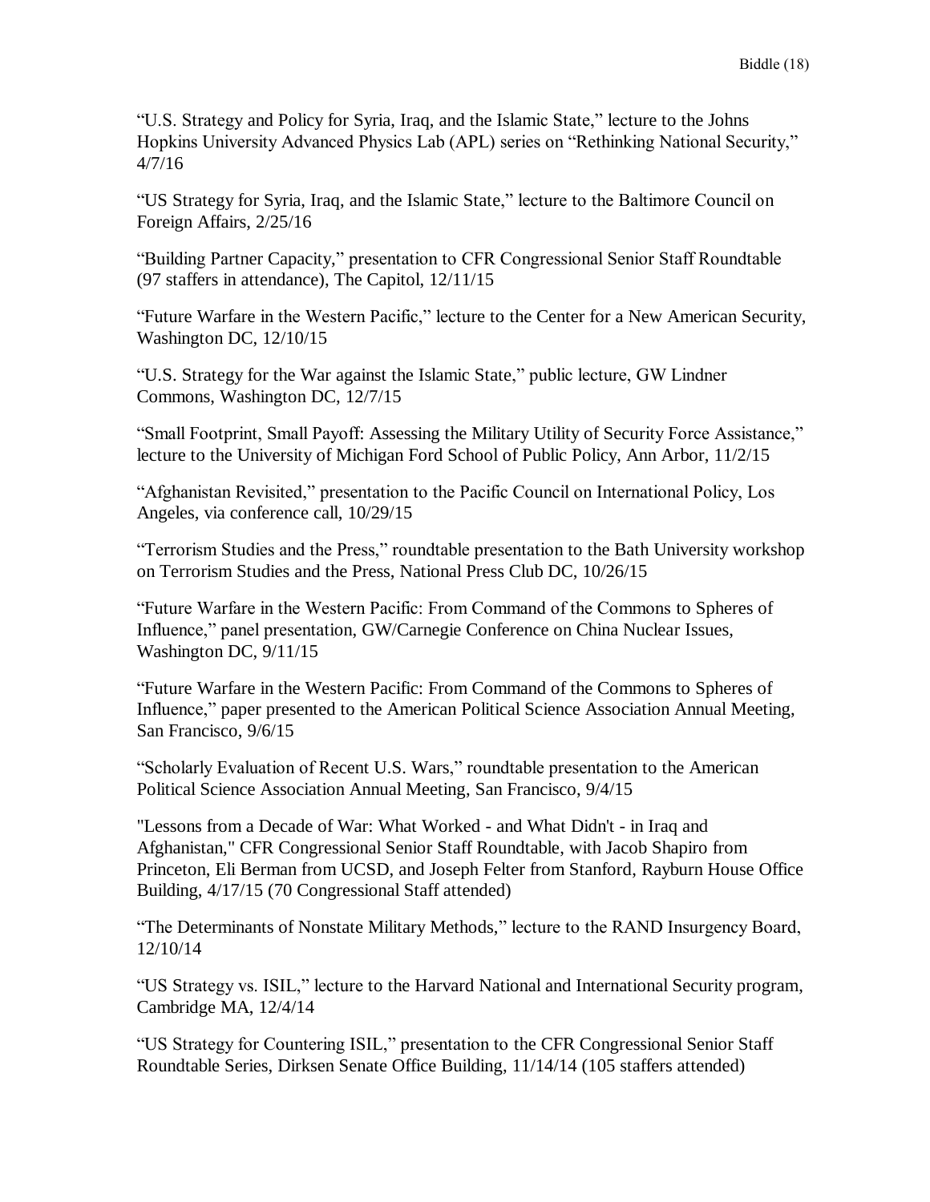“U.S. Strategy and Policy for Syria, Iraq, and the Islamic State,” lecture to the Johns Hopkins University Advanced Physics Lab (APL) series on “Rethinking National Security,” 4/7/16

“US Strategy for Syria, Iraq, and the Islamic State,” lecture to the Baltimore Council on Foreign Affairs, 2/25/16

“Building Partner Capacity,” presentation to CFR Congressional Senior Staff Roundtable (97 staffers in attendance), The Capitol, 12/11/15

“Future Warfare in the Western Pacific,” lecture to the Center for a New American Security, Washington DC, 12/10/15

“U.S. Strategy for the War against the Islamic State,” public lecture, GW Lindner Commons, Washington DC, 12/7/15

“Small Footprint, Small Payoff: Assessing the Military Utility of Security Force Assistance,” lecture to the University of Michigan Ford School of Public Policy, Ann Arbor, 11/2/15

“Afghanistan Revisited,” presentation to the Pacific Council on International Policy, Los Angeles, via conference call, 10/29/15

“Terrorism Studies and the Press,” roundtable presentation to the Bath University workshop on Terrorism Studies and the Press, National Press Club DC, 10/26/15

“Future Warfare in the Western Pacific: From Command of the Commons to Spheres of Influence,” panel presentation, GW/Carnegie Conference on China Nuclear Issues, Washington DC, 9/11/15

“Future Warfare in the Western Pacific: From Command of the Commons to Spheres of Influence,” paper presented to the American Political Science Association Annual Meeting, San Francisco, 9/6/15

“Scholarly Evaluation of Recent U.S. Wars,” roundtable presentation to the American Political Science Association Annual Meeting, San Francisco, 9/4/15

"Lessons from a Decade of War: What Worked - and What Didn't - in Iraq and Afghanistan," CFR Congressional Senior Staff Roundtable, with Jacob Shapiro from Princeton, Eli Berman from UCSD, and Joseph Felter from Stanford, Rayburn House Office Building, 4/17/15 (70 Congressional Staff attended)

“The Determinants of Nonstate Military Methods,” lecture to the RAND Insurgency Board, 12/10/14

“US Strategy vs. ISIL,” lecture to the Harvard National and International Security program, Cambridge MA, 12/4/14

“US Strategy for Countering ISIL,” presentation to the CFR Congressional Senior Staff Roundtable Series, Dirksen Senate Office Building, 11/14/14 (105 staffers attended)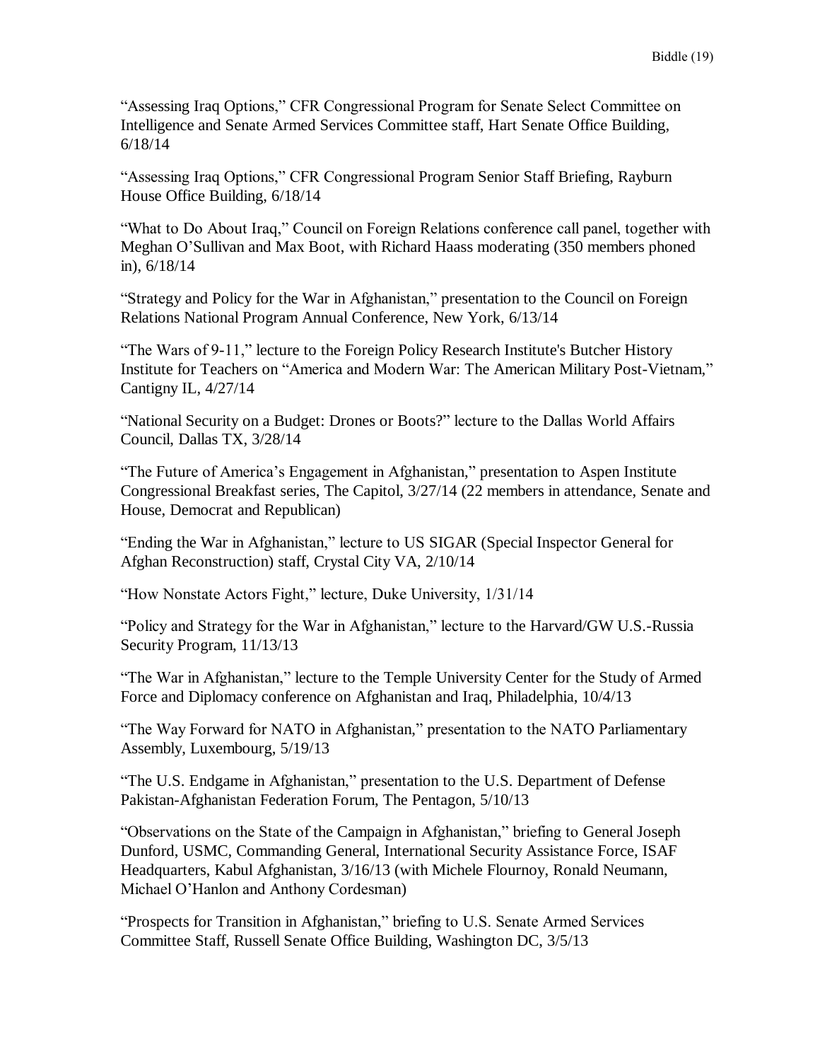“Assessing Iraq Options,” CFR Congressional Program for Senate Select Committee on Intelligence and Senate Armed Services Committee staff, Hart Senate Office Building, 6/18/14

“Assessing Iraq Options,” CFR Congressional Program Senior Staff Briefing, Rayburn House Office Building, 6/18/14

“What to Do About Iraq,” Council on Foreign Relations conference call panel, together with Meghan O’Sullivan and Max Boot, with Richard Haass moderating (350 members phoned in), 6/18/14

“Strategy and Policy for the War in Afghanistan,” presentation to the Council on Foreign Relations National Program Annual Conference, New York, 6/13/14

“The Wars of 9-11,” lecture to the Foreign Policy Research Institute's Butcher History Institute for Teachers on “America and Modern War: The American Military Post-Vietnam,” Cantigny IL, 4/27/14

“National Security on a Budget: Drones or Boots?” lecture to the Dallas World Affairs Council, Dallas TX, 3/28/14

“The Future of America’s Engagement in Afghanistan,” presentation to Aspen Institute Congressional Breakfast series, The Capitol, 3/27/14 (22 members in attendance, Senate and House, Democrat and Republican)

“Ending the War in Afghanistan,” lecture to US SIGAR (Special Inspector General for Afghan Reconstruction) staff, Crystal City VA, 2/10/14

“How Nonstate Actors Fight,” lecture, Duke University, 1/31/14

“Policy and Strategy for the War in Afghanistan,” lecture to the Harvard/GW U.S.-Russia Security Program, 11/13/13

“The War in Afghanistan,” lecture to the Temple University Center for the Study of Armed Force and Diplomacy conference on Afghanistan and Iraq, Philadelphia, 10/4/13

“The Way Forward for NATO in Afghanistan,” presentation to the NATO Parliamentary Assembly, Luxembourg, 5/19/13

“The U.S. Endgame in Afghanistan,” presentation to the U.S. Department of Defense Pakistan-Afghanistan Federation Forum, The Pentagon, 5/10/13

“Observations on the State of the Campaign in Afghanistan,” briefing to General Joseph Dunford, USMC, Commanding General, International Security Assistance Force, ISAF Headquarters, Kabul Afghanistan, 3/16/13 (with Michele Flournoy, Ronald Neumann, Michael O’Hanlon and Anthony Cordesman)

“Prospects for Transition in Afghanistan,” briefing to U.S. Senate Armed Services Committee Staff, Russell Senate Office Building, Washington DC, 3/5/13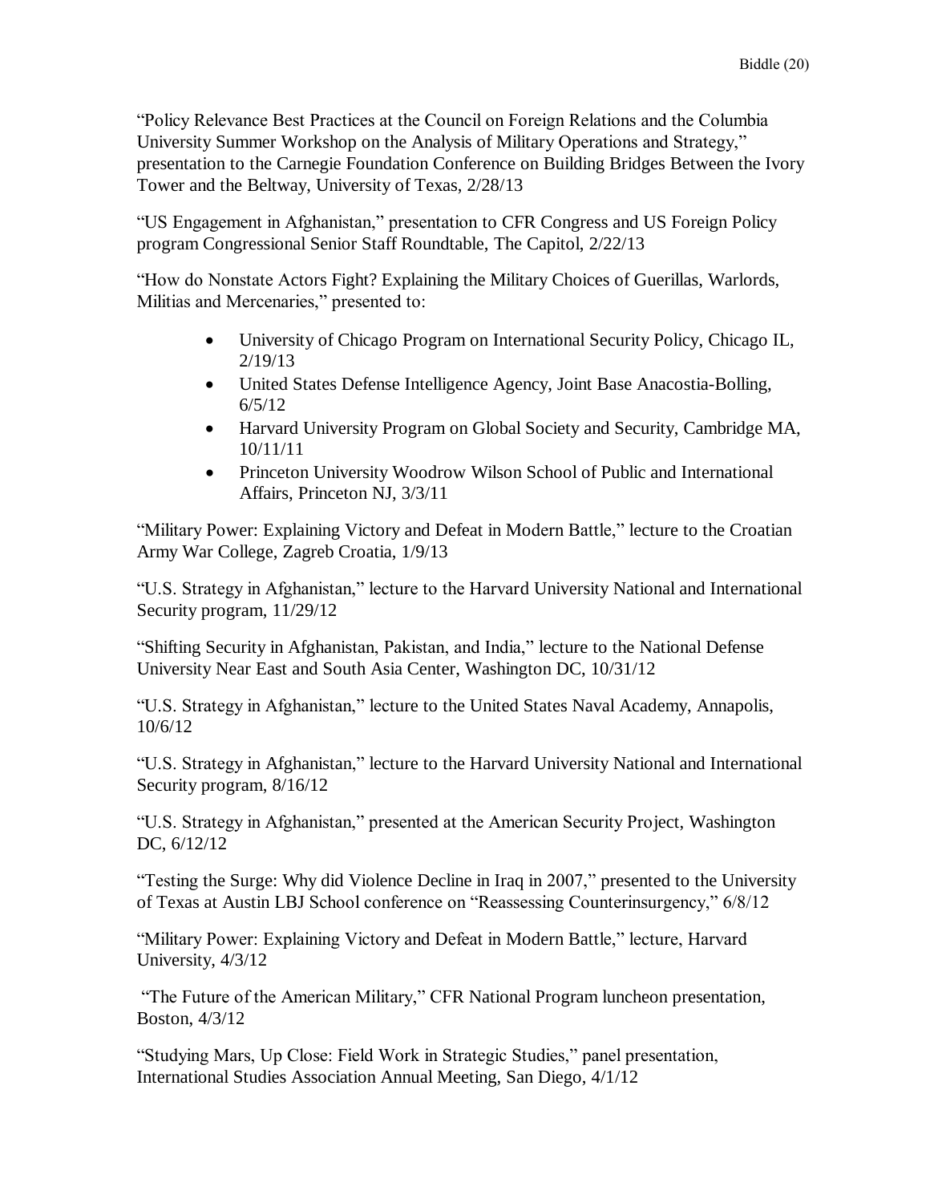"Policy Relevance Best Practices at the Council on Foreign Relations and the Columbia University Summer Workshop on the Analysis of Military Operations and Strategy," presentation to the Carnegie Foundation Conference on Building Bridges Between the Ivory Tower and the Beltway, University of Texas, 2/28/13

"US Engagement in Afghanistan," presentation to CFR Congress and US Foreign Policy program Congressional Senior Staff Roundtable, The Capitol, 2/22/13

"How do Nonstate Actors Fight? Explaining the Military Choices of Guerillas, Warlords, Militias and Mercenaries," presented to:

- University of Chicago Program on International Security Policy, Chicago IL, 2/19/13
- United States Defense Intelligence Agency, Joint Base Anacostia-Bolling, 6/5/12
- Harvard University Program on Global Society and Security, Cambridge MA, 10/11/11
- Princeton University Woodrow Wilson School of Public and International Affairs, Princeton NJ, 3/3/11

"Military Power: Explaining Victory and Defeat in Modern Battle," lecture to the Croatian Army War College, Zagreb Croatia, 1/9/13

"U.S. Strategy in Afghanistan," lecture to the Harvard University National and International Security program, 11/29/12

"Shifting Security in Afghanistan, Pakistan, and India," lecture to the National Defense University Near East and South Asia Center, Washington DC, 10/31/12

"U.S. Strategy in Afghanistan," lecture to the United States Naval Academy, Annapolis, 10/6/12

"U.S. Strategy in Afghanistan," lecture to the Harvard University National and International Security program, 8/16/12

"U.S. Strategy in Afghanistan," presented at the American Security Project, Washington DC, 6/12/12

"Testing the Surge: Why did Violence Decline in Iraq in 2007," presented to the University of Texas at Austin LBJ School conference on "Reassessing Counterinsurgency," 6/8/12

"Military Power: Explaining Victory and Defeat in Modern Battle," lecture, Harvard University, 4/3/12

"The Future of the American Military," CFR National Program luncheon presentation, Boston, 4/3/12

"Studying Mars, Up Close: Field Work in Strategic Studies," panel presentation, International Studies Association Annual Meeting, San Diego, 4/1/12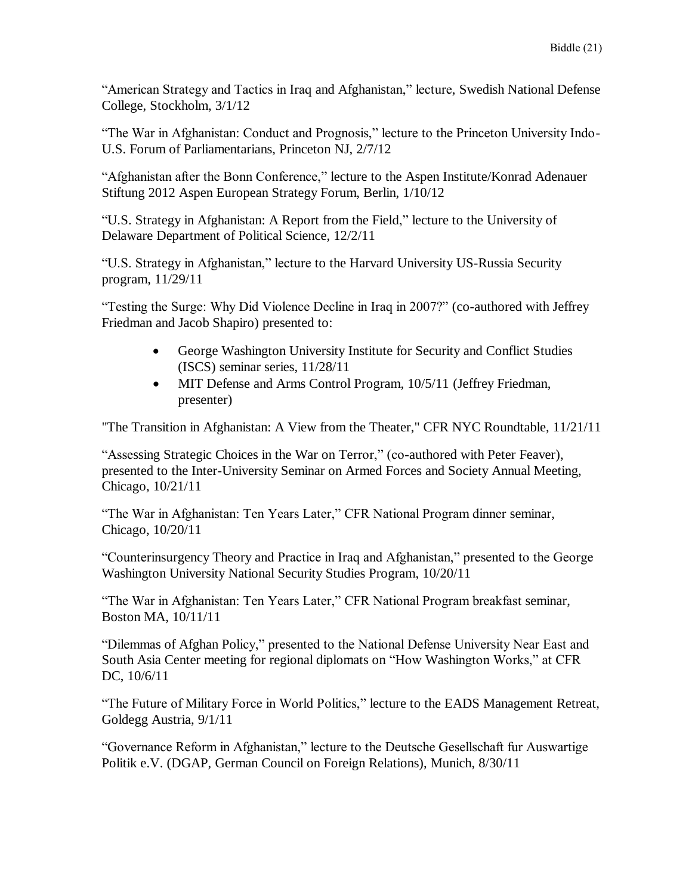“American Strategy and Tactics in Iraq and Afghanistan,” lecture, Swedish National Defense College, Stockholm, 3/1/12

“The War in Afghanistan: Conduct and Prognosis,” lecture to the Princeton University Indo-U.S. Forum of Parliamentarians, Princeton NJ, 2/7/12

“Afghanistan after the Bonn Conference,” lecture to the Aspen Institute/Konrad Adenauer Stiftung 2012 Aspen European Strategy Forum, Berlin, 1/10/12

“U.S. Strategy in Afghanistan: A Report from the Field,” lecture to the University of Delaware Department of Political Science, 12/2/11

“U.S. Strategy in Afghanistan,” lecture to the Harvard University US-Russia Security program, 11/29/11

“Testing the Surge: Why Did Violence Decline in Iraq in 2007?” (co-authored with Jeffrey Friedman and Jacob Shapiro) presented to:

- George Washington University Institute for Security and Conflict Studies (ISCS) seminar series, 11/28/11
- MIT Defense and Arms Control Program, 10/5/11 (Jeffrey Friedman, presenter)

"The Transition in Afghanistan: A View from the Theater," CFR NYC Roundtable, 11/21/11

“Assessing Strategic Choices in the War on Terror,” (co-authored with Peter Feaver), presented to the Inter-University Seminar on Armed Forces and Society Annual Meeting, Chicago, 10/21/11

“The War in Afghanistan: Ten Years Later,” CFR National Program dinner seminar, Chicago, 10/20/11

“Counterinsurgency Theory and Practice in Iraq and Afghanistan,” presented to the George Washington University National Security Studies Program, 10/20/11

“The War in Afghanistan: Ten Years Later,” CFR National Program breakfast seminar, Boston MA, 10/11/11

“Dilemmas of Afghan Policy,” presented to the National Defense University Near East and South Asia Center meeting for regional diplomats on “How Washington Works,” at CFR DC, 10/6/11

“The Future of Military Force in World Politics,” lecture to the EADS Management Retreat, Goldegg Austria, 9/1/11

“Governance Reform in Afghanistan,” lecture to the Deutsche Gesellschaft fur Auswartige Politik e.V. (DGAP, German Council on Foreign Relations), Munich, 8/30/11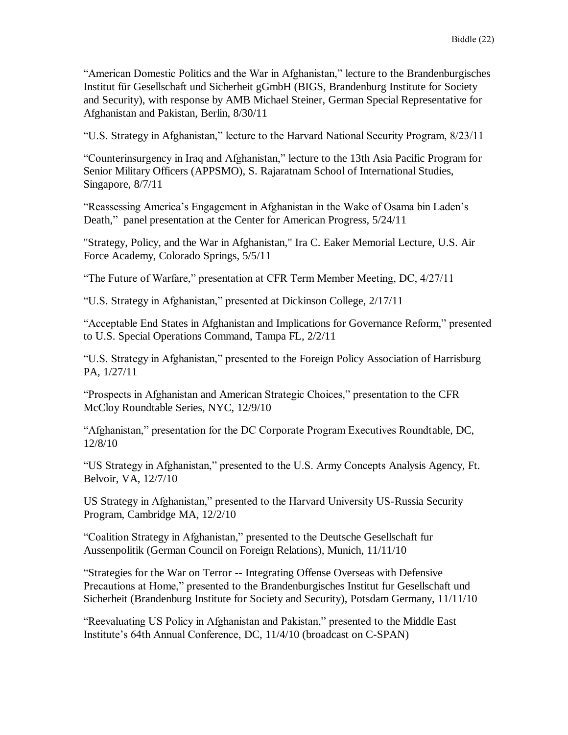"American Domestic Politics and the War in Afghanistan," lecture to the Brandenburgisches Institut für Gesellschaft und Sicherheit gGmbH (BIGS, Brandenburg Institute for Society and Security), with response by AMB Michael Steiner, German Special Representative for Afghanistan and Pakistan, Berlin, 8/30/11

"U.S. Strategy in Afghanistan," lecture to the Harvard National Security Program, 8/23/11

"Counterinsurgency in Iraq and Afghanistan," lecture to the 13th Asia Pacific Program for Senior Military Officers (APPSMO), S. Rajaratnam School of International Studies, Singapore, 8/7/11

"Reassessing America's Engagement in Afghanistan in the Wake of Osama bin Laden's Death," panel presentation at the Center for American Progress, 5/24/11

"Strategy, Policy, and the War in Afghanistan," Ira C. Eaker Memorial Lecture, U.S. Air Force Academy, Colorado Springs, 5/5/11

"The Future of Warfare," presentation at CFR Term Member Meeting, DC, 4/27/11

"U.S. Strategy in Afghanistan," presented at Dickinson College, 2/17/11

"Acceptable End States in Afghanistan and Implications for Governance Reform," presented to U.S. Special Operations Command, Tampa FL, 2/2/11

"U.S. Strategy in Afghanistan," presented to the Foreign Policy Association of Harrisburg PA, 1/27/11

"Prospects in Afghanistan and American Strategic Choices," presentation to the CFR McCloy Roundtable Series, NYC, 12/9/10

"Afghanistan," presentation for the DC Corporate Program Executives Roundtable, DC, 12/8/10

"US Strategy in Afghanistan," presented to the U.S. Army Concepts Analysis Agency, Ft. Belvoir, VA, 12/7/10

US Strategy in Afghanistan," presented to the Harvard University US-Russia Security Program, Cambridge MA, 12/2/10

"Coalition Strategy in Afghanistan," presented to the Deutsche Gesellschaft fur Aussenpolitik (German Council on Foreign Relations), Munich, 11/11/10

"Strategies for the War on Terror -- Integrating Offense Overseas with Defensive Precautions at Home," presented to the Brandenburgisches Institut fur Gesellschaft und Sicherheit (Brandenburg Institute for Society and Security), Potsdam Germany, 11/11/10

"Reevaluating US Policy in Afghanistan and Pakistan," presented to the Middle East Institute's 64th Annual Conference, DC, 11/4/10 (broadcast on C-SPAN)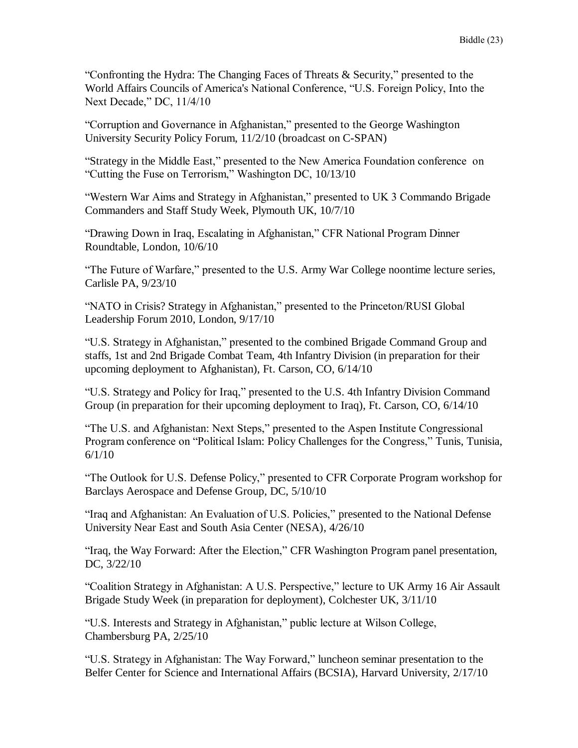"Confronting the Hydra: The Changing Faces of Threats & Security," presented to the World Affairs Councils of America's National Conference, "U.S. Foreign Policy, Into the Next Decade," DC, 11/4/10

"Corruption and Governance in Afghanistan," presented to the George Washington University Security Policy Forum, 11/2/10 (broadcast on C-SPAN)

"Strategy in the Middle East," presented to the New America Foundation conference on "Cutting the Fuse on Terrorism," Washington DC, 10/13/10

"Western War Aims and Strategy in Afghanistan," presented to UK 3 Commando Brigade Commanders and Staff Study Week, Plymouth UK, 10/7/10

"Drawing Down in Iraq, Escalating in Afghanistan," CFR National Program Dinner Roundtable, London, 10/6/10

"The Future of Warfare," presented to the U.S. Army War College noontime lecture series, Carlisle PA, 9/23/10

"NATO in Crisis? Strategy in Afghanistan," presented to the Princeton/RUSI Global Leadership Forum 2010, London, 9/17/10

"U.S. Strategy in Afghanistan," presented to the combined Brigade Command Group and staffs, 1st and 2nd Brigade Combat Team, 4th Infantry Division (in preparation for their upcoming deployment to Afghanistan), Ft. Carson, CO, 6/14/10

"U.S. Strategy and Policy for Iraq," presented to the U.S. 4th Infantry Division Command Group (in preparation for their upcoming deployment to Iraq), Ft. Carson, CO, 6/14/10

"The U.S. and Afghanistan: Next Steps," presented to the Aspen Institute Congressional Program conference on "Political Islam: Policy Challenges for the Congress," Tunis, Tunisia, 6/1/10

"The Outlook for U.S. Defense Policy," presented to CFR Corporate Program workshop for Barclays Aerospace and Defense Group, DC, 5/10/10

"Iraq and Afghanistan: An Evaluation of U.S. Policies," presented to the National Defense University Near East and South Asia Center (NESA), 4/26/10

"Iraq, the Way Forward: After the Election," CFR Washington Program panel presentation, DC, 3/22/10

"Coalition Strategy in Afghanistan: A U.S. Perspective," lecture to UK Army 16 Air Assault Brigade Study Week (in preparation for deployment), Colchester UK, 3/11/10

"U.S. Interests and Strategy in Afghanistan," public lecture at Wilson College, Chambersburg PA, 2/25/10

"U.S. Strategy in Afghanistan: The Way Forward," luncheon seminar presentation to the Belfer Center for Science and International Affairs (BCSIA), Harvard University, 2/17/10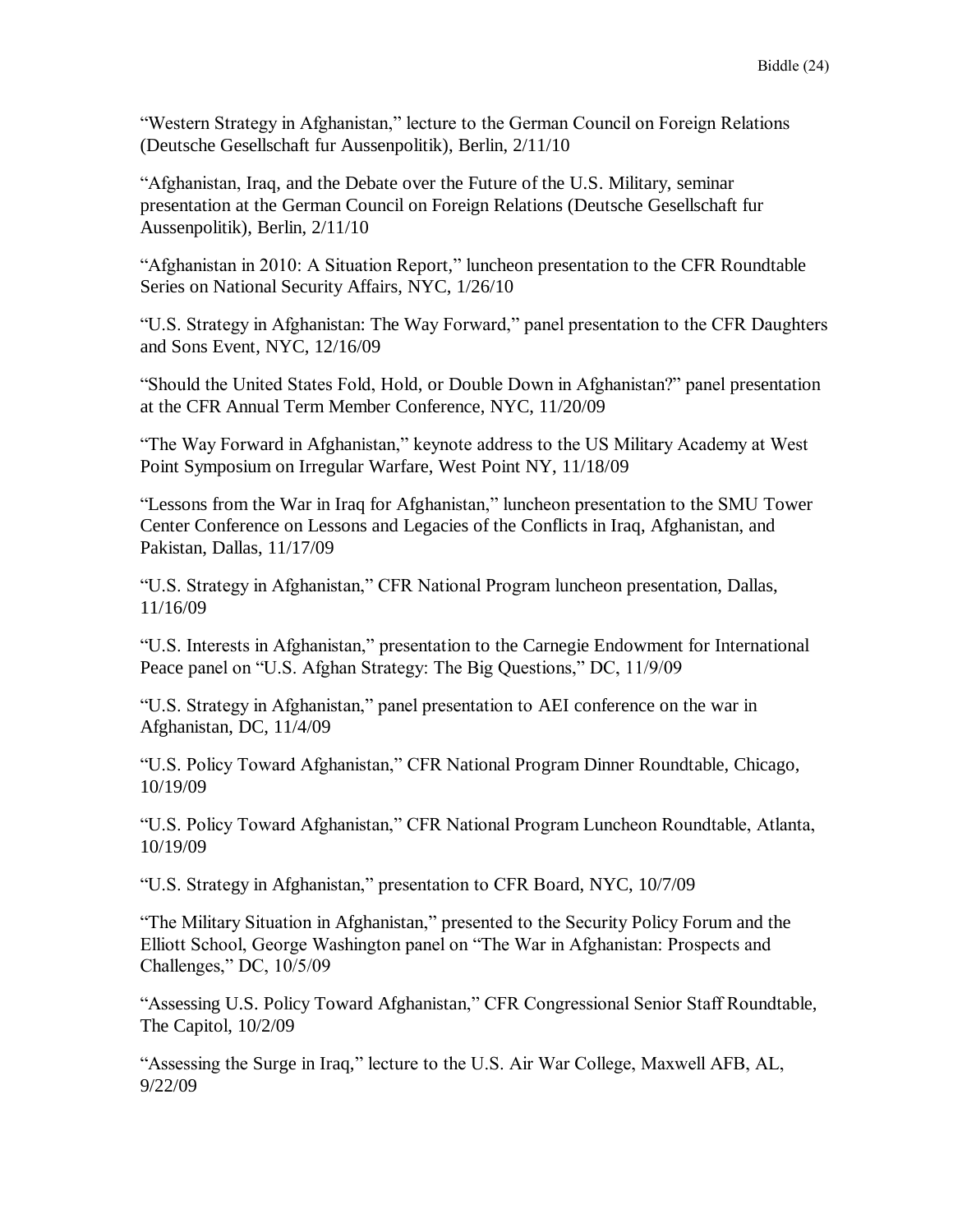“Western Strategy in Afghanistan,” lecture to the German Council on Foreign Relations (Deutsche Gesellschaft fur Aussenpolitik), Berlin, 2/11/10

“Afghanistan, Iraq, and the Debate over the Future of the U.S. Military, seminar presentation at the German Council on Foreign Relations (Deutsche Gesellschaft fur Aussenpolitik), Berlin, 2/11/10

“Afghanistan in 2010: A Situation Report,” luncheon presentation to the CFR Roundtable Series on National Security Affairs, NYC, 1/26/10

“U.S. Strategy in Afghanistan: The Way Forward,” panel presentation to the CFR Daughters and Sons Event, NYC, 12/16/09

“Should the United States Fold, Hold, or Double Down in Afghanistan?” panel presentation at the CFR Annual Term Member Conference, NYC, 11/20/09

“The Way Forward in Afghanistan,” keynote address to the US Military Academy at West Point Symposium on Irregular Warfare, West Point NY, 11/18/09

“Lessons from the War in Iraq for Afghanistan,” luncheon presentation to the SMU Tower Center Conference on Lessons and Legacies of the Conflicts in Iraq, Afghanistan, and Pakistan, Dallas, 11/17/09

“U.S. Strategy in Afghanistan,” CFR National Program luncheon presentation, Dallas, 11/16/09

“U.S. Interests in Afghanistan,” presentation to the Carnegie Endowment for International Peace panel on “U.S. Afghan Strategy: The Big Questions,” DC, 11/9/09

“U.S. Strategy in Afghanistan,” panel presentation to AEI conference on the war in Afghanistan, DC, 11/4/09

“U.S. Policy Toward Afghanistan,” CFR National Program Dinner Roundtable, Chicago, 10/19/09

“U.S. Policy Toward Afghanistan,” CFR National Program Luncheon Roundtable, Atlanta, 10/19/09

“U.S. Strategy in Afghanistan,” presentation to CFR Board, NYC, 10/7/09

“The Military Situation in Afghanistan,” presented to the Security Policy Forum and the Elliott School, George Washington panel on “The War in Afghanistan: Prospects and Challenges,” DC, 10/5/09

“Assessing U.S. Policy Toward Afghanistan,” CFR Congressional Senior Staff Roundtable, The Capitol, 10/2/09

“Assessing the Surge in Iraq,” lecture to the U.S. Air War College, Maxwell AFB, AL, 9/22/09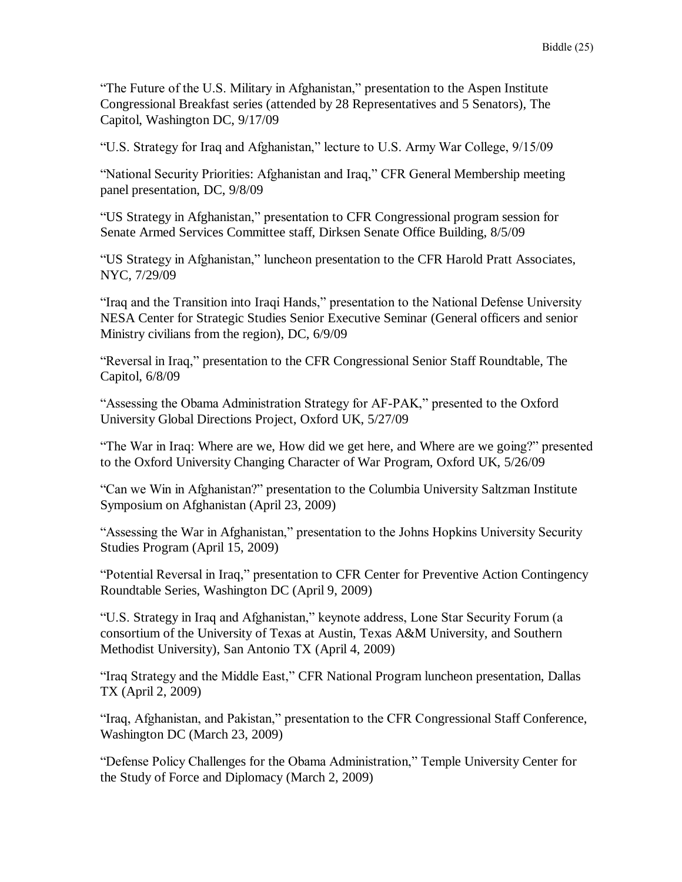"The Future of the U.S. Military in Afghanistan," presentation to the Aspen Institute Congressional Breakfast series (attended by 28 Representatives and 5 Senators), The Capitol, Washington DC, 9/17/09

"U.S. Strategy for Iraq and Afghanistan," lecture to U.S. Army War College, 9/15/09

"National Security Priorities: Afghanistan and Iraq," CFR General Membership meeting panel presentation, DC, 9/8/09

"US Strategy in Afghanistan," presentation to CFR Congressional program session for Senate Armed Services Committee staff, Dirksen Senate Office Building, 8/5/09

"US Strategy in Afghanistan," luncheon presentation to the CFR Harold Pratt Associates, NYC, 7/29/09

"Iraq and the Transition into Iraqi Hands," presentation to the National Defense University NESA Center for Strategic Studies Senior Executive Seminar (General officers and senior Ministry civilians from the region), DC, 6/9/09

"Reversal in Iraq," presentation to the CFR Congressional Senior Staff Roundtable, The Capitol, 6/8/09

"Assessing the Obama Administration Strategy for AF-PAK," presented to the Oxford University Global Directions Project, Oxford UK, 5/27/09

"The War in Iraq: Where are we, How did we get here, and Where are we going?" presented to the Oxford University Changing Character of War Program, Oxford UK, 5/26/09

"Can we Win in Afghanistan?" presentation to the Columbia University Saltzman Institute Symposium on Afghanistan (April 23, 2009)

"Assessing the War in Afghanistan," presentation to the Johns Hopkins University Security Studies Program (April 15, 2009)

"Potential Reversal in Iraq," presentation to CFR Center for Preventive Action Contingency Roundtable Series, Washington DC (April 9, 2009)

"U.S. Strategy in Iraq and Afghanistan," keynote address, Lone Star Security Forum (a consortium of the University of Texas at Austin, Texas A&M University, and Southern Methodist University), San Antonio TX (April 4, 2009)

"Iraq Strategy and the Middle East," CFR National Program luncheon presentation, Dallas TX (April 2, 2009)

"Iraq, Afghanistan, and Pakistan," presentation to the CFR Congressional Staff Conference, Washington DC (March 23, 2009)

"Defense Policy Challenges for the Obama Administration," Temple University Center for the Study of Force and Diplomacy (March 2, 2009)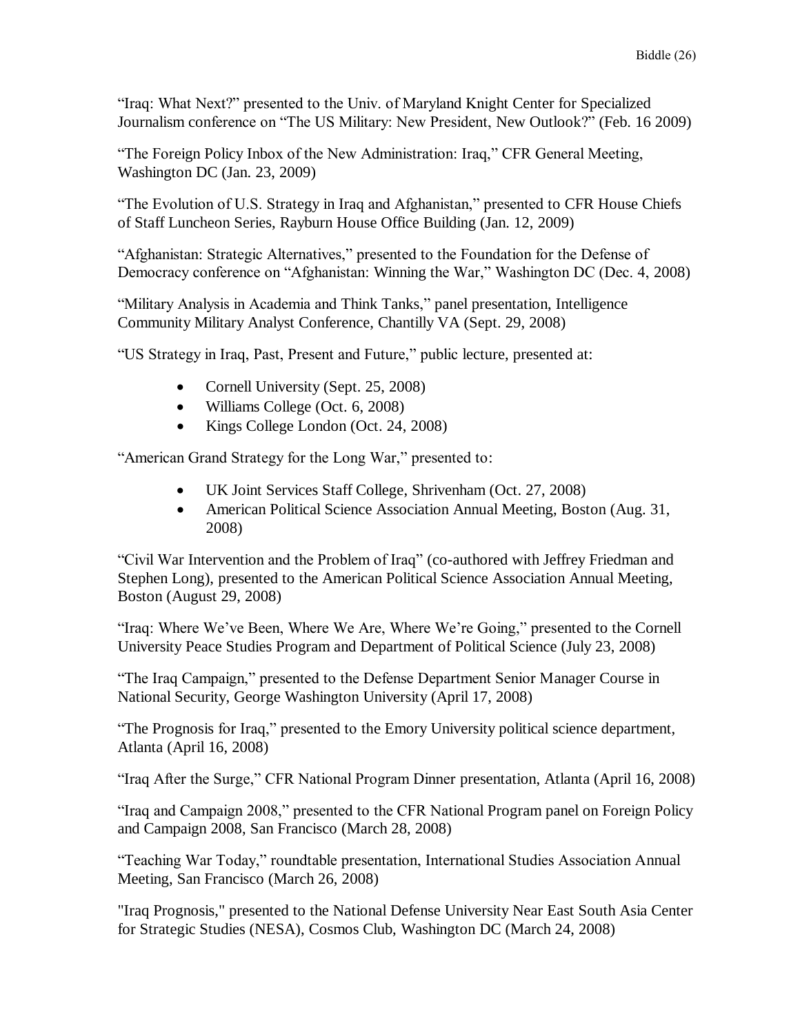“Iraq: What Next?” presented to the Univ. of Maryland Knight Center for Specialized Journalism conference on “The US Military: New President, New Outlook?” (Feb. 16 2009)

“The Foreign Policy Inbox of the New Administration: Iraq,” CFR General Meeting, Washington DC (Jan. 23, 2009)

“The Evolution of U.S. Strategy in Iraq and Afghanistan,” presented to CFR House Chiefs of Staff Luncheon Series, Rayburn House Office Building (Jan. 12, 2009)

“Afghanistan: Strategic Alternatives,” presented to the Foundation for the Defense of Democracy conference on “Afghanistan: Winning the War,” Washington DC (Dec. 4, 2008)

“Military Analysis in Academia and Think Tanks,” panel presentation, Intelligence Community Military Analyst Conference, Chantilly VA (Sept. 29, 2008)

“US Strategy in Iraq, Past, Present and Future,” public lecture, presented at:

- Cornell University (Sept. 25, 2008)
- Williams College (Oct. 6, 2008)
- Kings College London (Oct. 24, 2008)

“American Grand Strategy for the Long War,” presented to:

- UK Joint Services Staff College, Shrivenham (Oct. 27, 2008)
- American Political Science Association Annual Meeting, Boston (Aug. 31, 2008)

“Civil War Intervention and the Problem of Iraq” (co-authored with Jeffrey Friedman and Stephen Long), presented to the American Political Science Association Annual Meeting, Boston (August 29, 2008)

“Iraq: Where We’ve Been, Where We Are, Where We’re Going,” presented to the Cornell University Peace Studies Program and Department of Political Science (July 23, 2008)

“The Iraq Campaign,” presented to the Defense Department Senior Manager Course in National Security, George Washington University (April 17, 2008)

“The Prognosis for Iraq,” presented to the Emory University political science department, Atlanta (April 16, 2008)

“Iraq After the Surge,” CFR National Program Dinner presentation, Atlanta (April 16, 2008)

“Iraq and Campaign 2008,” presented to the CFR National Program panel on Foreign Policy and Campaign 2008, San Francisco (March 28, 2008)

“Teaching War Today,” roundtable presentation, International Studies Association Annual Meeting, San Francisco (March 26, 2008)

"Iraq Prognosis," presented to the National Defense University Near East South Asia Center for Strategic Studies (NESA), Cosmos Club, Washington DC (March 24, 2008)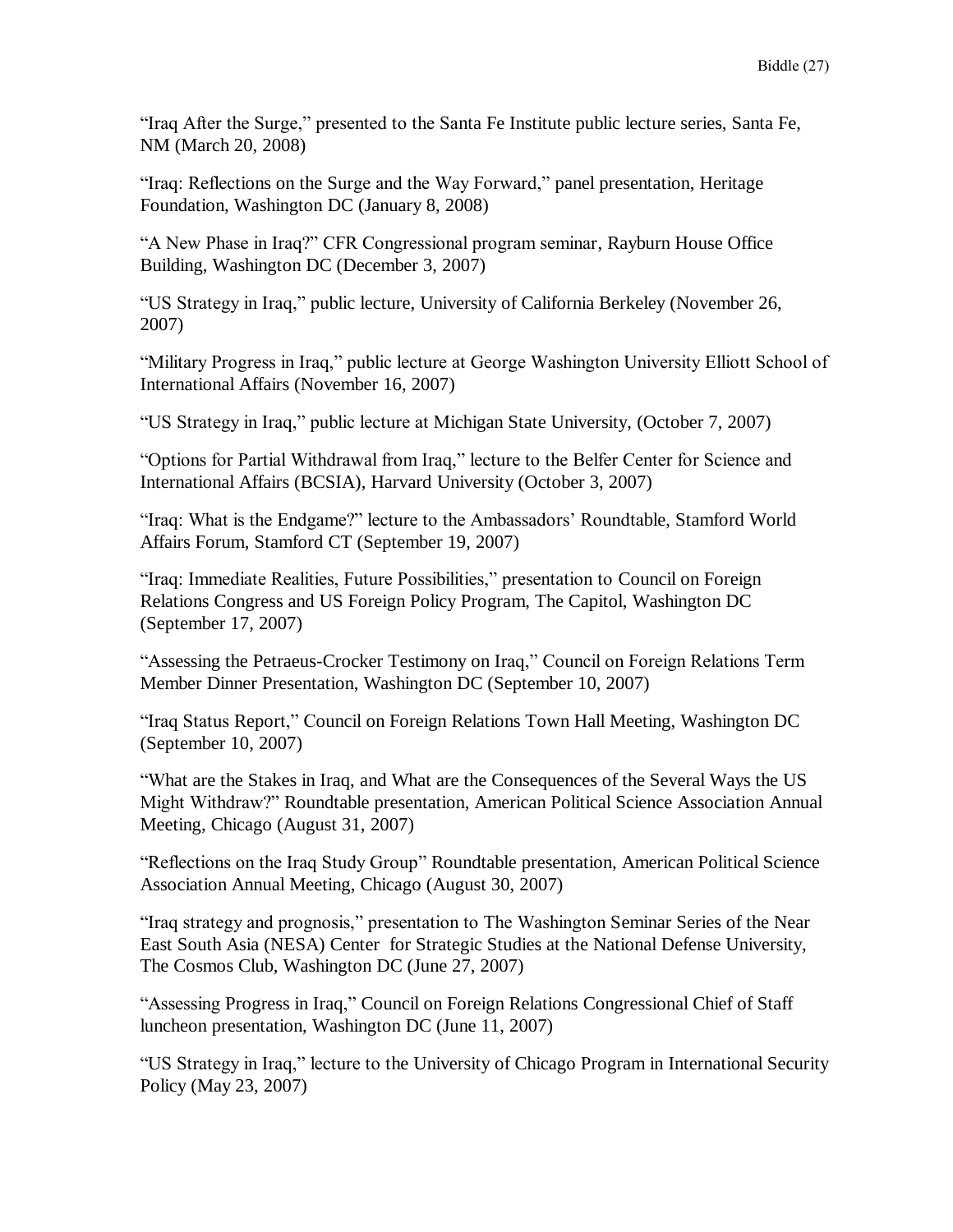"Iraq After the Surge," presented to the Santa Fe Institute public lecture series, Santa Fe, NM (March 20, 2008)

"Iraq: Reflections on the Surge and the Way Forward," panel presentation, Heritage Foundation, Washington DC (January 8, 2008)

"A New Phase in Iraq?" CFR Congressional program seminar, Rayburn House Office Building, Washington DC (December 3, 2007)

"US Strategy in Iraq," public lecture, University of California Berkeley (November 26, 2007)

"Military Progress in Iraq," public lecture at George Washington University Elliott School of International Affairs (November 16, 2007)

"US Strategy in Iraq," public lecture at Michigan State University, (October 7, 2007)

"Options for Partial Withdrawal from Iraq," lecture to the Belfer Center for Science and International Affairs (BCSIA), Harvard University (October 3, 2007)

"Iraq: What is the Endgame?" lecture to the Ambassadors' Roundtable, Stamford World Affairs Forum, Stamford CT (September 19, 2007)

"Iraq: Immediate Realities, Future Possibilities," presentation to Council on Foreign Relations Congress and US Foreign Policy Program, The Capitol, Washington DC (September 17, 2007)

"Assessing the Petraeus-Crocker Testimony on Iraq," Council on Foreign Relations Term Member Dinner Presentation, Washington DC (September 10, 2007)

"Iraq Status Report," Council on Foreign Relations Town Hall Meeting, Washington DC (September 10, 2007)

"What are the Stakes in Iraq, and What are the Consequences of the Several Ways the US Might Withdraw?" Roundtable presentation, American Political Science Association Annual Meeting, Chicago (August 31, 2007)

"Reflections on the Iraq Study Group" Roundtable presentation, American Political Science Association Annual Meeting, Chicago (August 30, 2007)

"Iraq strategy and prognosis," presentation to The Washington Seminar Series of the Near East South Asia (NESA) Center for Strategic Studies at the National Defense University, The Cosmos Club, Washington DC (June 27, 2007)

"Assessing Progress in Iraq," Council on Foreign Relations Congressional Chief of Staff luncheon presentation, Washington DC (June 11, 2007)

"US Strategy in Iraq," lecture to the University of Chicago Program in International Security Policy (May 23, 2007)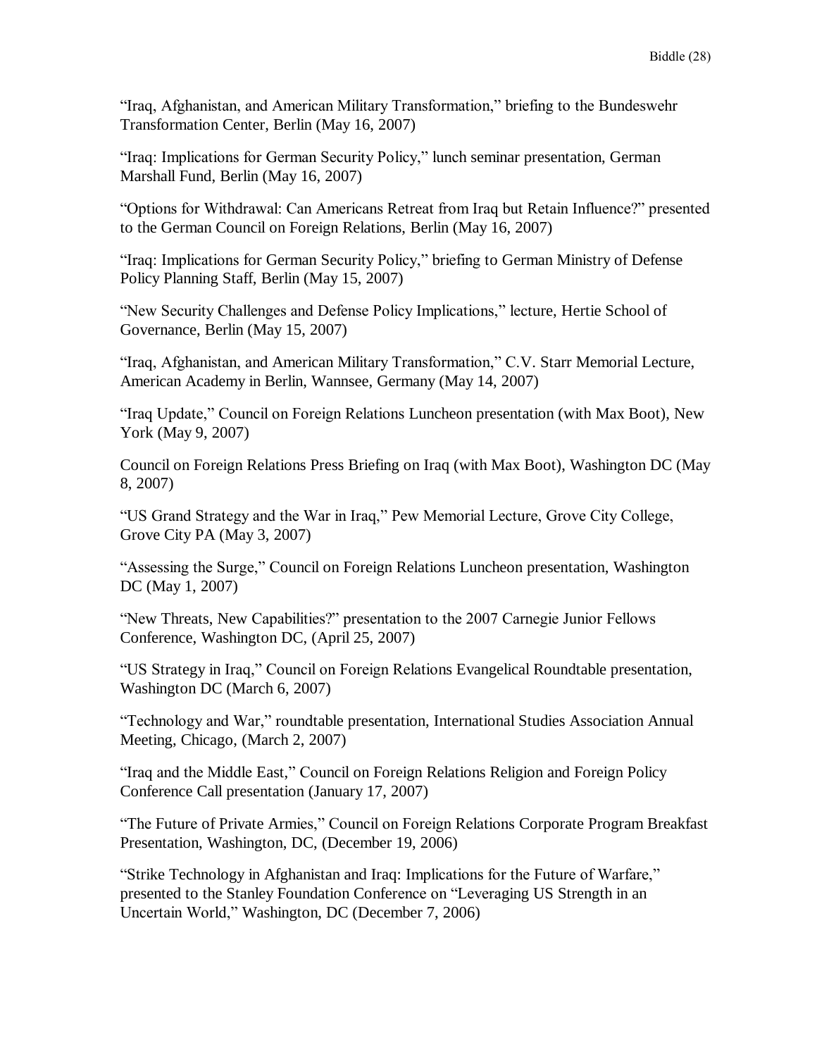"Iraq, Afghanistan, and American Military Transformation," briefing to the Bundeswehr Transformation Center, Berlin (May 16, 2007)

"Iraq: Implications for German Security Policy," lunch seminar presentation, German Marshall Fund, Berlin (May 16, 2007)

"Options for Withdrawal: Can Americans Retreat from Iraq but Retain Influence?" presented to the German Council on Foreign Relations, Berlin (May 16, 2007)

"Iraq: Implications for German Security Policy," briefing to German Ministry of Defense Policy Planning Staff, Berlin (May 15, 2007)

"New Security Challenges and Defense Policy Implications," lecture, Hertie School of Governance, Berlin (May 15, 2007)

"Iraq, Afghanistan, and American Military Transformation," C.V. Starr Memorial Lecture, American Academy in Berlin, Wannsee, Germany (May 14, 2007)

"Iraq Update," Council on Foreign Relations Luncheon presentation (with Max Boot), New York (May 9, 2007)

Council on Foreign Relations Press Briefing on Iraq (with Max Boot), Washington DC (May 8, 2007)

"US Grand Strategy and the War in Iraq," Pew Memorial Lecture, Grove City College, Grove City PA (May 3, 2007)

"Assessing the Surge," Council on Foreign Relations Luncheon presentation, Washington DC (May 1, 2007)

"New Threats, New Capabilities?" presentation to the 2007 Carnegie Junior Fellows Conference, Washington DC, (April 25, 2007)

"US Strategy in Iraq," Council on Foreign Relations Evangelical Roundtable presentation, Washington DC (March 6, 2007)

"Technology and War," roundtable presentation, International Studies Association Annual Meeting, Chicago, (March 2, 2007)

"Iraq and the Middle East," Council on Foreign Relations Religion and Foreign Policy Conference Call presentation (January 17, 2007)

"The Future of Private Armies," Council on Foreign Relations Corporate Program Breakfast Presentation, Washington, DC, (December 19, 2006)

"Strike Technology in Afghanistan and Iraq: Implications for the Future of Warfare," presented to the Stanley Foundation Conference on "Leveraging US Strength in an Uncertain World," Washington, DC (December 7, 2006)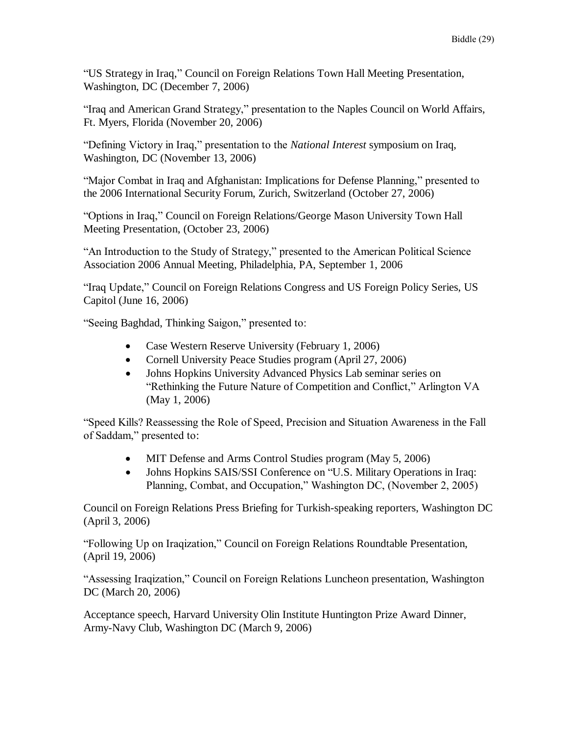"US Strategy in Iraq," Council on Foreign Relations Town Hall Meeting Presentation, Washington, DC (December 7, 2006)

"Iraq and American Grand Strategy," presentation to the Naples Council on World Affairs, Ft. Myers, Florida (November 20, 2006)

"Defining Victory in Iraq," presentation to the *National Interest* symposium on Iraq, Washington, DC (November 13, 2006)

"Major Combat in Iraq and Afghanistan: Implications for Defense Planning," presented to the 2006 International Security Forum, Zurich, Switzerland (October 27, 2006)

"Options in Iraq," Council on Foreign Relations/George Mason University Town Hall Meeting Presentation, (October 23, 2006)

"An Introduction to the Study of Strategy," presented to the American Political Science Association 2006 Annual Meeting, Philadelphia, PA, September 1, 2006

"Iraq Update," Council on Foreign Relations Congress and US Foreign Policy Series, US Capitol (June 16, 2006)

"Seeing Baghdad, Thinking Saigon," presented to:

- Case Western Reserve University (February 1, 2006)
- Cornell University Peace Studies program (April 27, 2006)
- Johns Hopkins University Advanced Physics Lab seminar series on "Rethinking the Future Nature of Competition and Conflict," Arlington VA (May 1, 2006)

"Speed Kills? Reassessing the Role of Speed, Precision and Situation Awareness in the Fall of Saddam," presented to:

- MIT Defense and Arms Control Studies program (May 5, 2006)
- Johns Hopkins SAIS/SSI Conference on "U.S. Military Operations in Iraq: Planning, Combat, and Occupation," Washington DC, (November 2, 2005)

Council on Foreign Relations Press Briefing for Turkish-speaking reporters, Washington DC (April 3, 2006)

"Following Up on Iraqization," Council on Foreign Relations Roundtable Presentation, (April 19, 2006)

"Assessing Iraqization," Council on Foreign Relations Luncheon presentation, Washington DC (March 20, 2006)

Acceptance speech, Harvard University Olin Institute Huntington Prize Award Dinner, Army-Navy Club, Washington DC (March 9, 2006)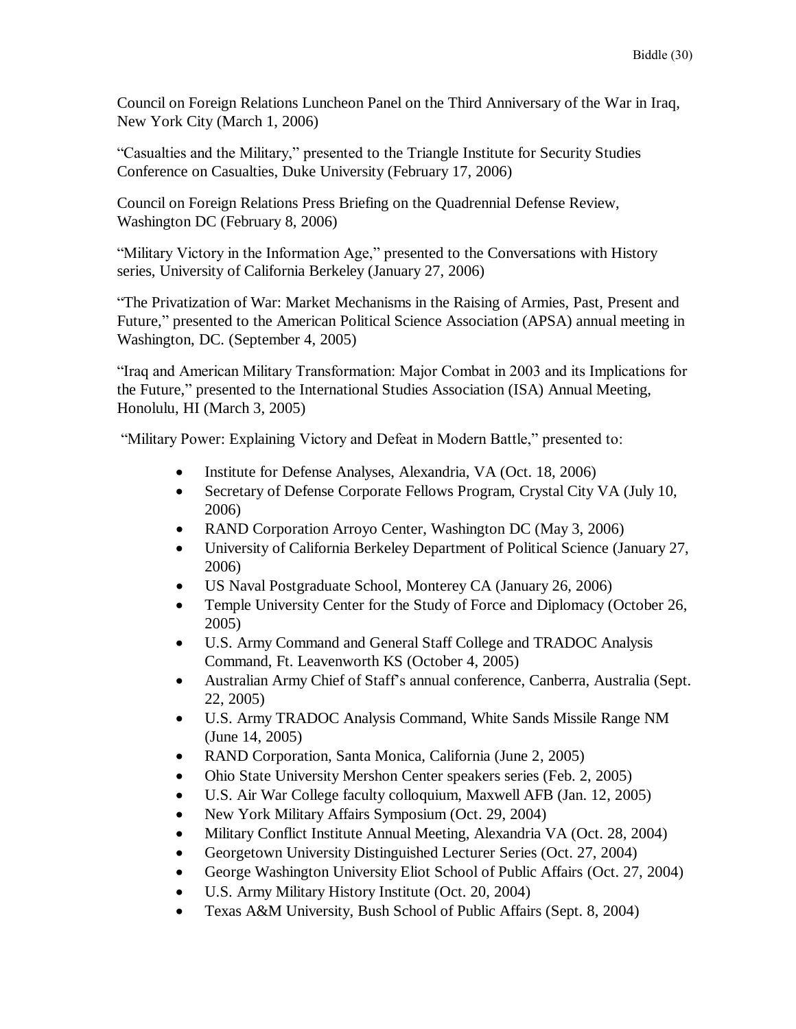Council on Foreign Relations Luncheon Panel on the Third Anniversary of the War in Iraq, New York City (March 1, 2006)

"Casualties and the Military," presented to the Triangle Institute for Security Studies Conference on Casualties, Duke University (February 17, 2006)

Council on Foreign Relations Press Briefing on the Quadrennial Defense Review, Washington DC (February 8, 2006)

"Military Victory in the Information Age," presented to the Conversations with History series, University of California Berkeley (January 27, 2006)

"The Privatization of War: Market Mechanisms in the Raising of Armies, Past, Present and Future," presented to the American Political Science Association (APSA) annual meeting in Washington, DC. (September 4, 2005)

"Iraq and American Military Transformation: Major Combat in 2003 and its Implications for the Future," presented to the International Studies Association (ISA) Annual Meeting, Honolulu, HI (March 3, 2005)

"Military Power: Explaining Victory and Defeat in Modern Battle," presented to:

- Institute for Defense Analyses, Alexandria, VA (Oct. 18, 2006)
- Secretary of Defense Corporate Fellows Program, Crystal City VA (July 10, 2006)
- RAND Corporation Arroyo Center, Washington DC (May 3, 2006)
- University of California Berkeley Department of Political Science (January 27, 2006)
- US Naval Postgraduate School, Monterey CA (January 26, 2006)
- Temple University Center for the Study of Force and Diplomacy (October 26, 2005)
- U.S. Army Command and General Staff College and TRADOC Analysis Command, Ft. Leavenworth KS (October 4, 2005)
- Australian Army Chief of Staff's annual conference, Canberra, Australia (Sept. 22, 2005)
- U.S. Army TRADOC Analysis Command, White Sands Missile Range NM (June 14, 2005)
- RAND Corporation, Santa Monica, California (June 2, 2005)
- Ohio State University Mershon Center speakers series (Feb. 2, 2005)
- U.S. Air War College faculty colloquium, Maxwell AFB (Jan. 12, 2005)
- New York Military Affairs Symposium (Oct. 29, 2004)
- Military Conflict Institute Annual Meeting, Alexandria VA (Oct. 28, 2004)
- Georgetown University Distinguished Lecturer Series (Oct. 27, 2004)
- George Washington University Eliot School of Public Affairs (Oct. 27, 2004)
- U.S. Army Military History Institute (Oct. 20, 2004)
- Texas A&M University, Bush School of Public Affairs (Sept. 8, 2004)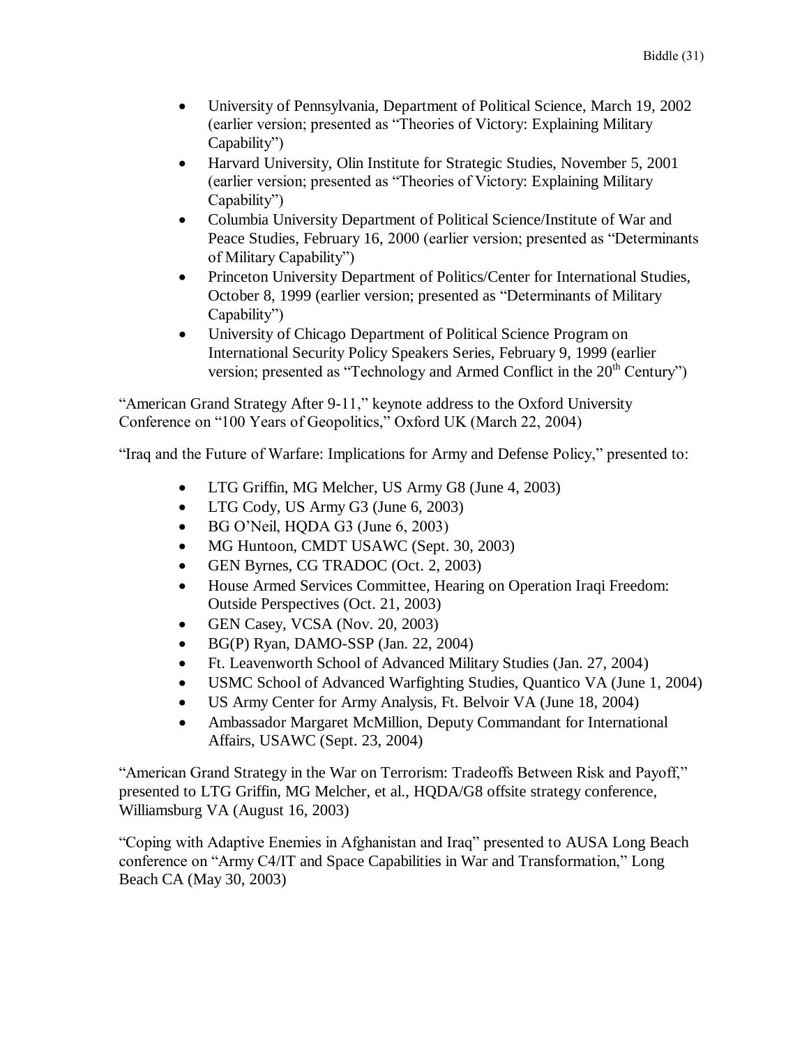- University of Pennsylvania, Department of Political Science, March 19, 2002 (earlier version; presented as "Theories of Victory: Explaining Military Capability")
- Harvard University, Olin Institute for Strategic Studies, November 5, 2001 (earlier version; presented as "Theories of Victory: Explaining Military Capability")
- Columbia University Department of Political Science/Institute of War and Peace Studies, February 16, 2000 (earlier version; presented as "Determinants of Military Capability")
- Princeton University Department of Politics/Center for International Studies, October 8, 1999 (earlier version; presented as "Determinants of Military Capability")
- University of Chicago Department of Political Science Program on International Security Policy Speakers Series, February 9, 1999 (earlier version; presented as "Technology and Armed Conflict in the 20th Century")

"American Grand Strategy After 9-11," keynote address to the Oxford University Conference on "100 Years of Geopolitics," Oxford UK (March 22, 2004)

"Iraq and the Future of Warfare: Implications for Army and Defense Policy," presented to:

- LTG Griffin, MG Melcher, US Army G8 (June 4, 2003)
- LTG Cody, US Army G3 (June 6, 2003)
- BG O'Neil, HQDA G3 (June 6, 2003)
- MG Huntoon, CMDT USAWC (Sept. 30, 2003)
- GEN Byrnes, CG TRADOC (Oct. 2, 2003)
- House Armed Services Committee, Hearing on Operation Iraqi Freedom: Outside Perspectives (Oct. 21, 2003)
- GEN Casey, VCSA (Nov. 20, 2003)
- BG(P) Ryan, DAMO-SSP (Jan. 22, 2004)
- Ft. Leavenworth School of Advanced Military Studies (Jan. 27, 2004)
- USMC School of Advanced Warfighting Studies, Quantico VA (June 1, 2004)
- US Army Center for Army Analysis, Ft. Belvoir VA (June 18, 2004)
- Ambassador Margaret McMillion, Deputy Commandant for International Affairs, USAWC (Sept. 23, 2004)

"American Grand Strategy in the War on Terrorism: Tradeoffs Between Risk and Payoff," presented to LTG Griffin, MG Melcher, et al., HQDA/G8 offsite strategy conference, Williamsburg VA (August 16, 2003)

"Coping with Adaptive Enemies in Afghanistan and Iraq" presented to AUSA Long Beach conference on "Army C4/IT and Space Capabilities in War and Transformation," Long Beach CA (May 30, 2003)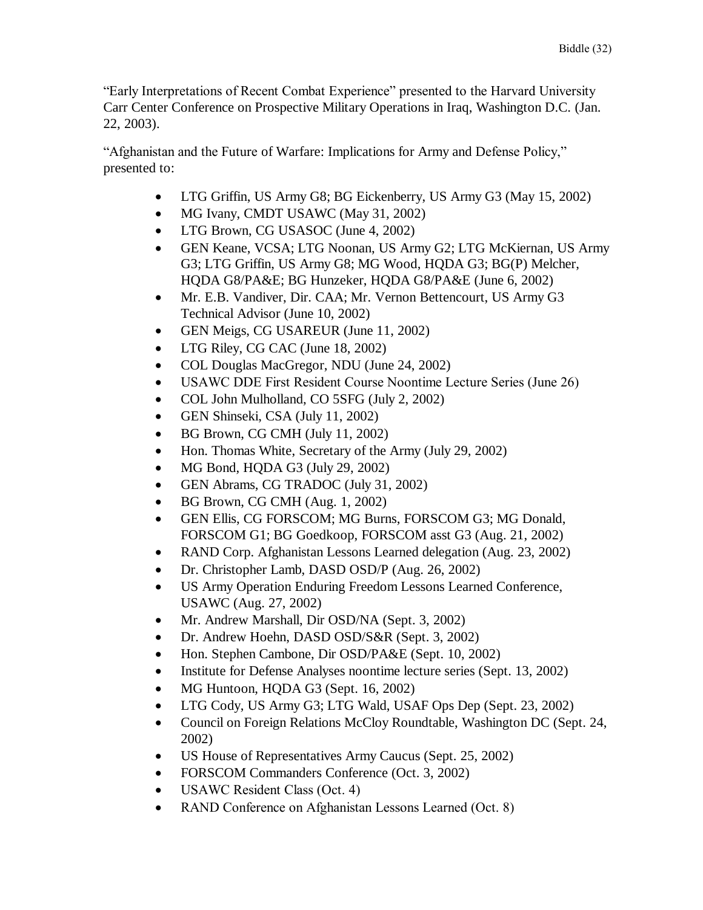"Early Interpretations of Recent Combat Experience" presented to the Harvard University Carr Center Conference on Prospective Military Operations in Iraq, Washington D.C. (Jan. 22, 2003).

"Afghanistan and the Future of Warfare: Implications for Army and Defense Policy," presented to:

- LTG Griffin, US Army G8; BG Eickenberry, US Army G3 (May 15, 2002)
- MG Ivany, CMDT USAWC (May 31, 2002)
- LTG Brown, CG USASOC (June 4, 2002)
- GEN Keane, VCSA; LTG Noonan, US Army G2; LTG McKiernan, US Army G3; LTG Griffin, US Army G8; MG Wood, HQDA G3; BG(P) Melcher, HQDA G8/PA&E; BG Hunzeker, HQDA G8/PA&E (June 6, 2002)
- Mr. E.B. Vandiver, Dir. CAA; Mr. Vernon Bettencourt, US Army G3 Technical Advisor (June 10, 2002)
- GEN Meigs, CG USAREUR (June 11, 2002)
- LTG Riley, CG CAC (June 18, 2002)
- COL Douglas MacGregor, NDU (June 24, 2002)
- USAWC DDE First Resident Course Noontime Lecture Series (June 26)
- COL John Mulholland, CO 5SFG (July 2, 2002)
- GEN Shinseki, CSA (July 11, 2002)
- BG Brown, CG CMH (July 11, 2002)
- Hon. Thomas White, Secretary of the Army (July 29, 2002)
- MG Bond, HQDA G3 (July 29, 2002)
- GEN Abrams, CG TRADOC (July 31, 2002)
- BG Brown, CG CMH (Aug. 1, 2002)
- GEN Ellis, CG FORSCOM; MG Burns, FORSCOM G3; MG Donald, FORSCOM G1; BG Goedkoop, FORSCOM asst G3 (Aug. 21, 2002)
- RAND Corp. Afghanistan Lessons Learned delegation (Aug. 23, 2002)
- Dr. Christopher Lamb, DASD OSD/P (Aug. 26, 2002)
- US Army Operation Enduring Freedom Lessons Learned Conference, USAWC (Aug. 27, 2002)
- Mr. Andrew Marshall, Dir OSD/NA (Sept. 3, 2002)
- Dr. Andrew Hoehn, DASD OSD/S&R (Sept. 3, 2002)
- Hon. Stephen Cambone, Dir OSD/PA&E (Sept. 10, 2002)
- Institute for Defense Analyses noontime lecture series (Sept. 13, 2002)
- MG Huntoon, HQDA G3 (Sept. 16, 2002)
- LTG Cody, US Army G3; LTG Wald, USAF Ops Dep (Sept. 23, 2002)
- Council on Foreign Relations McCloy Roundtable, Washington DC (Sept. 24, 2002)
- US House of Representatives Army Caucus (Sept. 25, 2002)
- FORSCOM Commanders Conference (Oct. 3, 2002)
- USAWC Resident Class (Oct. 4)
- RAND Conference on Afghanistan Lessons Learned (Oct. 8)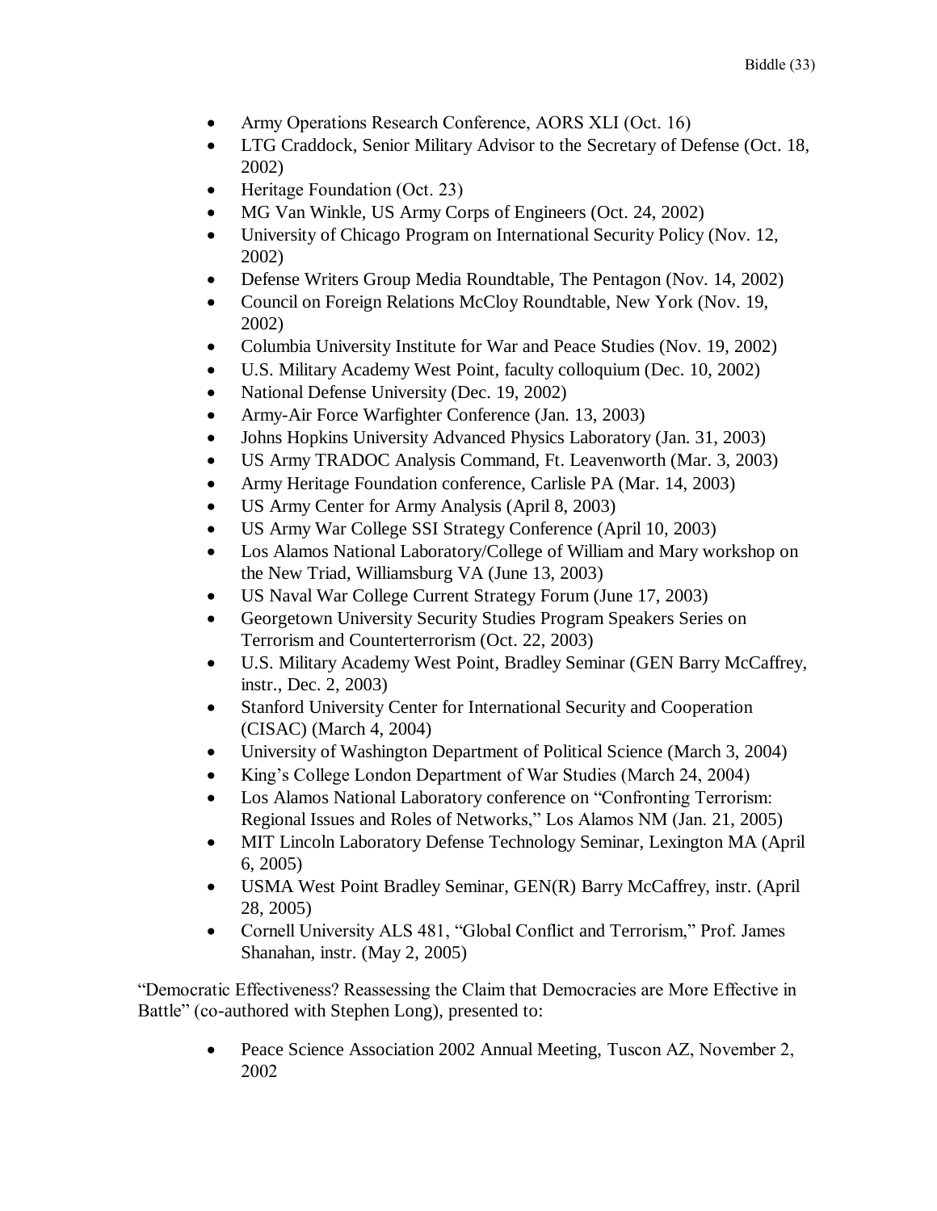- Army Operations Research Conference, AORS XLI (Oct. 16)
- LTG Craddock, Senior Military Advisor to the Secretary of Defense (Oct. 18, 2002)
- Heritage Foundation (Oct. 23)
- MG Van Winkle, US Army Corps of Engineers (Oct. 24, 2002)
- University of Chicago Program on International Security Policy (Nov. 12, 2002)
- Defense Writers Group Media Roundtable, The Pentagon (Nov. 14, 2002)
- Council on Foreign Relations McCloy Roundtable, New York (Nov. 19, 2002)
- Columbia University Institute for War and Peace Studies (Nov. 19, 2002)
- U.S. Military Academy West Point, faculty colloquium (Dec. 10, 2002)
- National Defense University (Dec. 19, 2002)
- Army-Air Force Warfighter Conference (Jan. 13, 2003)
- Johns Hopkins University Advanced Physics Laboratory (Jan. 31, 2003)
- US Army TRADOC Analysis Command, Ft. Leavenworth (Mar. 3, 2003)
- Army Heritage Foundation conference, Carlisle PA (Mar. 14, 2003)
- US Army Center for Army Analysis (April 8, 2003)
- US Army War College SSI Strategy Conference (April 10, 2003)
- Los Alamos National Laboratory/College of William and Mary workshop on the New Triad, Williamsburg VA (June 13, 2003)
- US Naval War College Current Strategy Forum (June 17, 2003)
- Georgetown University Security Studies Program Speakers Series on Terrorism and Counterterrorism (Oct. 22, 2003)
- U.S. Military Academy West Point, Bradley Seminar (GEN Barry McCaffrey, instr., Dec. 2, 2003)
- Stanford University Center for International Security and Cooperation (CISAC) (March 4, 2004)
- University of Washington Department of Political Science (March 3, 2004)
- King's College London Department of War Studies (March 24, 2004)
- Los Alamos National Laboratory conference on "Confronting Terrorism: Regional Issues and Roles of Networks," Los Alamos NM (Jan. 21, 2005)
- MIT Lincoln Laboratory Defense Technology Seminar, Lexington MA (April 6, 2005)
- USMA West Point Bradley Seminar, GEN(R) Barry McCaffrey, instr. (April 28, 2005)
- Cornell University ALS 481, "Global Conflict and Terrorism," Prof. James Shanahan, instr. (May 2, 2005)

"Democratic Effectiveness? Reassessing the Claim that Democracies are More Effective in Battle" (co-authored with Stephen Long), presented to:

- Peace Science Association 2002 Annual Meeting, Tuscon AZ, November 2, 2002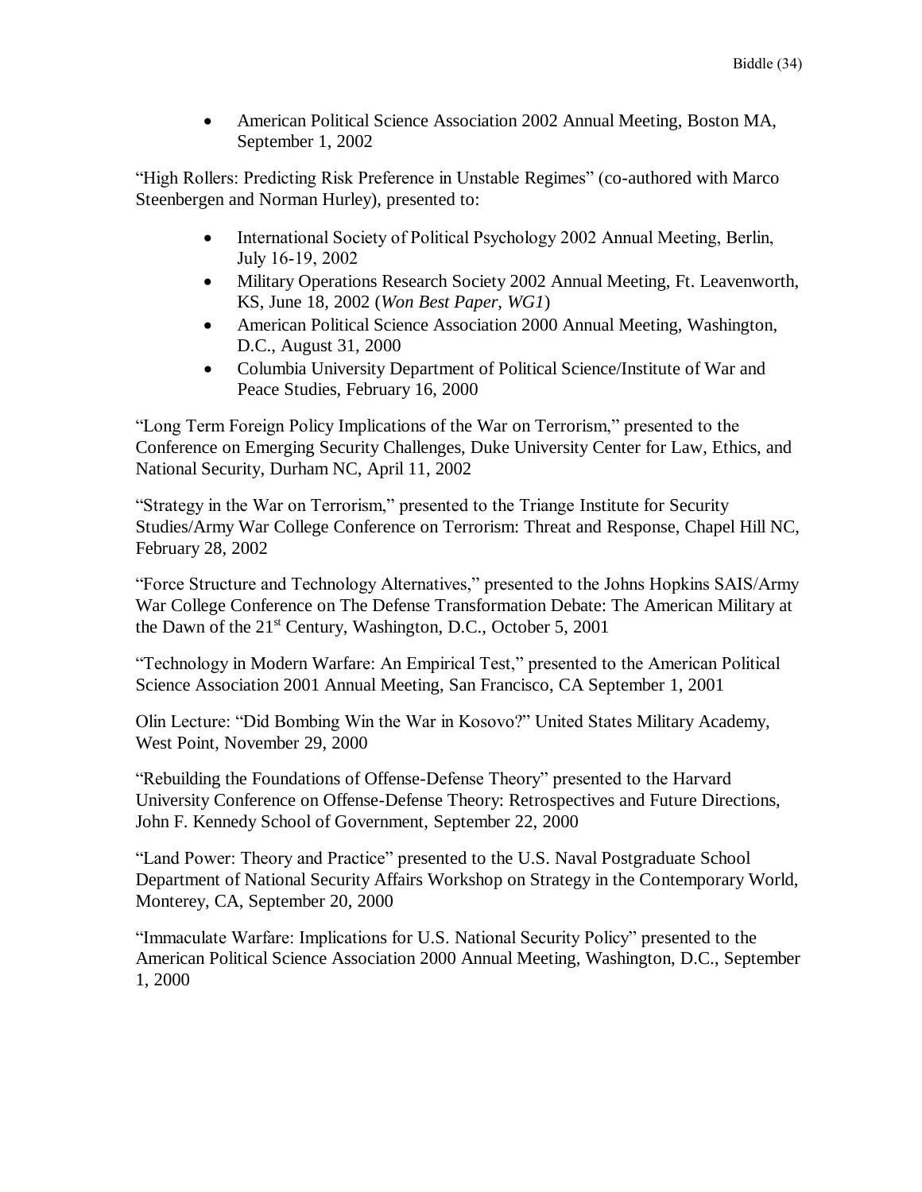- American Political Science Association 2002 Annual Meeting, Boston MA, September 1, 2002

"High Rollers: Predicting Risk Preference in Unstable Regimes" (co-authored with Marco Steenbergen and Norman Hurley), presented to:

- International Society of Political Psychology 2002 Annual Meeting, Berlin, July 16-19, 2002
- Military Operations Research Society 2002 Annual Meeting, Ft. Leavenworth, KS, June 18, 2002 (*Won Best Paper, WG1*)
- American Political Science Association 2000 Annual Meeting, Washington, D.C., August 31, 2000
- Columbia University Department of Political Science/Institute of War and Peace Studies, February 16, 2000

"Long Term Foreign Policy Implications of the War on Terrorism," presented to the Conference on Emerging Security Challenges, Duke University Center for Law, Ethics, and National Security, Durham NC, April 11, 2002

"Strategy in the War on Terrorism," presented to the Triange Institute for Security Studies/Army War College Conference on Terrorism: Threat and Response, Chapel Hill NC, February 28, 2002

"Force Structure and Technology Alternatives," presented to the Johns Hopkins SAIS/Army War College Conference on The Defense Transformation Debate: The American Military at the Dawn of the 21st Century, Washington, D.C., October 5, 2001

"Technology in Modern Warfare: An Empirical Test," presented to the American Political Science Association 2001 Annual Meeting, San Francisco, CA September 1, 2001

Olin Lecture: "Did Bombing Win the War in Kosovo?" United States Military Academy, West Point, November 29, 2000

"Rebuilding the Foundations of Offense-Defense Theory" presented to the Harvard University Conference on Offense-Defense Theory: Retrospectives and Future Directions, John F. Kennedy School of Government, September 22, 2000

"Land Power: Theory and Practice" presented to the U.S. Naval Postgraduate School Department of National Security Affairs Workshop on Strategy in the Contemporary World, Monterey, CA, September 20, 2000

"Immaculate Warfare: Implications for U.S. National Security Policy" presented to the American Political Science Association 2000 Annual Meeting, Washington, D.C., September 1, 2000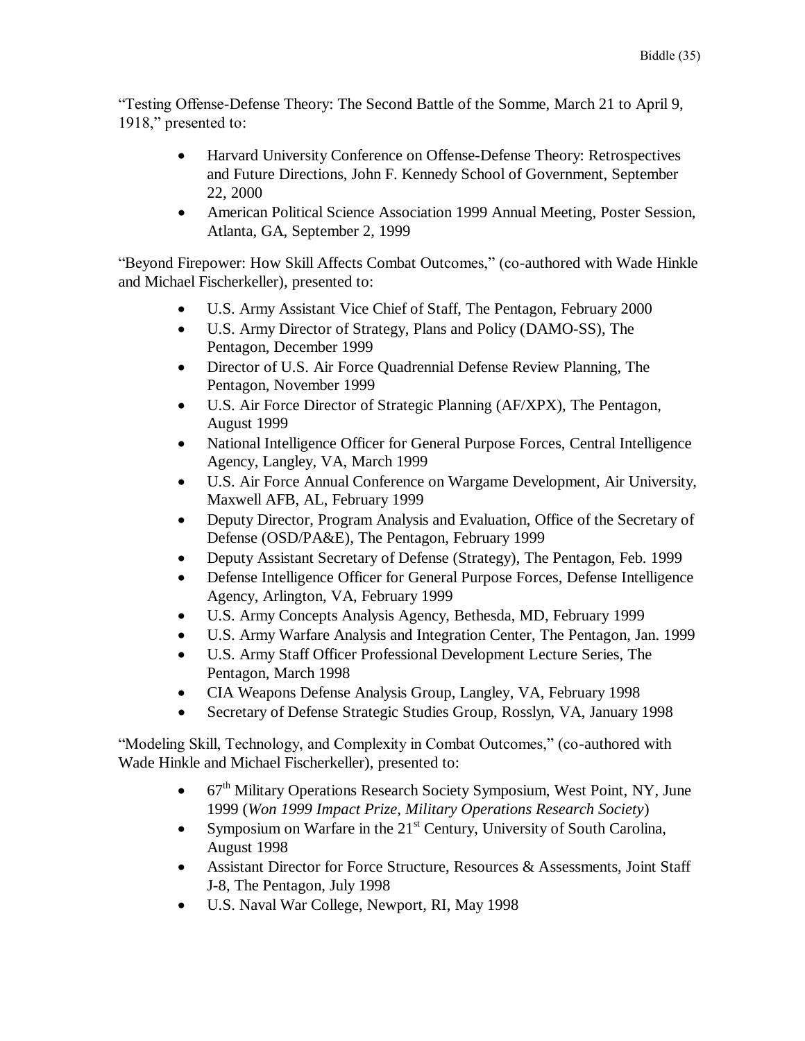"Testing Offense-Defense Theory: The Second Battle of the Somme, March 21 to April 9, 1918," presented to:

- Harvard University Conference on Offense-Defense Theory: Retrospectives and Future Directions, John F. Kennedy School of Government, September 22, 2000
- American Political Science Association 1999 Annual Meeting, Poster Session, Atlanta, GA, September 2, 1999

"Beyond Firepower: How Skill Affects Combat Outcomes," (co-authored with Wade Hinkle and Michael Fischerkeller), presented to:

- U.S. Army Assistant Vice Chief of Staff, The Pentagon, February 2000
- U.S. Army Director of Strategy, Plans and Policy (DAMO-SS), The Pentagon, December 1999
- Director of U.S. Air Force Quadrennial Defense Review Planning, The Pentagon, November 1999
- U.S. Air Force Director of Strategic Planning (AF/XPX), The Pentagon, August 1999
- National Intelligence Officer for General Purpose Forces, Central Intelligence Agency, Langley, VA, March 1999
- U.S. Air Force Annual Conference on Wargame Development, Air University, Maxwell AFB, AL, February 1999
- Deputy Director, Program Analysis and Evaluation, Office of the Secretary of Defense (OSD/PA&E), The Pentagon, February 1999
- Deputy Assistant Secretary of Defense (Strategy), The Pentagon, Feb. 1999
- Defense Intelligence Officer for General Purpose Forces, Defense Intelligence Agency, Arlington, VA, February 1999
- U.S. Army Concepts Analysis Agency, Bethesda, MD, February 1999
- U.S. Army Warfare Analysis and Integration Center, The Pentagon, Jan. 1999
- U.S. Army Staff Officer Professional Development Lecture Series, The Pentagon, March 1998
- CIA Weapons Defense Analysis Group, Langley, VA, February 1998
- Secretary of Defense Strategic Studies Group, Rosslyn, VA, January 1998

"Modeling Skill, Technology, and Complexity in Combat Outcomes," (co-authored with Wade Hinkle and Michael Fischerkeller), presented to:

- 67th Military Operations Research Society Symposium, West Point, NY, June 1999 (*Won 1999 Impact Prize, Military Operations Research Society*)
- Symposium on Warfare in the 21st Century, University of South Carolina, August 1998
- Assistant Director for Force Structure, Resources & Assessments, Joint Staff J-8, The Pentagon, July 1998
- U.S. Naval War College, Newport, RI, May 1998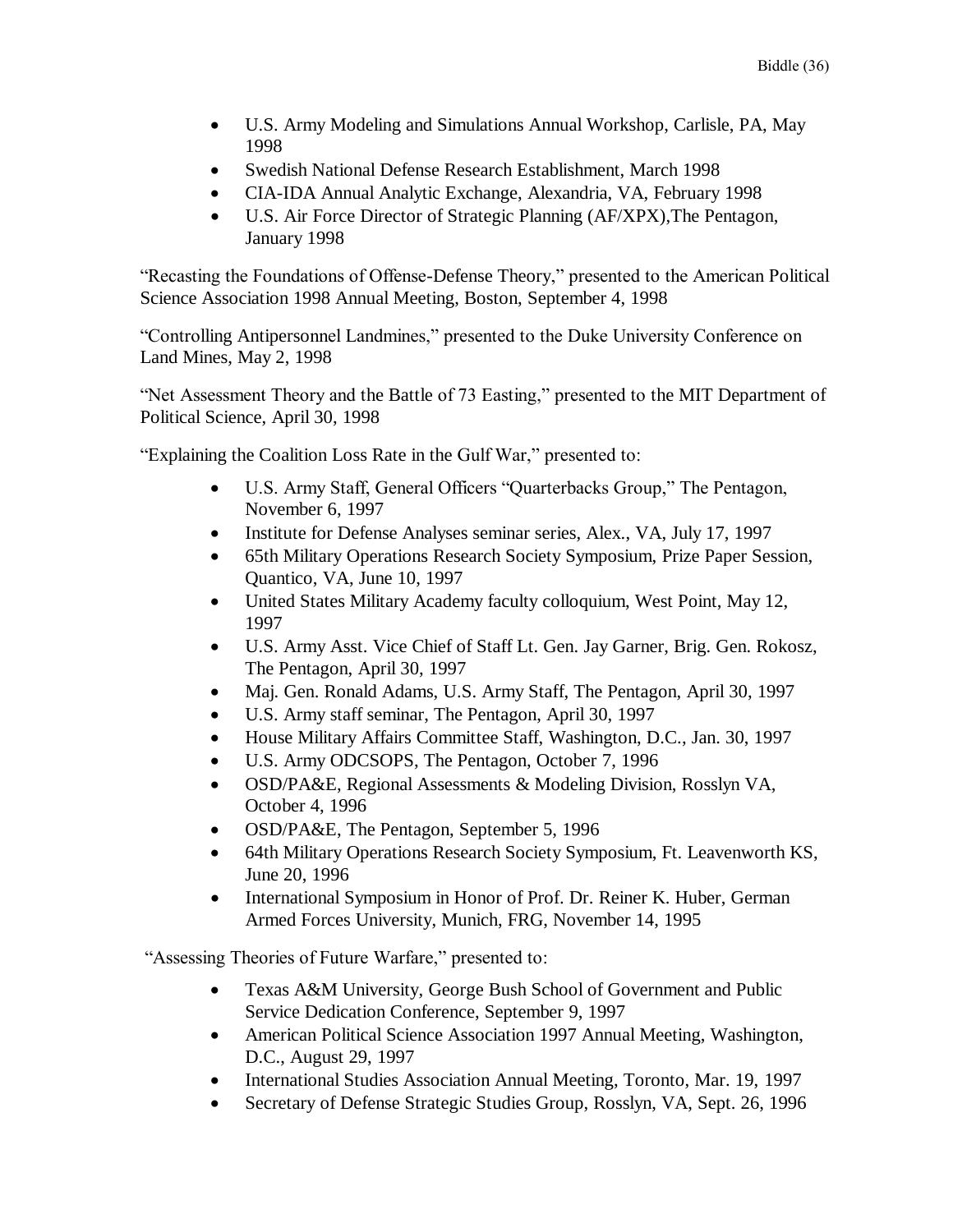- U.S. Army Modeling and Simulations Annual Workshop, Carlisle, PA, May 1998
- Swedish National Defense Research Establishment, March 1998
- CIA-IDA Annual Analytic Exchange, Alexandria, VA, February 1998
- U.S. Air Force Director of Strategic Planning (AF/XPX),The Pentagon, January 1998

"Recasting the Foundations of Offense-Defense Theory," presented to the American Political Science Association 1998 Annual Meeting, Boston, September 4, 1998

"Controlling Antipersonnel Landmines," presented to the Duke University Conference on Land Mines, May 2, 1998

"Net Assessment Theory and the Battle of 73 Easting," presented to the MIT Department of Political Science, April 30, 1998

"Explaining the Coalition Loss Rate in the Gulf War," presented to:

- U.S. Army Staff, General Officers "Quarterbacks Group," The Pentagon, November 6, 1997
- Institute for Defense Analyses seminar series, Alex., VA, July 17, 1997
- 65th Military Operations Research Society Symposium, Prize Paper Session, Quantico, VA, June 10, 1997
- United States Military Academy faculty colloquium, West Point, May 12, 1997
- U.S. Army Asst. Vice Chief of Staff Lt. Gen. Jay Garner, Brig. Gen. Rokosz, The Pentagon, April 30, 1997
- Maj. Gen. Ronald Adams, U.S. Army Staff, The Pentagon, April 30, 1997
- U.S. Army staff seminar, The Pentagon, April 30, 1997
- House Military Affairs Committee Staff, Washington, D.C., Jan. 30, 1997
- U.S. Army ODCSOPS, The Pentagon, October 7, 1996
- OSD/PA&E, Regional Assessments & Modeling Division, Rosslyn VA, October 4, 1996
- OSD/PA&E, The Pentagon, September 5, 1996
- 64th Military Operations Research Society Symposium, Ft. Leavenworth KS, June 20, 1996
- International Symposium in Honor of Prof. Dr. Reiner K. Huber, German Armed Forces University, Munich, FRG, November 14, 1995

"Assessing Theories of Future Warfare," presented to:

- Texas A&M University, George Bush School of Government and Public Service Dedication Conference, September 9, 1997
- American Political Science Association 1997 Annual Meeting, Washington, D.C., August 29, 1997
- International Studies Association Annual Meeting, Toronto, Mar. 19, 1997
- Secretary of Defense Strategic Studies Group, Rosslyn, VA, Sept. 26, 1996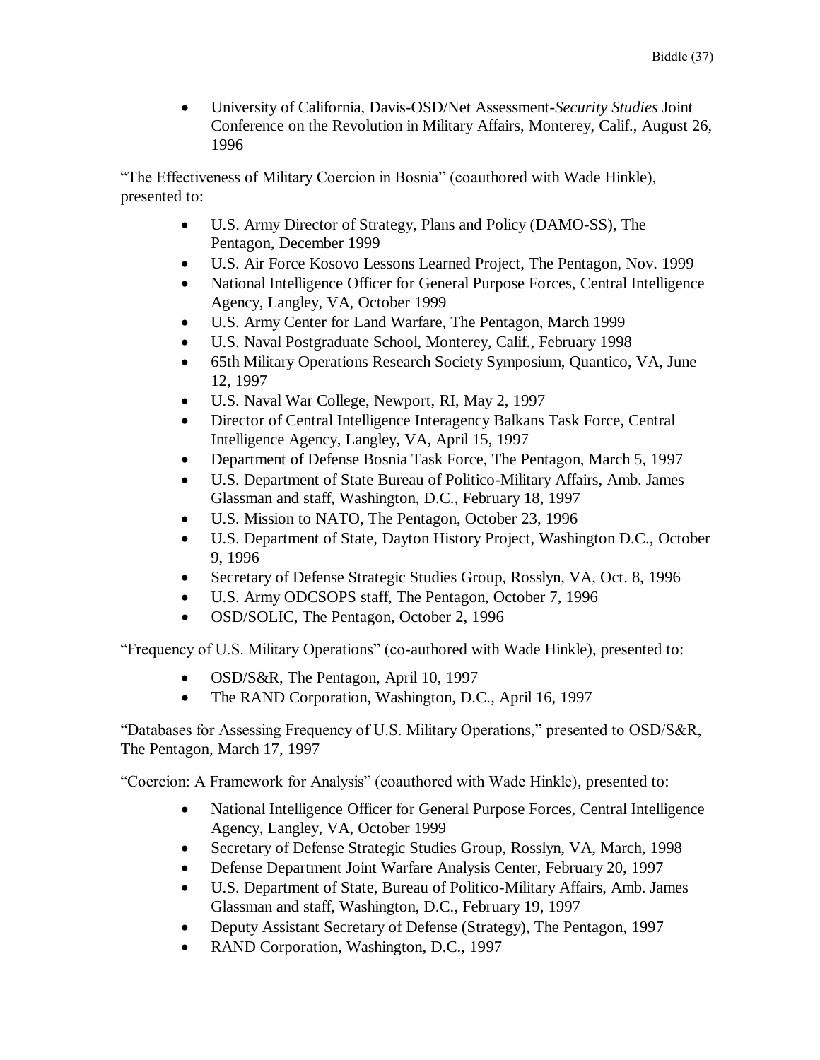- University of California, Davis-OSD/Net Assessment-*Security Studies* Joint Conference on the Revolution in Military Affairs, Monterey, Calif., August 26, 1996

"The Effectiveness of Military Coercion in Bosnia" (coauthored with Wade Hinkle), presented to:

- U.S. Army Director of Strategy, Plans and Policy (DAMO-SS), The Pentagon, December 1999
- U.S. Air Force Kosovo Lessons Learned Project, The Pentagon, Nov. 1999
- National Intelligence Officer for General Purpose Forces, Central Intelligence Agency, Langley, VA, October 1999
- U.S. Army Center for Land Warfare, The Pentagon, March 1999
- U.S. Naval Postgraduate School, Monterey, Calif., February 1998
- 65th Military Operations Research Society Symposium, Quantico, VA, June 12, 1997
- U.S. Naval War College, Newport, RI, May 2, 1997
- Director of Central Intelligence Interagency Balkans Task Force, Central Intelligence Agency, Langley, VA, April 15, 1997
- Department of Defense Bosnia Task Force, The Pentagon, March 5, 1997
- U.S. Department of State Bureau of Politico-Military Affairs, Amb. James Glassman and staff, Washington, D.C., February 18, 1997
- U.S. Mission to NATO, The Pentagon, October 23, 1996
- U.S. Department of State, Dayton History Project, Washington D.C., October 9, 1996
- Secretary of Defense Strategic Studies Group, Rosslyn, VA, Oct. 8, 1996
- U.S. Army ODCSOPS staff, The Pentagon, October 7, 1996
- OSD/SOLIC, The Pentagon, October 2, 1996

"Frequency of U.S. Military Operations" (co-authored with Wade Hinkle), presented to:

- OSD/S&R, The Pentagon, April 10, 1997
- The RAND Corporation, Washington, D.C., April 16, 1997

"Databases for Assessing Frequency of U.S. Military Operations," presented to OSD/S&R, The Pentagon, March 17, 1997

"Coercion: A Framework for Analysis" (coauthored with Wade Hinkle), presented to:

- National Intelligence Officer for General Purpose Forces, Central Intelligence Agency, Langley, VA, October 1999
- Secretary of Defense Strategic Studies Group, Rosslyn, VA, March, 1998
- Defense Department Joint Warfare Analysis Center, February 20, 1997
- U.S. Department of State, Bureau of Politico-Military Affairs, Amb. James Glassman and staff, Washington, D.C., February 19, 1997
- Deputy Assistant Secretary of Defense (Strategy), The Pentagon, 1997
- RAND Corporation, Washington, D.C., 1997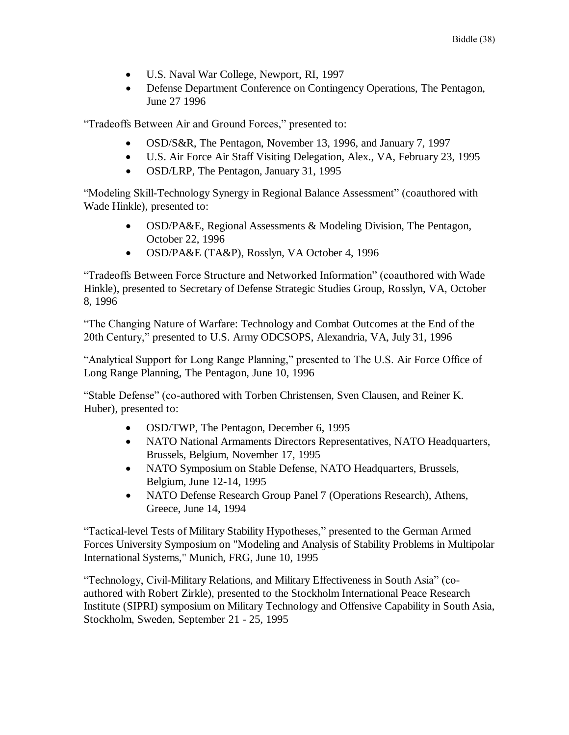- U.S. Naval War College, Newport, RI, 1997
- Defense Department Conference on Contingency Operations, The Pentagon, June 27 1996

"Tradeoffs Between Air and Ground Forces," presented to:

- OSD/S&R, The Pentagon, November 13, 1996, and January 7, 1997
- U.S. Air Force Air Staff Visiting Delegation, Alex., VA, February 23, 1995
- OSD/LRP, The Pentagon, January 31, 1995

"Modeling Skill-Technology Synergy in Regional Balance Assessment" (coauthored with Wade Hinkle), presented to:

- OSD/PA&E, Regional Assessments & Modeling Division, The Pentagon, October 22, 1996
- OSD/PA&E (TA&P), Rosslyn, VA October 4, 1996

"Tradeoffs Between Force Structure and Networked Information" (coauthored with Wade Hinkle), presented to Secretary of Defense Strategic Studies Group, Rosslyn, VA, October 8, 1996

"The Changing Nature of Warfare: Technology and Combat Outcomes at the End of the 20th Century," presented to U.S. Army ODCSOPS, Alexandria, VA, July 31, 1996

"Analytical Support for Long Range Planning," presented to The U.S. Air Force Office of Long Range Planning, The Pentagon, June 10, 1996

"Stable Defense" (co-authored with Torben Christensen, Sven Clausen, and Reiner K. Huber), presented to:

- OSD/TWP, The Pentagon, December 6, 1995
- NATO National Armaments Directors Representatives, NATO Headquarters, Brussels, Belgium, November 17, 1995
- NATO Symposium on Stable Defense, NATO Headquarters, Brussels, Belgium, June 12-14, 1995
- NATO Defense Research Group Panel 7 (Operations Research), Athens, Greece, June 14, 1994

"Tactical-level Tests of Military Stability Hypotheses," presented to the German Armed Forces University Symposium on "Modeling and Analysis of Stability Problems in Multipolar International Systems," Munich, FRG, June 10, 1995

"Technology, Civil-Military Relations, and Military Effectiveness in South Asia" (co-authored with Robert Zirkle), presented to the Stockholm International Peace Research Institute (SIPRI) symposium on Military Technology and Offensive Capability in South Asia, Stockholm, Sweden, September 21 - 25, 1995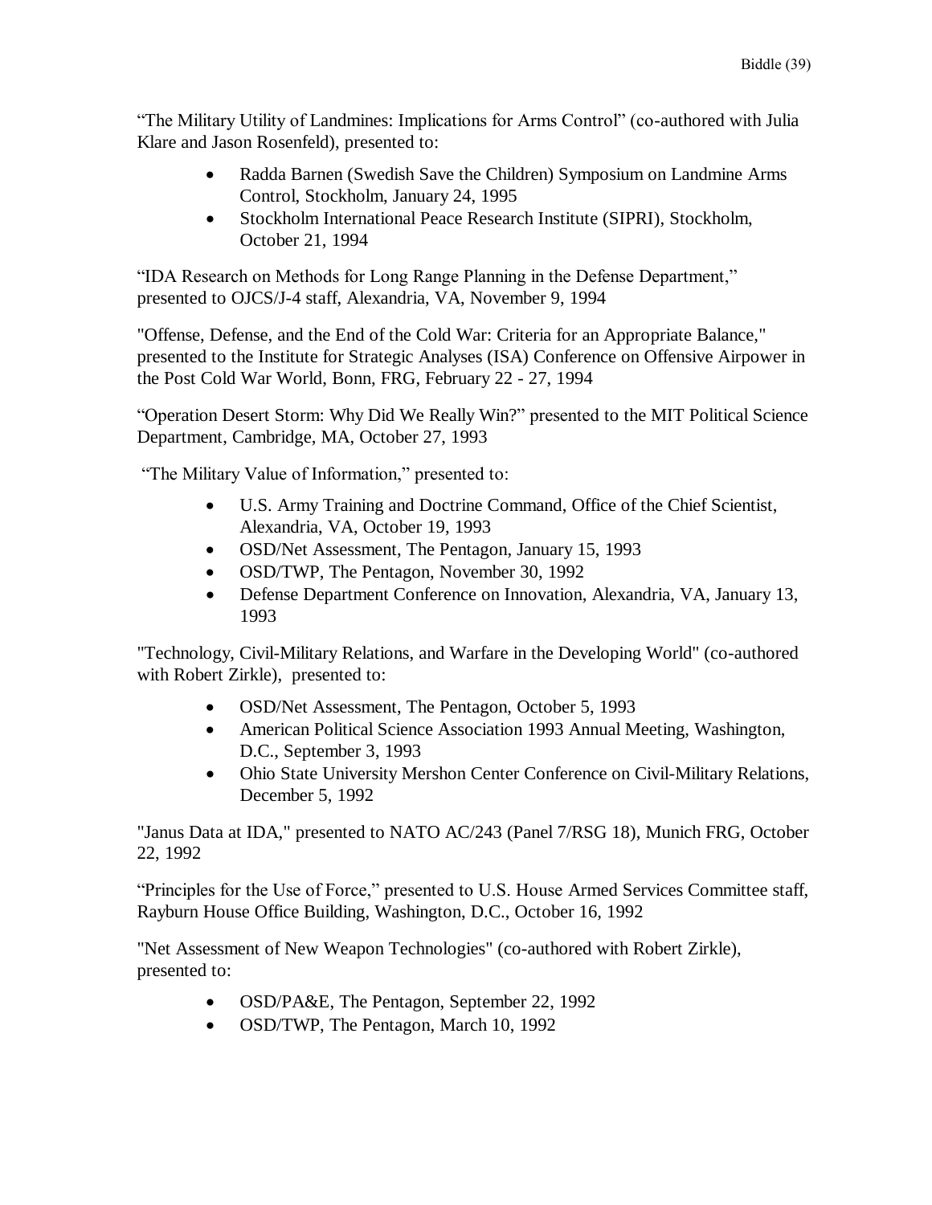"The Military Utility of Landmines: Implications for Arms Control" (co-authored with Julia Klare and Jason Rosenfeld), presented to:

- Radda Barnen (Swedish Save the Children) Symposium on Landmine Arms Control, Stockholm, January 24, 1995
- Stockholm International Peace Research Institute (SIPRI), Stockholm, October 21, 1994

"IDA Research on Methods for Long Range Planning in the Defense Department," presented to OJCS/J-4 staff, Alexandria, VA, November 9, 1994

"Offense, Defense, and the End of the Cold War: Criteria for an Appropriate Balance," presented to the Institute for Strategic Analyses (ISA) Conference on Offensive Airpower in the Post Cold War World, Bonn, FRG, February 22 - 27, 1994

"Operation Desert Storm: Why Did We Really Win?" presented to the MIT Political Science Department, Cambridge, MA, October 27, 1993

"The Military Value of Information," presented to:

- U.S. Army Training and Doctrine Command, Office of the Chief Scientist, Alexandria, VA, October 19, 1993
- OSD/Net Assessment, The Pentagon, January 15, 1993
- OSD/TWP, The Pentagon, November 30, 1992
- Defense Department Conference on Innovation, Alexandria, VA, January 13, 1993

"Technology, Civil-Military Relations, and Warfare in the Developing World" (co-authored with Robert Zirkle), presented to:

- OSD/Net Assessment, The Pentagon, October 5, 1993
- American Political Science Association 1993 Annual Meeting, Washington, D.C., September 3, 1993
- Ohio State University Mershon Center Conference on Civil-Military Relations, December 5, 1992

"Janus Data at IDA," presented to NATO AC/243 (Panel 7/RSG 18), Munich FRG, October 22, 1992

"Principles for the Use of Force," presented to U.S. House Armed Services Committee staff, Rayburn House Office Building, Washington, D.C., October 16, 1992

"Net Assessment of New Weapon Technologies" (co-authored with Robert Zirkle), presented to:

- OSD/PA&E, The Pentagon, September 22, 1992
- OSD/TWP, The Pentagon, March 10, 1992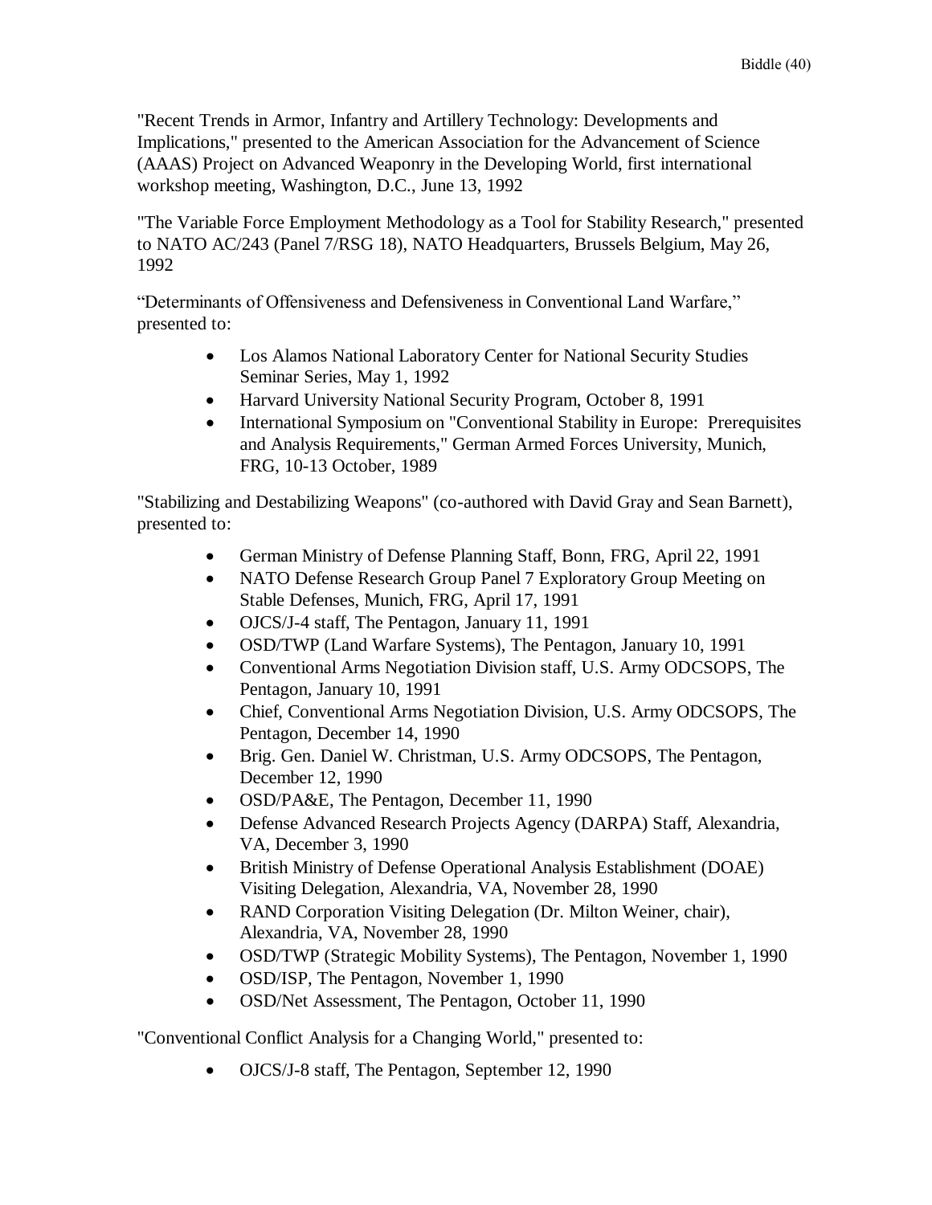"Recent Trends in Armor, Infantry and Artillery Technology: Developments and Implications," presented to the American Association for the Advancement of Science (AAAS) Project on Advanced Weaponry in the Developing World, first international workshop meeting, Washington, D.C., June 13, 1992

"The Variable Force Employment Methodology as a Tool for Stability Research," presented to NATO AC/243 (Panel 7/RSG 18), NATO Headquarters, Brussels Belgium, May 26, 1992

"Determinants of Offensiveness and Defensiveness in Conventional Land Warfare," presented to:

- Los Alamos National Laboratory Center for National Security Studies Seminar Series, May 1, 1992
- Harvard University National Security Program, October 8, 1991
- International Symposium on "Conventional Stability in Europe: Prerequisites and Analysis Requirements," German Armed Forces University, Munich, FRG, 10-13 October, 1989

"Stabilizing and Destabilizing Weapons" (co-authored with David Gray and Sean Barnett), presented to:

- German Ministry of Defense Planning Staff, Bonn, FRG, April 22, 1991
- NATO Defense Research Group Panel 7 Exploratory Group Meeting on Stable Defenses, Munich, FRG, April 17, 1991
- OJCS/J-4 staff, The Pentagon, January 11, 1991
- OSD/TWP (Land Warfare Systems), The Pentagon, January 10, 1991
- Conventional Arms Negotiation Division staff, U.S. Army ODCSOPS, The Pentagon, January 10, 1991
- Chief, Conventional Arms Negotiation Division, U.S. Army ODCSOPS, The Pentagon, December 14, 1990
- Brig. Gen. Daniel W. Christman, U.S. Army ODCSOPS, The Pentagon, December 12, 1990
- OSD/PA&E, The Pentagon, December 11, 1990
- Defense Advanced Research Projects Agency (DARPA) Staff, Alexandria, VA, December 3, 1990
- British Ministry of Defense Operational Analysis Establishment (DOAE) Visiting Delegation, Alexandria, VA, November 28, 1990
- RAND Corporation Visiting Delegation (Dr. Milton Weiner, chair), Alexandria, VA, November 28, 1990
- OSD/TWP (Strategic Mobility Systems), The Pentagon, November 1, 1990
- OSD/ISP, The Pentagon, November 1, 1990
- OSD/Net Assessment, The Pentagon, October 11, 1990

"Conventional Conflict Analysis for a Changing World," presented to:

- OJCS/J-8 staff, The Pentagon, September 12, 1990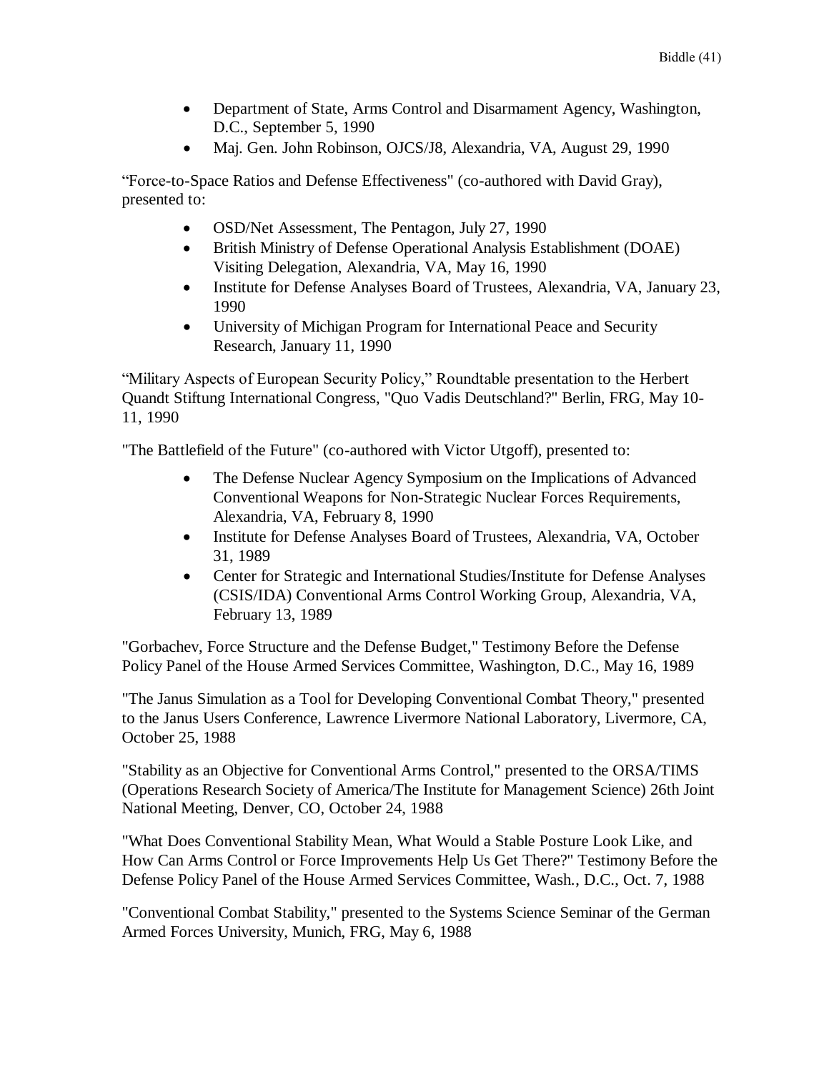- Department of State, Arms Control and Disarmament Agency, Washington, D.C., September 5, 1990
- Maj. Gen. John Robinson, OJCS/J8, Alexandria, VA, August 29, 1990

"Force-to-Space Ratios and Defense Effectiveness" (co-authored with David Gray), presented to:

- OSD/Net Assessment, The Pentagon, July 27, 1990
- British Ministry of Defense Operational Analysis Establishment (DOAE) Visiting Delegation, Alexandria, VA, May 16, 1990
- Institute for Defense Analyses Board of Trustees, Alexandria, VA, January 23, 1990
- University of Michigan Program for International Peace and Security Research, January 11, 1990

"Military Aspects of European Security Policy," Roundtable presentation to the Herbert Quandt Stiftung International Congress, "Quo Vadis Deutschland?" Berlin, FRG, May 10-11, 1990

"The Battlefield of the Future" (co-authored with Victor Utgoff), presented to:

- The Defense Nuclear Agency Symposium on the Implications of Advanced Conventional Weapons for Non-Strategic Nuclear Forces Requirements, Alexandria, VA, February 8, 1990
- Institute for Defense Analyses Board of Trustees, Alexandria, VA, October 31, 1989
- Center for Strategic and International Studies/Institute for Defense Analyses (CSIS/IDA) Conventional Arms Control Working Group, Alexandria, VA, February 13, 1989

"Gorbachev, Force Structure and the Defense Budget," Testimony Before the Defense Policy Panel of the House Armed Services Committee, Washington, D.C., May 16, 1989

"The Janus Simulation as a Tool for Developing Conventional Combat Theory," presented to the Janus Users Conference, Lawrence Livermore National Laboratory, Livermore, CA, October 25, 1988

"Stability as an Objective for Conventional Arms Control," presented to the ORSA/TIMS (Operations Research Society of America/The Institute for Management Science) 26th Joint National Meeting, Denver, CO, October 24, 1988

"What Does Conventional Stability Mean, What Would a Stable Posture Look Like, and How Can Arms Control or Force Improvements Help Us Get There?" Testimony Before the Defense Policy Panel of the House Armed Services Committee, Wash., D.C., Oct. 7, 1988

"Conventional Combat Stability," presented to the Systems Science Seminar of the German Armed Forces University, Munich, FRG, May 6, 1988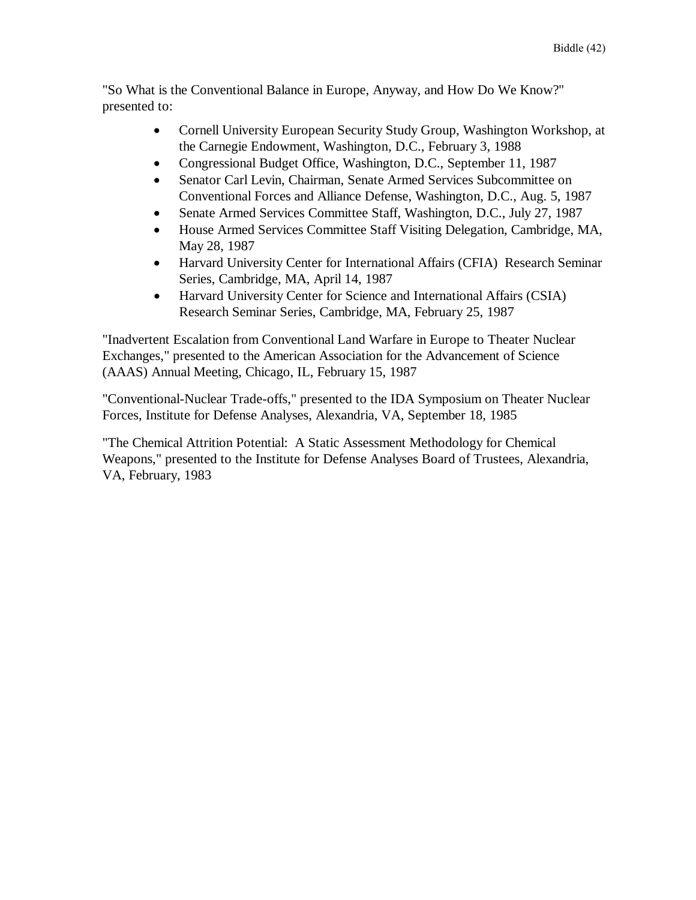"So What is the Conventional Balance in Europe, Anyway, and How Do We Know?" presented to:

- Cornell University European Security Study Group, Washington Workshop, at the Carnegie Endowment, Washington, D.C., February 3, 1988
- Congressional Budget Office, Washington, D.C., September 11, 1987
- Senator Carl Levin, Chairman, Senate Armed Services Subcommittee on Conventional Forces and Alliance Defense, Washington, D.C., Aug. 5, 1987
- Senate Armed Services Committee Staff, Washington, D.C., July 27, 1987
- House Armed Services Committee Staff Visiting Delegation, Cambridge, MA, May 28, 1987
- Harvard University Center for International Affairs (CFIA) Research Seminar Series, Cambridge, MA, April 14, 1987
- Harvard University Center for Science and International Affairs (CSIA) Research Seminar Series, Cambridge, MA, February 25, 1987

"Inadvertent Escalation from Conventional Land Warfare in Europe to Theater Nuclear Exchanges," presented to the American Association for the Advancement of Science (AAAS) Annual Meeting, Chicago, IL, February 15, 1987

"Conventional-Nuclear Trade-offs," presented to the IDA Symposium on Theater Nuclear Forces, Institute for Defense Analyses, Alexandria, VA, September 18, 1985

"The Chemical Attrition Potential: A Static Assessment Methodology for Chemical Weapons," presented to the Institute for Defense Analyses Board of Trustees, Alexandria, VA, February, 1983